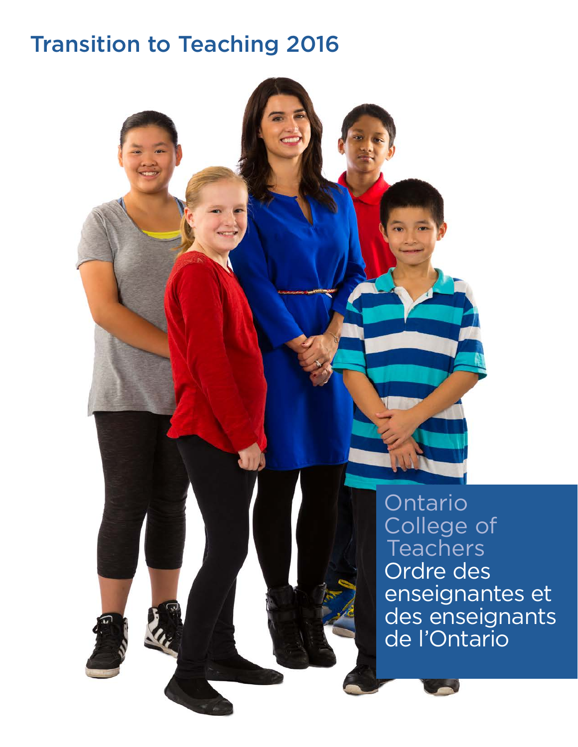# Transition to Teaching 2016

Ontario College of Teachers
Ordre des enseignantes et des enseignants de l'Ontario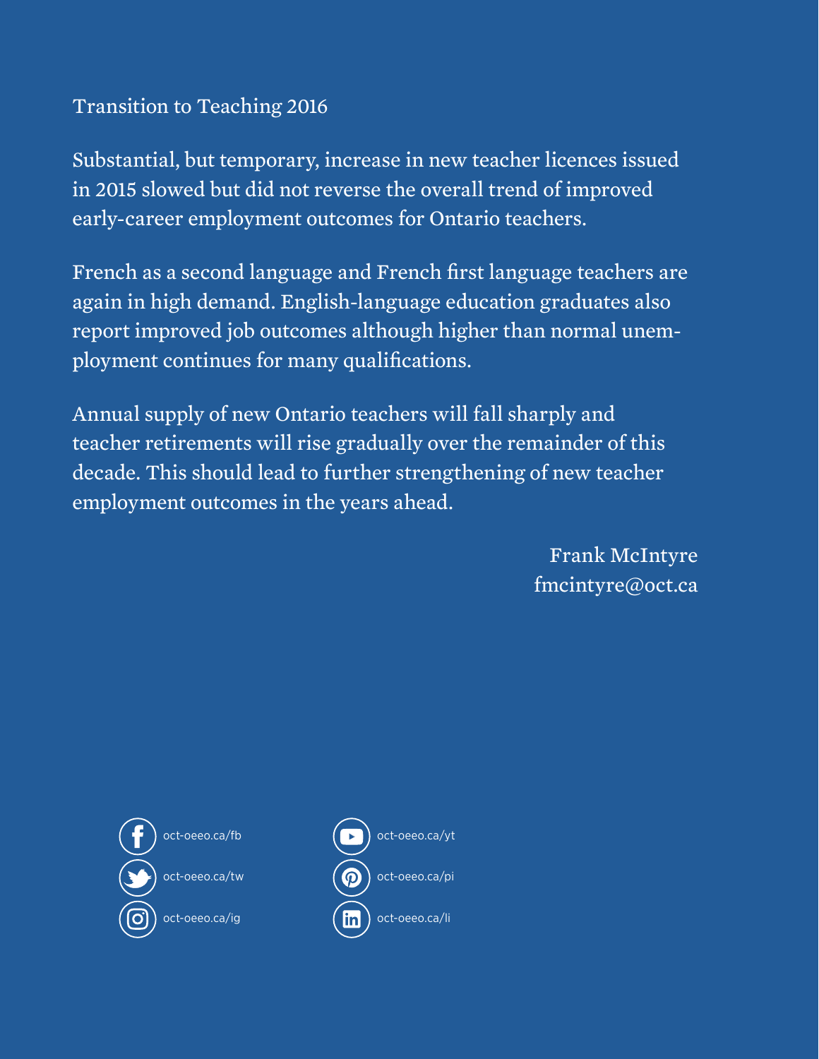Transition to Teaching 2016

Substantial, but temporary, increase in new teacher licences issued in 2015 slowed but did not reverse the overall trend of improved early-career employment outcomes for Ontario teachers.

French as a second language and French first language teachers are again in high demand. English-language education graduates also report improved job outcomes although higher than normal unemployment continues for many qualifications.

Annual supply of new Ontario teachers will fall sharply and teacher retirements will rise gradually over the remainder of this decade. This should lead to further strengthening of new teacher employment outcomes in the years ahead.

Frank McIntyre
fmcintyre@oct.ca

oct-oeeo.ca/fb
oct-oeeo.ca/tw
oct-oeeo.ca/ig
oct-oeeo.ca/yt
oct-oeeo.ca/pi
oct-oeeo.ca/li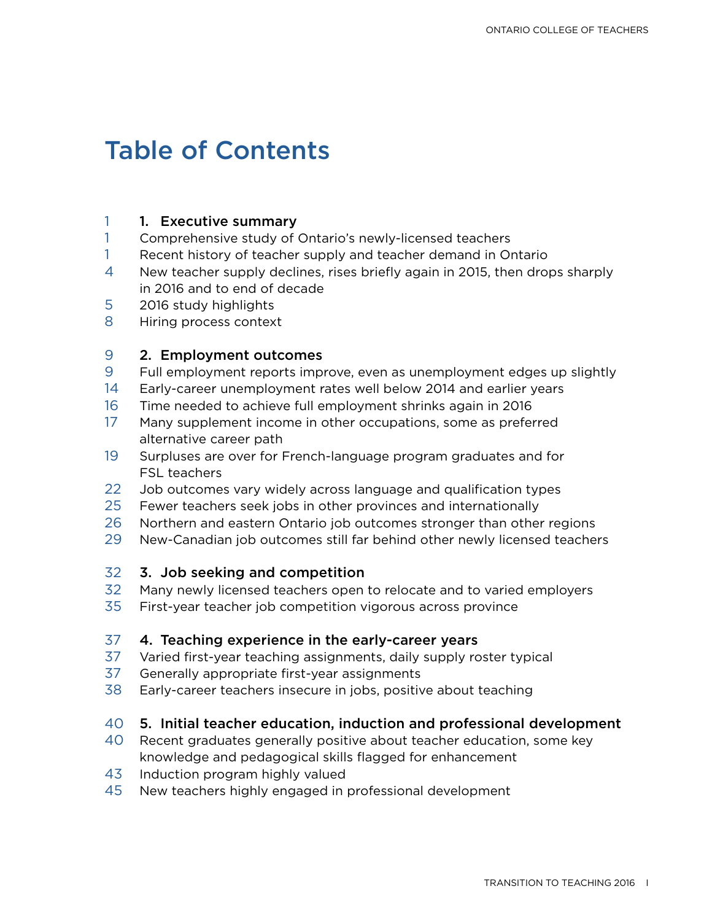# Table of Contents

| | |
|---|---|
| 1 | **1. Executive summary** |
| 1 | Comprehensive study of Ontario's newly-licensed teachers |
| 1 | Recent history of teacher supply and teacher demand in Ontario |
| 4 | New teacher supply declines, rises briefly again in 2015, then drops sharply in 2016 and to end of decade |
| 5 | 2016 study highlights |
| 8 | Hiring process context |
| 9 | **2. Employment outcomes** |
| 9 | Full employment reports improve, even as unemployment edges up slightly |
| 14 | Early-career unemployment rates well below 2014 and earlier years |
| 16 | Time needed to achieve full employment shrinks again in 2016 |
| 17 | Many supplement income in other occupations, some as preferred alternative career path |
| 19 | Surpluses are over for French-language program graduates and for FSL teachers |
| 22 | Job outcomes vary widely across language and qualification types |
| 25 | Fewer teachers seek jobs in other provinces and internationally |
| 26 | Northern and eastern Ontario job outcomes stronger than other regions |
| 29 | New-Canadian job outcomes still far behind other newly licensed teachers |
| 32 | **3. Job seeking and competition** |
| 32 | Many newly licensed teachers open to relocate and to varied employers |
| 35 | First-year teacher job competition vigorous across province |
| 37 | **4. Teaching experience in the early-career years** |
| 37 | Varied first-year teaching assignments, daily supply roster typical |
| 37 | Generally appropriate first-year assignments |
| 38 | Early-career teachers insecure in jobs, positive about teaching |
| 40 | **5. Initial teacher education, induction and professional development** |
| 40 | Recent graduates generally positive about teacher education, some key knowledge and pedagogical skills flagged for enhancement |
| 43 | Induction program highly valued |
| 45 | New teachers highly engaged in professional development |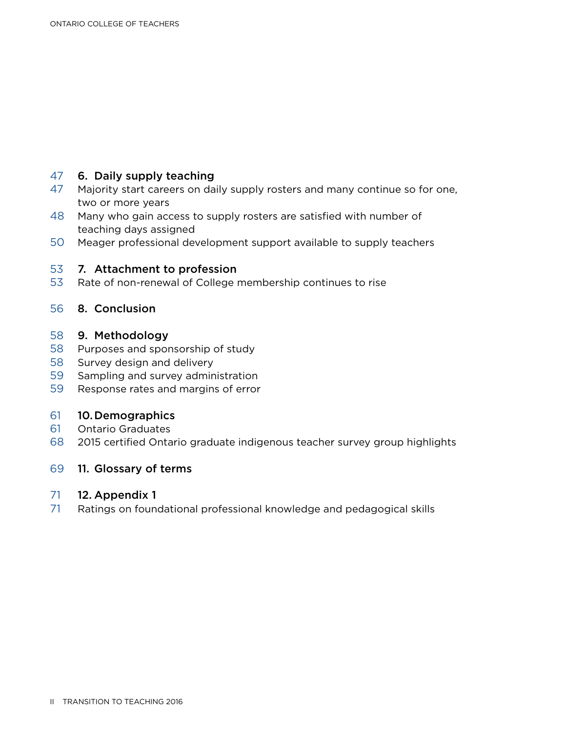47 **6. Daily supply teaching**
47 Majority start careers on daily supply rosters and many continue so for one, two or more years
48 Many who gain access to supply rosters are satisfied with number of teaching days assigned
50 Meager professional development support available to supply teachers

53 **7. Attachment to profession**
53 Rate of non-renewal of College membership continues to rise

56 **8. Conclusion**

58 **9. Methodology**
58 Purposes and sponsorship of study
58 Survey design and delivery
59 Sampling and survey administration
59 Response rates and margins of error

61 **10. Demographics**
61 Ontario Graduates
68 2015 certified Ontario graduate indigenous teacher survey group highlights

69 **11. Glossary of terms**

71 **12. Appendix 1**
71 Ratings on foundational professional knowledge and pedagogical skills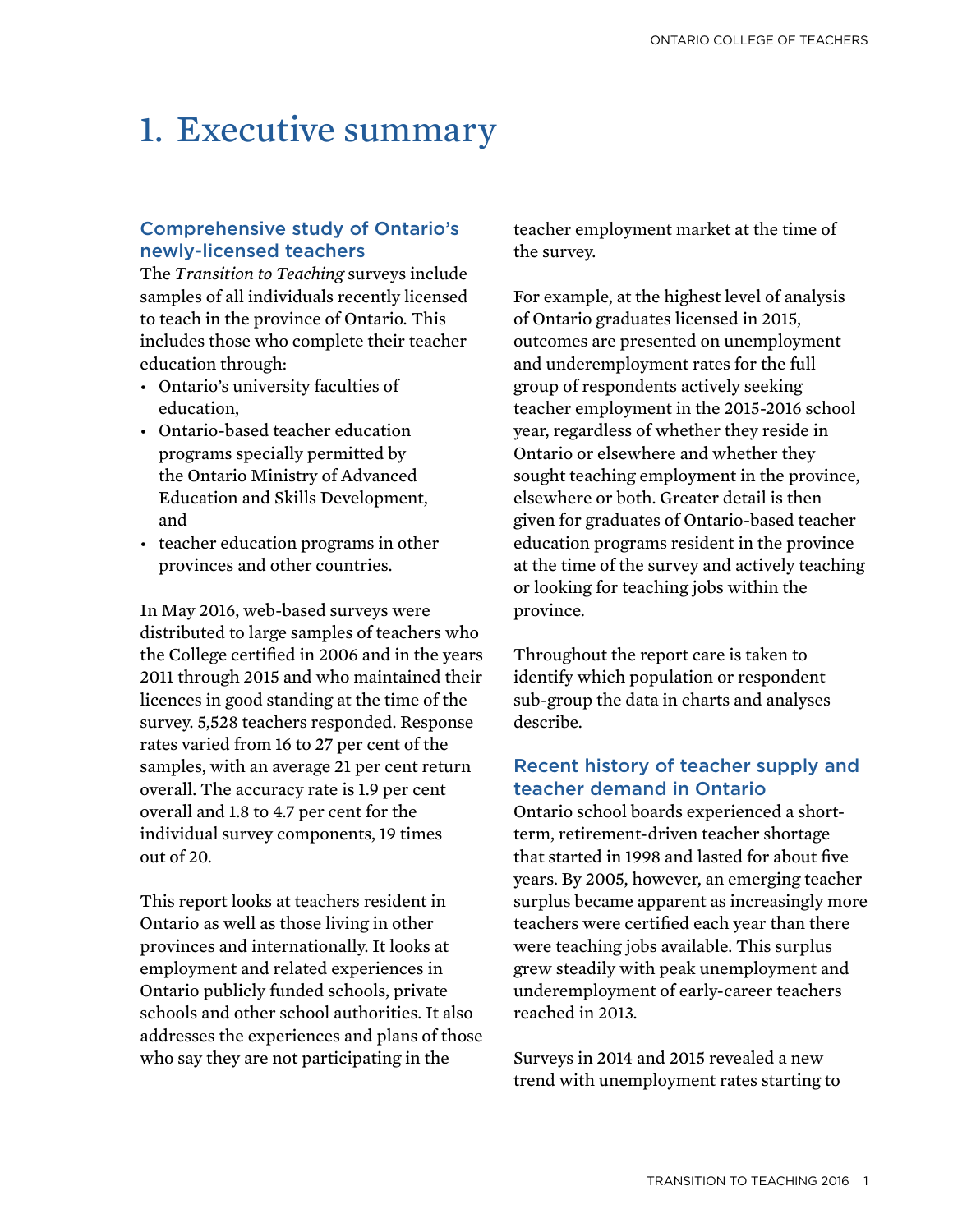# 1. Executive summary

## Comprehensive study of Ontario's newly-licensed teachers

The *Transition to Teaching* surveys include samples of all individuals recently licensed to teach in the province of Ontario. This includes those who complete their teacher education through:

- Ontario's university faculties of education,
- Ontario-based teacher education programs specially permitted by the Ontario Ministry of Advanced Education and Skills Development, and
- teacher education programs in other provinces and other countries.

In May 2016, web-based surveys were distributed to large samples of teachers who the College certified in 2006 and in the years 2011 through 2015 and who maintained their licences in good standing at the time of the survey. 5,528 teachers responded. Response rates varied from 16 to 27 per cent of the samples, with an average 21 per cent return overall. The accuracy rate is 1.9 per cent overall and 1.8 to 4.7 per cent for the individual survey components, 19 times out of 20.

This report looks at teachers resident in Ontario as well as those living in other provinces and internationally. It looks at employment and related experiences in Ontario publicly funded schools, private schools and other school authorities. It also addresses the experiences and plans of those who say they are not participating in the teacher employment market at the time of the survey.

For example, at the highest level of analysis of Ontario graduates licensed in 2015, outcomes are presented on unemployment and underemployment rates for the full group of respondents actively seeking teacher employment in the 2015-2016 school year, regardless of whether they reside in Ontario or elsewhere and whether they sought teaching employment in the province, elsewhere or both. Greater detail is then given for graduates of Ontario-based teacher education programs resident in the province at the time of the survey and actively teaching or looking for teaching jobs within the province.

Throughout the report care is taken to identify which population or respondent sub-group the data in charts and analyses describe.

## Recent history of teacher supply and teacher demand in Ontario

Ontario school boards experienced a short-term, retirement-driven teacher shortage that started in 1998 and lasted for about five years. By 2005, however, an emerging teacher surplus became apparent as increasingly more teachers were certified each year than there were teaching jobs available. This surplus grew steadily with peak unemployment and underemployment of early-career teachers reached in 2013.

Surveys in 2014 and 2015 revealed a new trend with unemployment rates starting to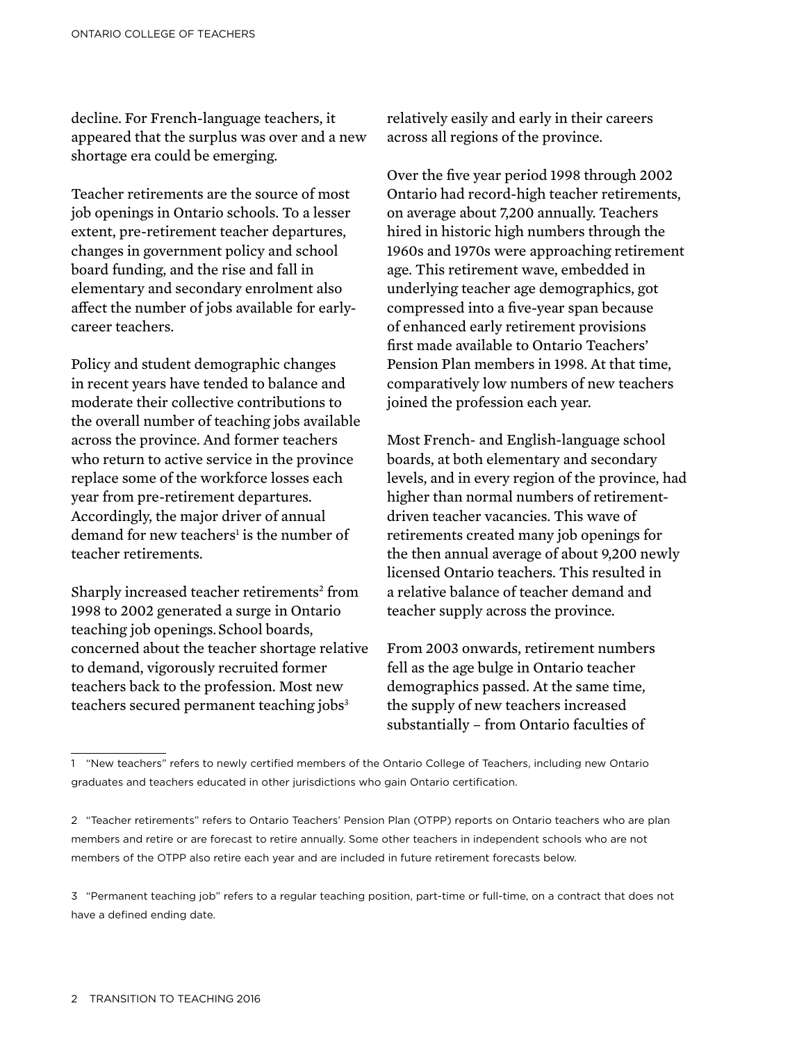decline. For French-language teachers, it appeared that the surplus was over and a new shortage era could be emerging.

Teacher retirements are the source of most job openings in Ontario schools. To a lesser extent, pre-retirement teacher departures, changes in government policy and school board funding, and the rise and fall in elementary and secondary enrolment also affect the number of jobs available for early-career teachers.

Policy and student demographic changes in recent years have tended to balance and moderate their collective contributions to the overall number of teaching jobs available across the province. And former teachers who return to active service in the province replace some of the workforce losses each year from pre-retirement departures. Accordingly, the major driver of annual demand for new teachers[1] is the number of teacher retirements.

Sharply increased teacher retirements[2] from 1998 to 2002 generated a surge in Ontario teaching job openings. School boards, concerned about the teacher shortage relative to demand, vigorously recruited former teachers back to the profession. Most new teachers secured permanent teaching jobs[3] relatively easily and early in their careers across all regions of the province.

Over the five year period 1998 through 2002 Ontario had record-high teacher retirements, on average about 7,200 annually. Teachers hired in historic high numbers through the 1960s and 1970s were approaching retirement age. This retirement wave, embedded in underlying teacher age demographics, got compressed into a five-year span because of enhanced early retirement provisions first made available to Ontario Teachers' Pension Plan members in 1998. At that time, comparatively low numbers of new teachers joined the profession each year.

Most French- and English-language school boards, at both elementary and secondary levels, and in every region of the province, had higher than normal numbers of retirement-driven teacher vacancies. This wave of retirements created many job openings for the then annual average of about 9,200 newly licensed Ontario teachers. This resulted in a relative balance of teacher demand and teacher supply across the province.

From 2003 onwards, retirement numbers fell as the age bulge in Ontario teacher demographics passed. At the same time, the supply of new teachers increased substantially – from Ontario faculties of

---

1 "New teachers" refers to newly certified members of the Ontario College of Teachers, including new Ontario graduates and teachers educated in other jurisdictions who gain Ontario certification.

2 "Teacher retirements" refers to Ontario Teachers' Pension Plan (OTPP) reports on Ontario teachers who are plan members and retire or are forecast to retire annually. Some other teachers in independent schools who are not members of the OTPP also retire each year and are included in future retirement forecasts below.

3 "Permanent teaching job" refers to a regular teaching position, part-time or full-time, on a contract that does not have a defined ending date.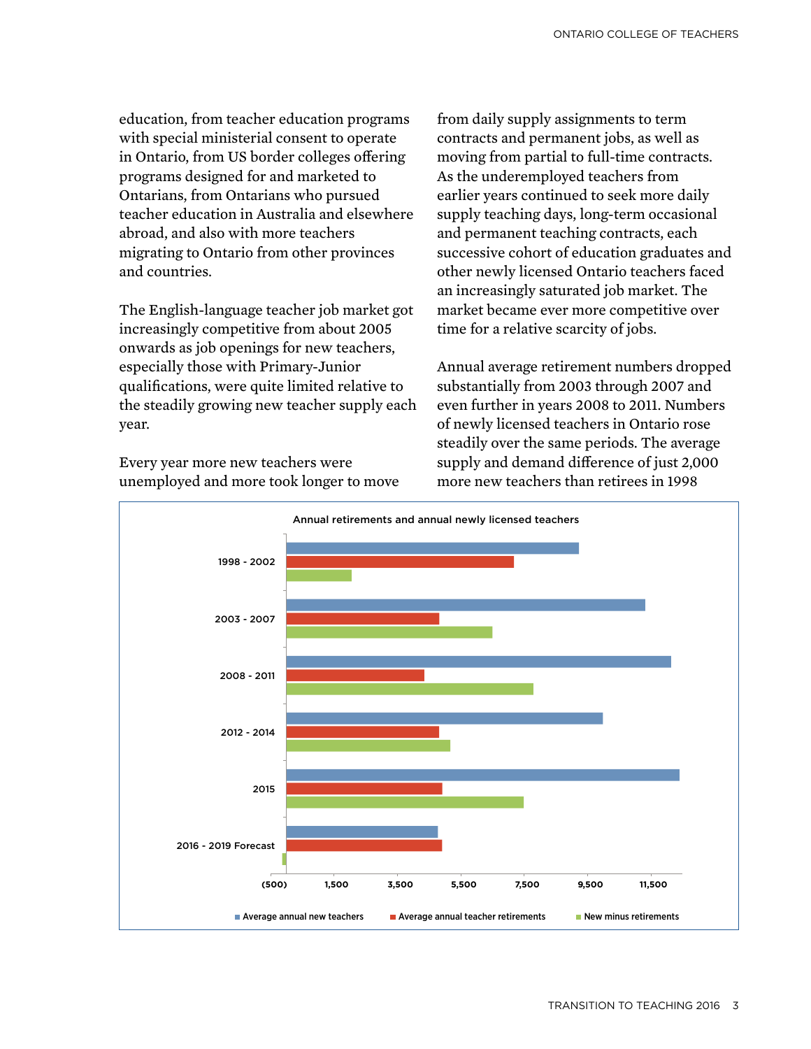education, from teacher education programs with special ministerial consent to operate in Ontario, from US border colleges offering programs designed for and marketed to Ontarians, from Ontarians who pursued teacher education in Australia and elsewhere abroad, and also with more teachers migrating to Ontario from other provinces and countries.

The English-language teacher job market got increasingly competitive from about 2005 onwards as job openings for new teachers, especially those with Primary-Junior qualifications, were quite limited relative to the steadily growing new teacher supply each year.

Every year more new teachers were unemployed and more took longer to move from daily supply assignments to term contracts and permanent jobs, as well as moving from partial to full-time contracts. As the underemployed teachers from earlier years continued to seek more daily supply teaching days, long-term occasional and permanent teaching contracts, each successive cohort of education graduates and other newly licensed Ontario teachers faced an increasingly saturated job market. The market became ever more competitive over time for a relative scarcity of jobs.

Annual average retirement numbers dropped substantially from 2003 through 2007 and even further in years 2008 to 2011. Numbers of newly licensed teachers in Ontario rose steadily over the same periods. The average supply and demand difference of just 2,000 more new teachers than retirees in 1998

Annual retirements and annual newly licensed teachers

Average annual new teachers | Average annual teacher retirements | New minus retirements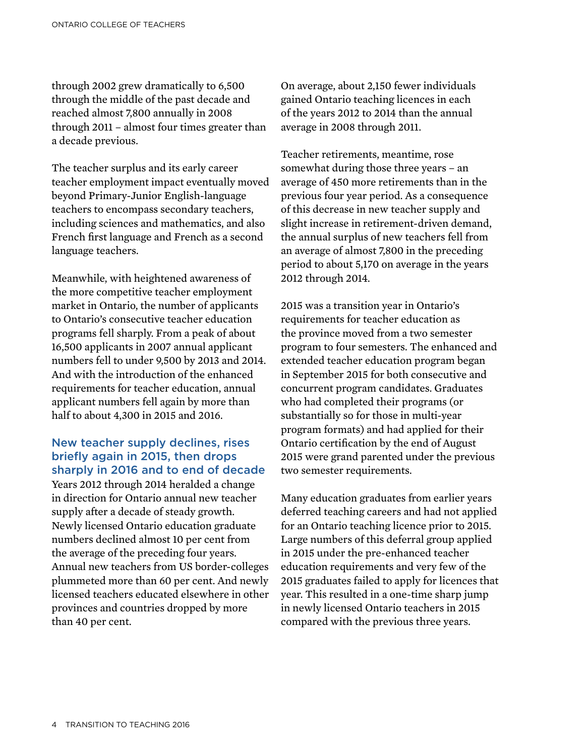through 2002 grew dramatically to 6,500 through the middle of the past decade and reached almost 7,800 annually in 2008 through 2011 – almost four times greater than a decade previous.

The teacher surplus and its early career teacher employment impact eventually moved beyond Primary-Junior English-language teachers to encompass secondary teachers, including sciences and mathematics, and also French first language and French as a second language teachers.

Meanwhile, with heightened awareness of the more competitive teacher employment market in Ontario, the number of applicants to Ontario's consecutive teacher education programs fell sharply. From a peak of about 16,500 applicants in 2007 annual applicant numbers fell to under 9,500 by 2013 and 2014. And with the introduction of the enhanced requirements for teacher education, annual applicant numbers fell again by more than half to about 4,300 in 2015 and 2016.

## New teacher supply declines, rises briefly again in 2015, then drops sharply in 2016 and to end of decade

Years 2012 through 2014 heralded a change in direction for Ontario annual new teacher supply after a decade of steady growth. Newly licensed Ontario education graduate numbers declined almost 10 per cent from the average of the preceding four years. Annual new teachers from US border-colleges plummeted more than 60 per cent. And newly licensed teachers educated elsewhere in other provinces and countries dropped by more than 40 per cent.

On average, about 2,150 fewer individuals gained Ontario teaching licences in each of the years 2012 to 2014 than the annual average in 2008 through 2011.

Teacher retirements, meantime, rose somewhat during those three years – an average of 450 more retirements than in the previous four year period. As a consequence of this decrease in new teacher supply and slight increase in retirement-driven demand, the annual surplus of new teachers fell from an average of almost 7,800 in the preceding period to about 5,170 on average in the years 2012 through 2014.

2015 was a transition year in Ontario's requirements for teacher education as the province moved from a two semester program to four semesters. The enhanced and extended teacher education program began in September 2015 for both consecutive and concurrent program candidates. Graduates who had completed their programs (or substantially so for those in multi-year program formats) and had applied for their Ontario certification by the end of August 2015 were grand parented under the previous two semester requirements.

Many education graduates from earlier years deferred teaching careers and had not applied for an Ontario teaching licence prior to 2015. Large numbers of this deferral group applied in 2015 under the pre-enhanced teacher education requirements and very few of the 2015 graduates failed to apply for licences that year. This resulted in a one-time sharp jump in newly licensed Ontario teachers in 2015 compared with the previous three years.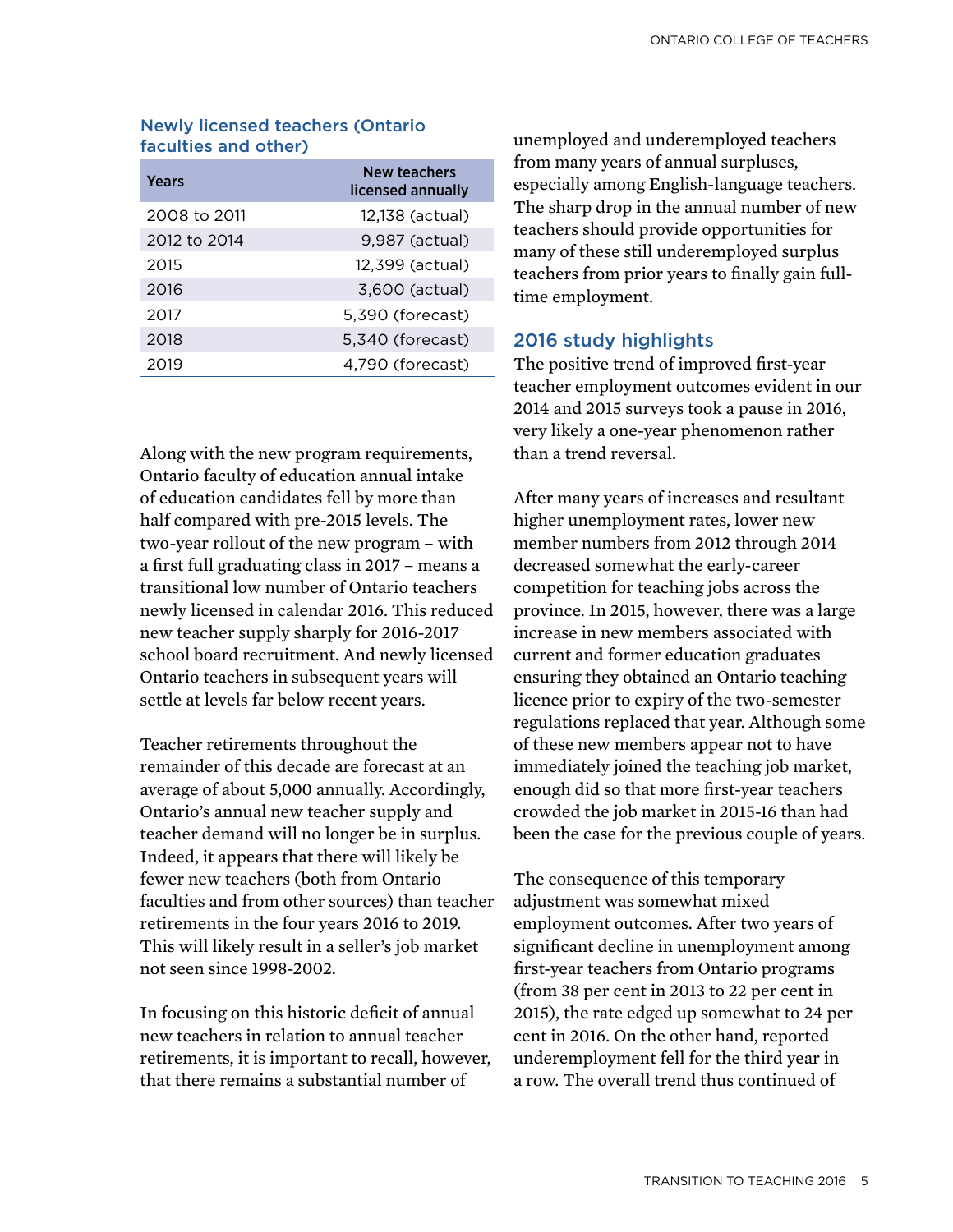### Newly licensed teachers (Ontario faculties and other)

| Years | New teachers licensed annually |
| --- | --- |
| 2008 to 2011 | 12,138 (actual) |
| 2012 to 2014 | 9,987 (actual) |
| 2015 | 12,399 (actual) |
| 2016 | 3,600 (actual) |
| 2017 | 5,390 (forecast) |
| 2018 | 5,340 (forecast) |
| 2019 | 4,790 (forecast) |

Along with the new program requirements, Ontario faculty of education annual intake of education candidates fell by more than half compared with pre-2015 levels. The two-year rollout of the new program – with a first full graduating class in 2017 – means a transitional low number of Ontario teachers newly licensed in calendar 2016. This reduced new teacher supply sharply for 2016-2017 school board recruitment. And newly licensed Ontario teachers in subsequent years will settle at levels far below recent years.

Teacher retirements throughout the remainder of this decade are forecast at an average of about 5,000 annually. Accordingly, Ontario's annual new teacher supply and teacher demand will no longer be in surplus. Indeed, it appears that there will likely be fewer new teachers (both from Ontario faculties and from other sources) than teacher retirements in the four years 2016 to 2019. This will likely result in a seller's job market not seen since 1998-2002.

In focusing on this historic deficit of annual new teachers in relation to annual teacher retirements, it is important to recall, however, that there remains a substantial number of unemployed and underemployed teachers from many years of annual surpluses, especially among English-language teachers. The sharp drop in the annual number of new teachers should provide opportunities for many of these still underemployed surplus teachers from prior years to finally gain full-time employment.

## 2016 study highlights

The positive trend of improved first-year teacher employment outcomes evident in our 2014 and 2015 surveys took a pause in 2016, very likely a one-year phenomenon rather than a trend reversal.

After many years of increases and resultant higher unemployment rates, lower new member numbers from 2012 through 2014 decreased somewhat the early-career competition for teaching jobs across the province. In 2015, however, there was a large increase in new members associated with current and former education graduates ensuring they obtained an Ontario teaching licence prior to expiry of the two-semester regulations replaced that year. Although some of these new members appear not to have immediately joined the teaching job market, enough did so that more first-year teachers crowded the job market in 2015-16 than had been the case for the previous couple of years.

The consequence of this temporary adjustment was somewhat mixed employment outcomes. After two years of significant decline in unemployment among first-year teachers from Ontario programs (from 38 per cent in 2013 to 22 per cent in 2015), the rate edged up somewhat to 24 per cent in 2016. On the other hand, reported underemployment fell for the third year in a row. The overall trend thus continued of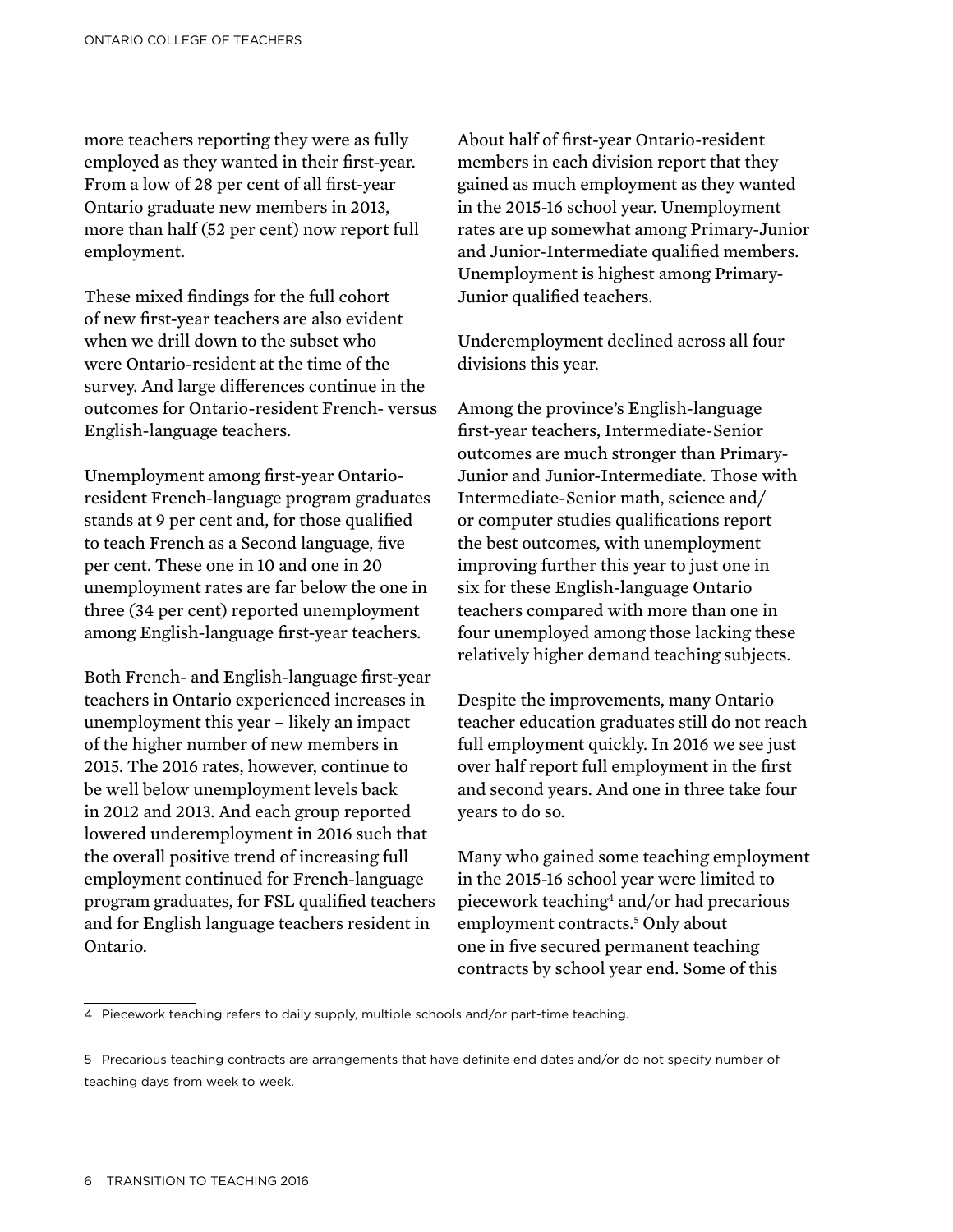more teachers reporting they were as fully employed as they wanted in their first-year. From a low of 28 per cent of all first-year Ontario graduate new members in 2013, more than half (52 per cent) now report full employment.

These mixed findings for the full cohort of new first-year teachers are also evident when we drill down to the subset who were Ontario-resident at the time of the survey. And large differences continue in the outcomes for Ontario-resident French- versus English-language teachers.

Unemployment among first-year Ontario-resident French-language program graduates stands at 9 per cent and, for those qualified to teach French as a Second language, five per cent. These one in 10 and one in 20 unemployment rates are far below the one in three (34 per cent) reported unemployment among English-language first-year teachers.

Both French- and English-language first-year teachers in Ontario experienced increases in unemployment this year – likely an impact of the higher number of new members in 2015. The 2016 rates, however, continue to be well below unemployment levels back in 2012 and 2013. And each group reported lowered underemployment in 2016 such that the overall positive trend of increasing full employment continued for French-language program graduates, for FSL qualified teachers and for English language teachers resident in Ontario.

About half of first-year Ontario-resident members in each division report that they gained as much employment as they wanted in the 2015-16 school year. Unemployment rates are up somewhat among Primary-Junior and Junior-Intermediate qualified members. Unemployment is highest among Primary-Junior qualified teachers.

Underemployment declined across all four divisions this year.

Among the province's English-language first-year teachers, Intermediate-Senior outcomes are much stronger than Primary-Junior and Junior-Intermediate. Those with Intermediate-Senior math, science and/or computer studies qualifications report the best outcomes, with unemployment improving further this year to just one in six for these English-language Ontario teachers compared with more than one in four unemployed among those lacking these relatively higher demand teaching subjects.

Despite the improvements, many Ontario teacher education graduates still do not reach full employment quickly. In 2016 we see just over half report full employment in the first and second years. And one in three take four years to do so.

Many who gained some teaching employment in the 2015-16 school year were limited to piecework teaching[4] and/or had precarious employment contracts.[5] Only about one in five secured permanent teaching contracts by school year end. Some of this

---

4 Piecework teaching refers to daily supply, multiple schools and/or part-time teaching.

5 Precarious teaching contracts are arrangements that have definite end dates and/or do not specify number of teaching days from week to week.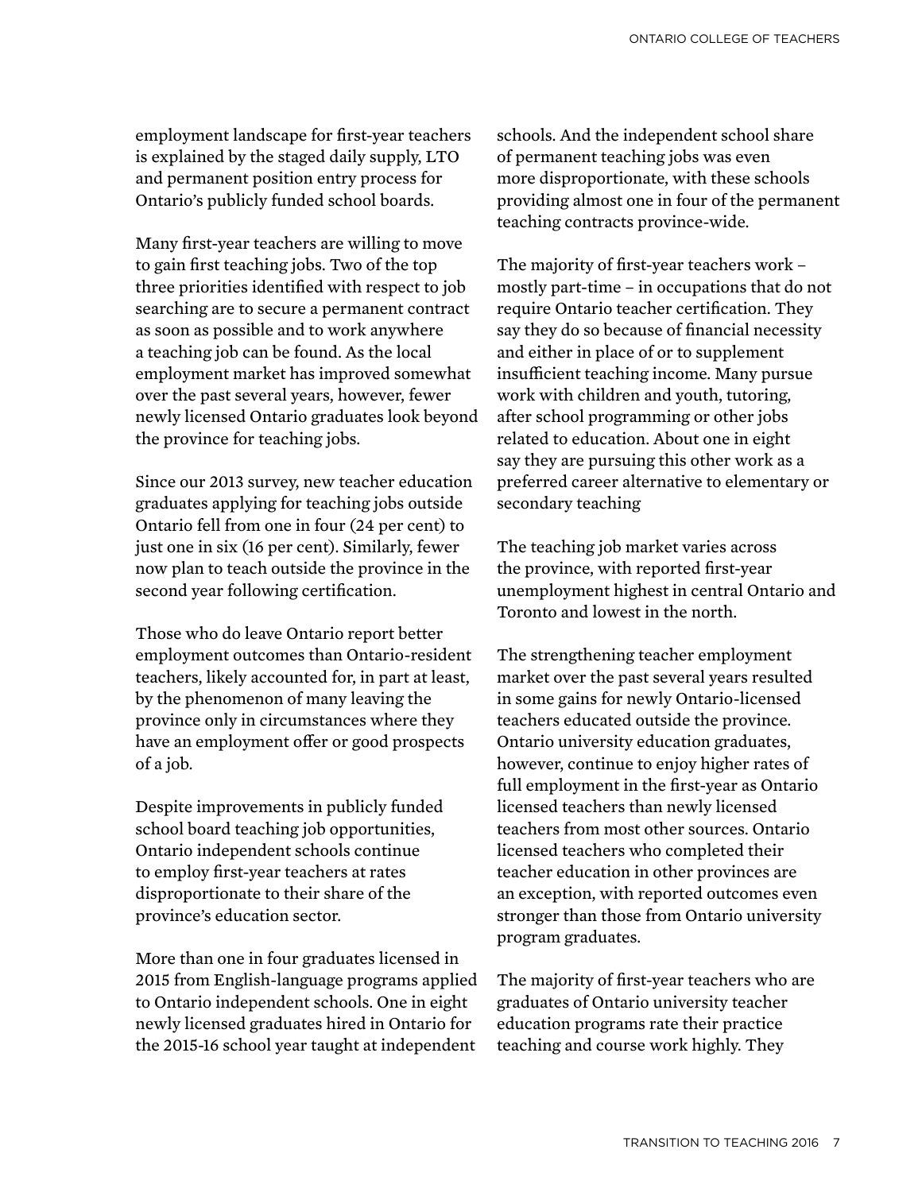employment landscape for first-year teachers is explained by the staged daily supply, LTO and permanent position entry process for Ontario's publicly funded school boards.

Many first-year teachers are willing to move to gain first teaching jobs. Two of the top three priorities identified with respect to job searching are to secure a permanent contract as soon as possible and to work anywhere a teaching job can be found. As the local employment market has improved somewhat over the past several years, however, fewer newly licensed Ontario graduates look beyond the province for teaching jobs.

Since our 2013 survey, new teacher education graduates applying for teaching jobs outside Ontario fell from one in four (24 per cent) to just one in six (16 per cent). Similarly, fewer now plan to teach outside the province in the second year following certification.

Those who do leave Ontario report better employment outcomes than Ontario-resident teachers, likely accounted for, in part at least, by the phenomenon of many leaving the province only in circumstances where they have an employment offer or good prospects of a job.

Despite improvements in publicly funded school board teaching job opportunities, Ontario independent schools continue to employ first-year teachers at rates disproportionate to their share of the province's education sector.

More than one in four graduates licensed in 2015 from English-language programs applied to Ontario independent schools. One in eight newly licensed graduates hired in Ontario for the 2015-16 school year taught at independent schools. And the independent school share of permanent teaching jobs was even more disproportionate, with these schools providing almost one in four of the permanent teaching contracts province-wide.

The majority of first-year teachers work – mostly part-time – in occupations that do not require Ontario teacher certification. They say they do so because of financial necessity and either in place of or to supplement insufficient teaching income. Many pursue work with children and youth, tutoring, after school programming or other jobs related to education. About one in eight say they are pursuing this other work as a preferred career alternative to elementary or secondary teaching

The teaching job market varies across the province, with reported first-year unemployment highest in central Ontario and Toronto and lowest in the north.

The strengthening teacher employment market over the past several years resulted in some gains for newly Ontario-licensed teachers educated outside the province. Ontario university education graduates, however, continue to enjoy higher rates of full employment in the first-year as Ontario licensed teachers than newly licensed teachers from most other sources. Ontario licensed teachers who completed their teacher education in other provinces are an exception, with reported outcomes even stronger than those from Ontario university program graduates.

The majority of first-year teachers who are graduates of Ontario university teacher education programs rate their practice teaching and course work highly. They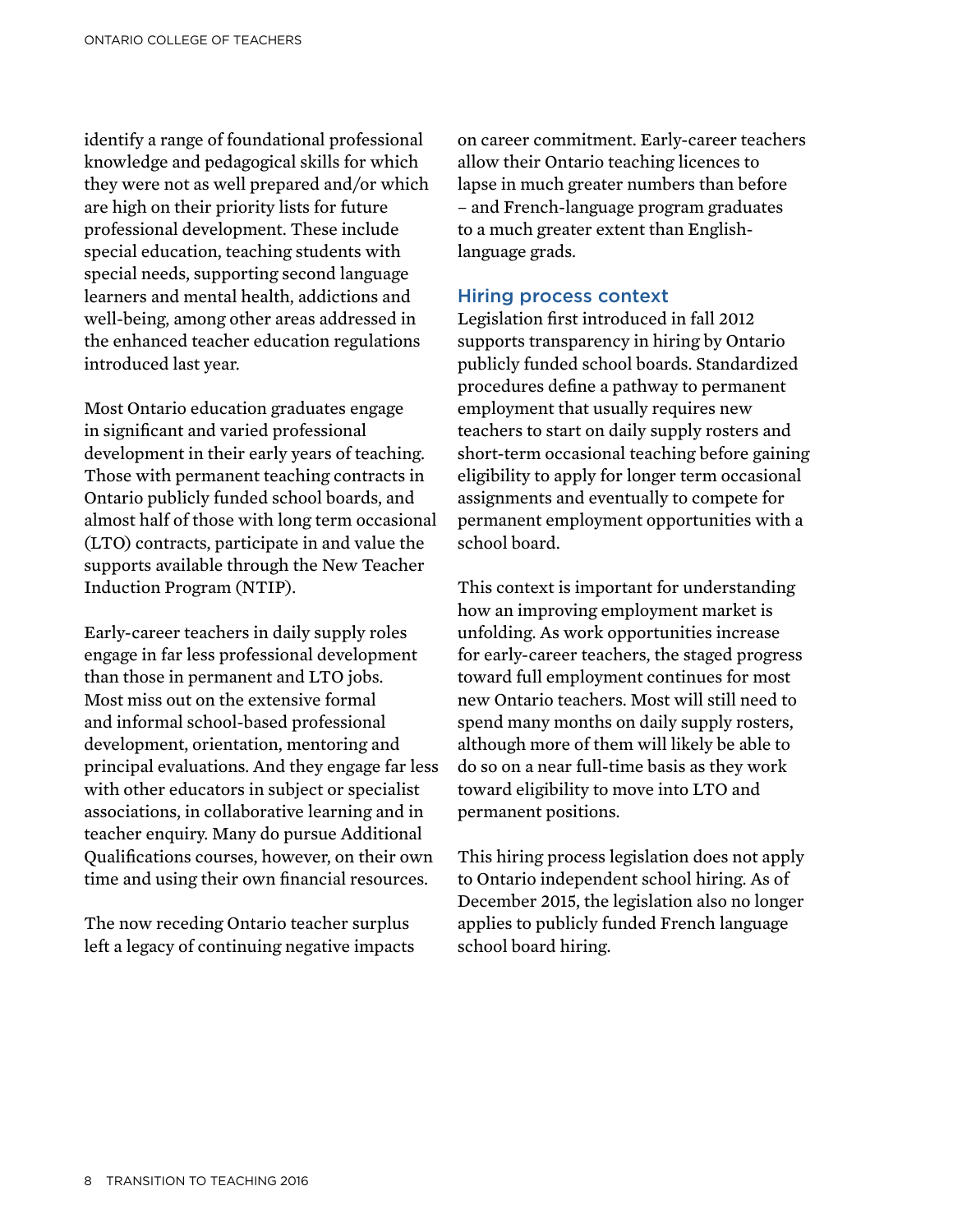identify a range of foundational professional knowledge and pedagogical skills for which they were not as well prepared and/or which are high on their priority lists for future professional development. These include special education, teaching students with special needs, supporting second language learners and mental health, addictions and well-being, among other areas addressed in the enhanced teacher education regulations introduced last year.

Most Ontario education graduates engage in significant and varied professional development in their early years of teaching. Those with permanent teaching contracts in Ontario publicly funded school boards, and almost half of those with long term occasional (LTO) contracts, participate in and value the supports available through the New Teacher Induction Program (NTIP).

Early-career teachers in daily supply roles engage in far less professional development than those in permanent and LTO jobs. Most miss out on the extensive formal and informal school-based professional development, orientation, mentoring and principal evaluations. And they engage far less with other educators in subject or specialist associations, in collaborative learning and in teacher enquiry. Many do pursue Additional Qualifications courses, however, on their own time and using their own financial resources.

The now receding Ontario teacher surplus left a legacy of continuing negative impacts on career commitment. Early-career teachers allow their Ontario teaching licences to lapse in much greater numbers than before – and French-language program graduates to a much greater extent than English-language grads.

## Hiring process context

Legislation first introduced in fall 2012 supports transparency in hiring by Ontario publicly funded school boards. Standardized procedures define a pathway to permanent employment that usually requires new teachers to start on daily supply rosters and short-term occasional teaching before gaining eligibility to apply for longer term occasional assignments and eventually to compete for permanent employment opportunities with a school board.

This context is important for understanding how an improving employment market is unfolding. As work opportunities increase for early-career teachers, the staged progress toward full employment continues for most new Ontario teachers. Most will still need to spend many months on daily supply rosters, although more of them will likely be able to do so on a near full-time basis as they work toward eligibility to move into LTO and permanent positions.

This hiring process legislation does not apply to Ontario independent school hiring. As of December 2015, the legislation also no longer applies to publicly funded French language school board hiring.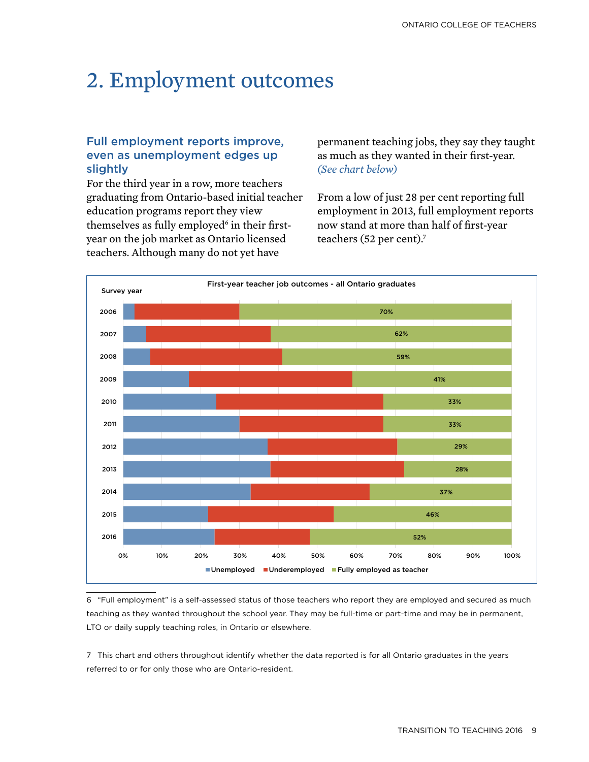# 2. Employment outcomes

### Full employment reports improve, even as unemployment edges up slightly

For the third year in a row, more teachers graduating from Ontario-based initial teacher education programs report they view themselves as fully employed[6] in their first-year on the job market as Ontario licensed teachers. Although many do not yet have permanent teaching jobs, they say they taught as much as they wanted in their first-year. *(See chart below)*

From a low of just 28 per cent reporting full employment in 2013, full employment reports now stand at more than half of first-year teachers (52 per cent).[7]

**First-year teacher job outcomes - all Ontario graduates**

| Survey year | Fully employed as teacher |
|---|---|
| 2006 | 70% |
| 2007 | 62% |
| 2008 | 59% |
| 2009 | 41% |
| 2010 | 33% |
| 2011 | 33% |
| 2012 | 29% |
| 2013 | 28% |
| 2014 | 37% |
| 2015 | 46% |
| 2016 | 52% |

Legend: Unemployed, Underemployed, Fully employed as teacher

6 "Full employment" is a self-assessed status of those teachers who report they are employed and secured as much teaching as they wanted throughout the school year. They may be full-time or part-time and may be in permanent, LTO or daily supply teaching roles, in Ontario or elsewhere.

7 This chart and others throughout identify whether the data reported is for all Ontario graduates in the years referred to or for only those who are Ontario-resident.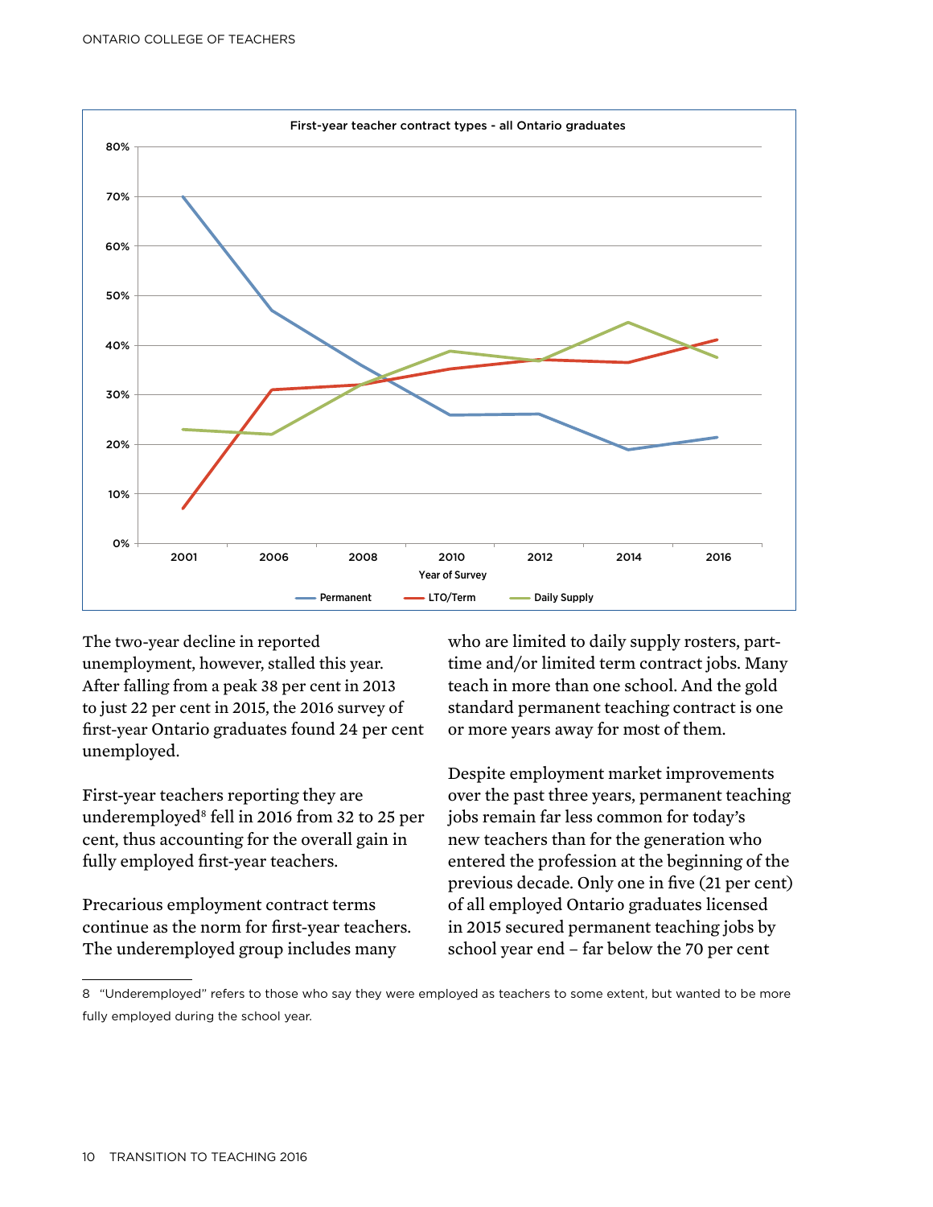First-year teacher contract types - all Ontario graduates

The two-year decline in reported unemployment, however, stalled this year. After falling from a peak 38 per cent in 2013 to just 22 per cent in 2015, the 2016 survey of first-year Ontario graduates found 24 per cent unemployed.

First-year teachers reporting they are underemployed[8] fell in 2016 from 32 to 25 per cent, thus accounting for the overall gain in fully employed first-year teachers.

Precarious employment contract terms continue as the norm for first-year teachers. The underemployed group includes many who are limited to daily supply rosters, part-time and/or limited term contract jobs. Many teach in more than one school. And the gold standard permanent teaching contract is one or more years away for most of them.

Despite employment market improvements over the past three years, permanent teaching jobs remain far less common for today's new teachers than for the generation who entered the profession at the beginning of the previous decade. Only one in five (21 per cent) of all employed Ontario graduates licensed in 2015 secured permanent teaching jobs by school year end – far below the 70 per cent

8 "Underemployed" refers to those who say they were employed as teachers to some extent, but wanted to be more fully employed during the school year.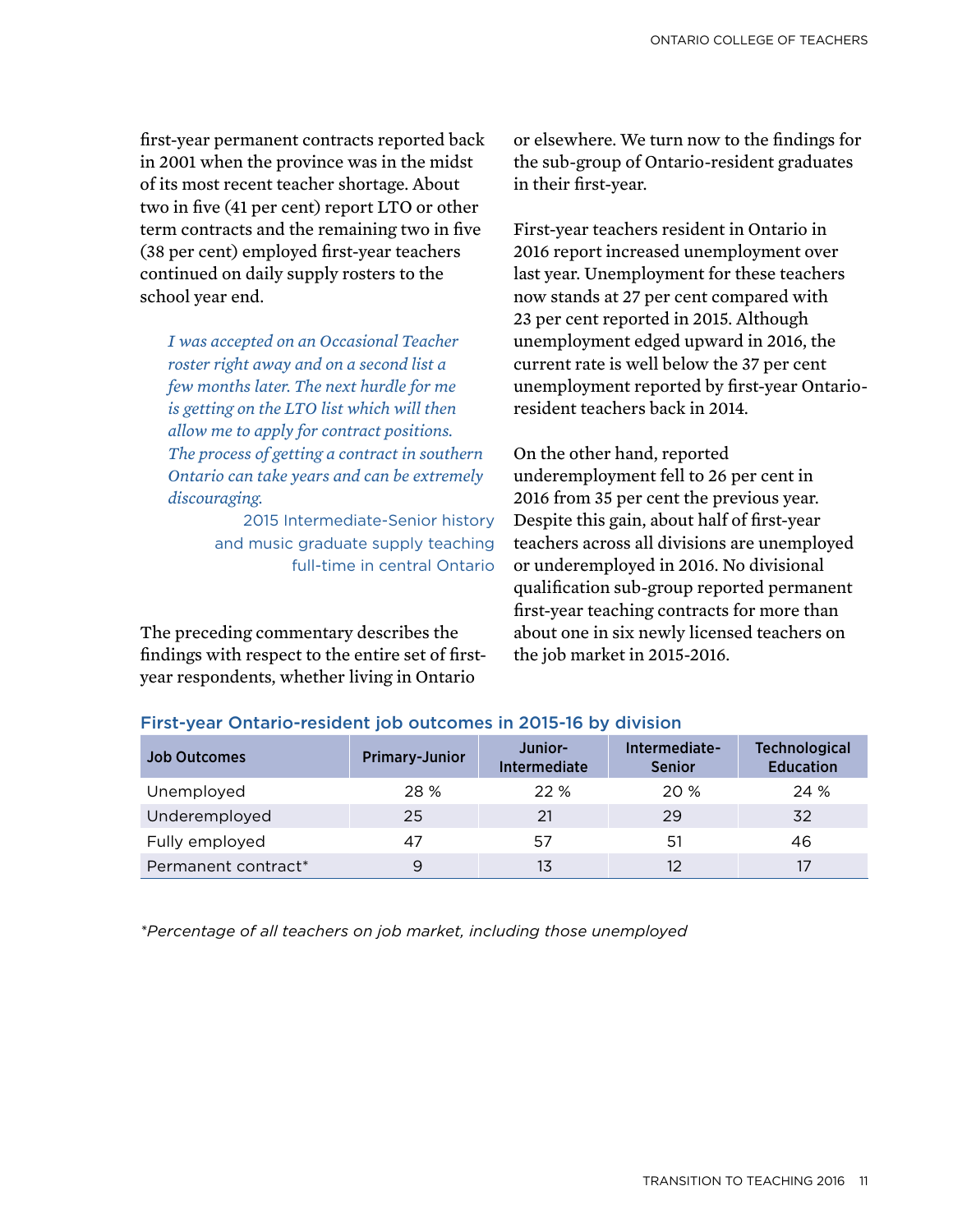first-year permanent contracts reported back in 2001 when the province was in the midst of its most recent teacher shortage. About two in five (41 per cent) report LTO or other term contracts and the remaining two in five (38 per cent) employed first-year teachers continued on daily supply rosters to the school year end.

> *I was accepted on an Occasional Teacher roster right away and on a second list a few months later. The next hurdle for me is getting on the LTO list which will then allow me to apply for contract positions. The process of getting a contract in southern Ontario can take years and can be extremely discouraging.*
>
> 2015 Intermediate-Senior history and music graduate supply teaching full-time in central Ontario

The preceding commentary describes the findings with respect to the entire set of first-year respondents, whether living in Ontario or elsewhere. We turn now to the findings for the sub-group of Ontario-resident graduates in their first-year.

First-year teachers resident in Ontario in 2016 report increased unemployment over last year. Unemployment for these teachers now stands at 27 per cent compared with 23 per cent reported in 2015. Although unemployment edged upward in 2016, the current rate is well below the 37 per cent unemployment reported by first-year Ontario-resident teachers back in 2014.

On the other hand, reported underemployment fell to 26 per cent in 2016 from 35 per cent the previous year. Despite this gain, about half of first-year teachers across all divisions are unemployed or underemployed in 2016. No divisional qualification sub-group reported permanent first-year teaching contracts for more than about one in six newly licensed teachers on the job market in 2015-2016.

### First-year Ontario-resident job outcomes in 2015-16 by division

| Job Outcomes | Primary-Junior | Junior-Intermediate | Intermediate-Senior | Technological Education |
|---|---|---|---|---|
| Unemployed | 28 % | 22 % | 20 % | 24 % |
| Underemployed | 25 | 21 | 29 | 32 |
| Fully employed | 47 | 57 | 51 | 46 |
| Permanent contract* | 9 | 13 | 12 | 17 |

*\*Percentage of all teachers on job market, including those unemployed*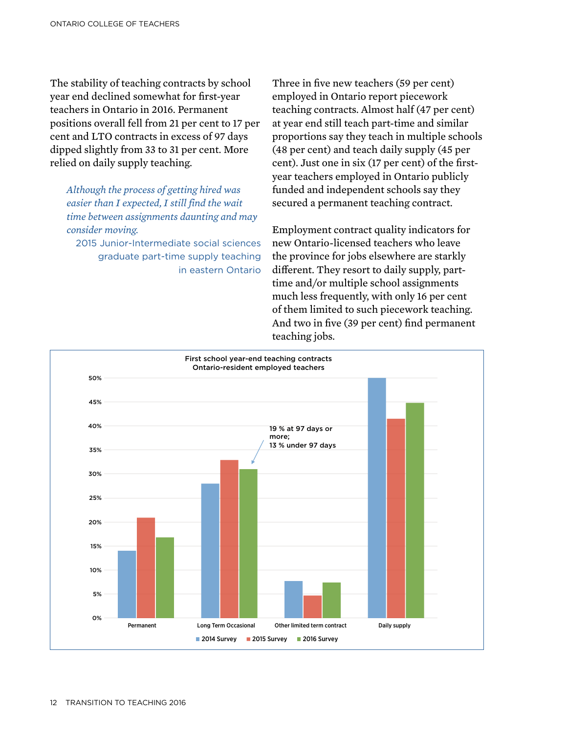The stability of teaching contracts by school year end declined somewhat for first-year teachers in Ontario in 2016. Permanent positions overall fell from 21 per cent to 17 per cent and LTO contracts in excess of 97 days dipped slightly from 33 to 31 per cent. More relied on daily supply teaching.

> *Although the process of getting hired was easier than I expected, I still find the wait time between assignments daunting and may consider moving.*
>
> 2015 Junior-Intermediate social sciences graduate part-time supply teaching in eastern Ontario

Three in five new teachers (59 per cent) employed in Ontario report piecework teaching contracts. Almost half (47 per cent) at year end still teach part-time and similar proportions say they teach in multiple schools (48 per cent) and teach daily supply (45 per cent). Just one in six (17 per cent) of the first-year teachers employed in Ontario publicly funded and independent schools say they secured a permanent teaching contract.

Employment contract quality indicators for new Ontario-licensed teachers who leave the province for jobs elsewhere are starkly different. They resort to daily supply, part-time and/or multiple school assignments much less frequently, with only 16 per cent of them limited to such piecework teaching. And two in five (39 per cent) find permanent teaching jobs.

**First school year-end teaching contracts**
**Ontario-resident employed teachers**

| | 2014 Survey | 2015 Survey | 2016 Survey |
|---|---|---|---|
| Permanent | 14% | 21% | 17% |
| Long Term Occasional | 28% | 33% | 31% |
| Other limited term contract | 8% | 5% | 7% |
| Daily supply | 50% | 41% | 45% |

Annotation (2016 Long Term Occasional): 19 % at 97 days or more; 13 % under 97 days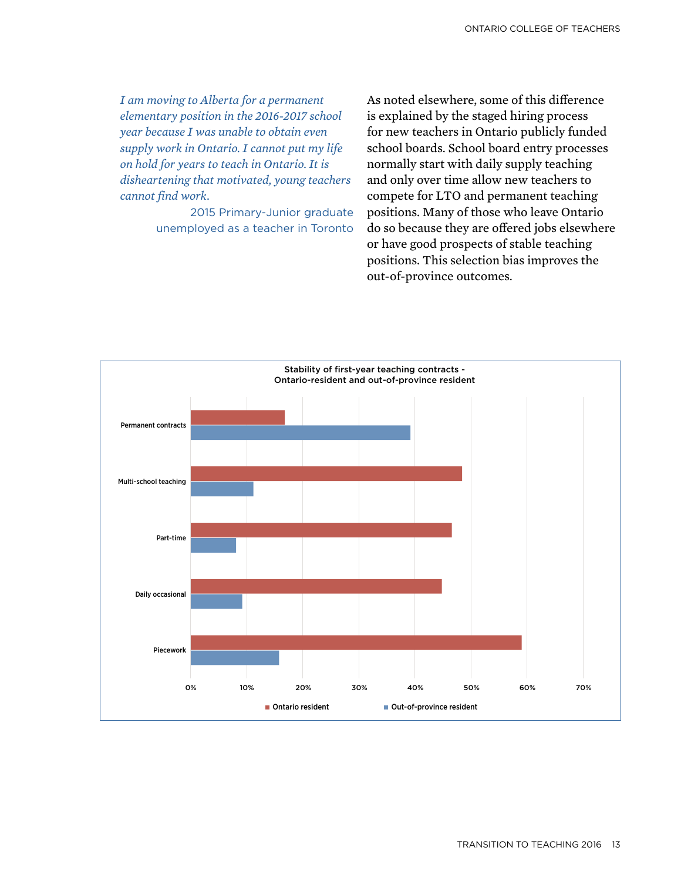*I am moving to Alberta for a permanent elementary position in the 2016-2017 school year because I was unable to obtain even supply work in Ontario. I cannot put my life on hold for years to teach in Ontario. It is disheartening that motivated, young teachers cannot find work.*

2015 Primary-Junior graduate unemployed as a teacher in Toronto

As noted elsewhere, some of this difference is explained by the staged hiring process for new teachers in Ontario publicly funded school boards. School board entry processes normally start with daily supply teaching and only over time allow new teachers to compete for LTO and permanent teaching positions. Many of those who leave Ontario do so because they are offered jobs elsewhere or have good prospects of stable teaching positions. This selection bias improves the out-of-province outcomes.

**Stability of first-year teaching contracts - Ontario-resident and out-of-province resident**

| | Ontario resident | Out-of-province resident |
|---|---|---|
| Permanent contracts | ~17% | ~39% |
| Multi-school teaching | ~48% | ~11% |
| Part-time | ~47% | ~8% |
| Daily occasional | ~45% | ~9% |
| Piecework | ~59% | ~16% |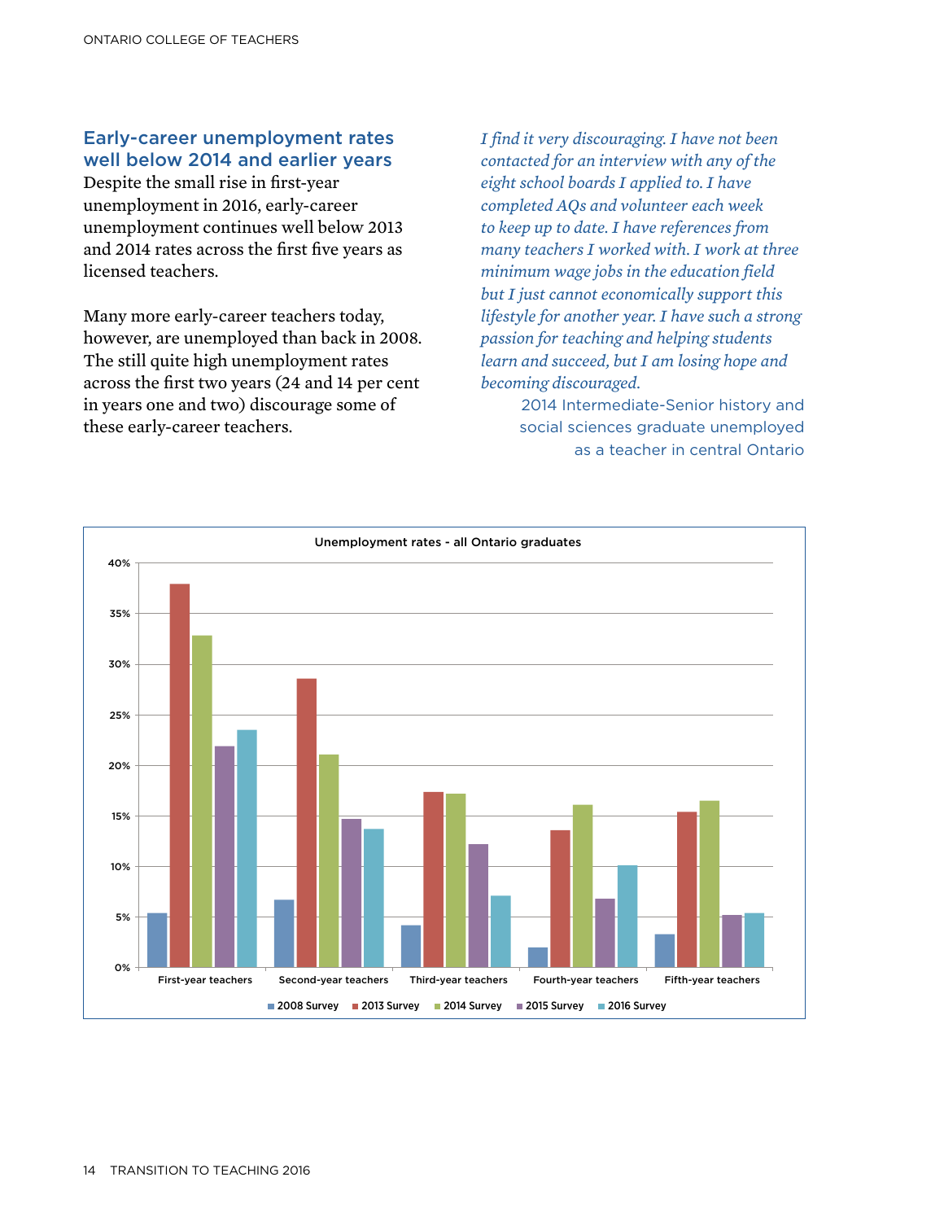## Early-career unemployment rates well below 2014 and earlier years

Despite the small rise in first-year unemployment in 2016, early-career unemployment continues well below 2013 and 2014 rates across the first five years as licensed teachers.

Many more early-career teachers today, however, are unemployed than back in 2008. The still quite high unemployment rates across the first two years (24 and 14 per cent in years one and two) discourage some of these early-career teachers.

*I find it very discouraging. I have not been contacted for an interview with any of the eight school boards I applied to. I have completed AQs and volunteer each week to keep up to date. I have references from many teachers I worked with. I work at three minimum wage jobs in the education field but I just cannot economically support this lifestyle for another year. I have such a strong passion for teaching and helping students learn and succeed, but I am losing hope and becoming discouraged.*

2014 Intermediate-Senior history and social sciences graduate unemployed as a teacher in central Ontario

**Unemployment rates - all Ontario graduates**

Chart categories: First-year teachers, Second-year teachers, Third-year teachers, Fourth-year teachers, Fifth-year teachers

Legend: 2008 Survey, 2013 Survey, 2014 Survey, 2015 Survey, 2016 Survey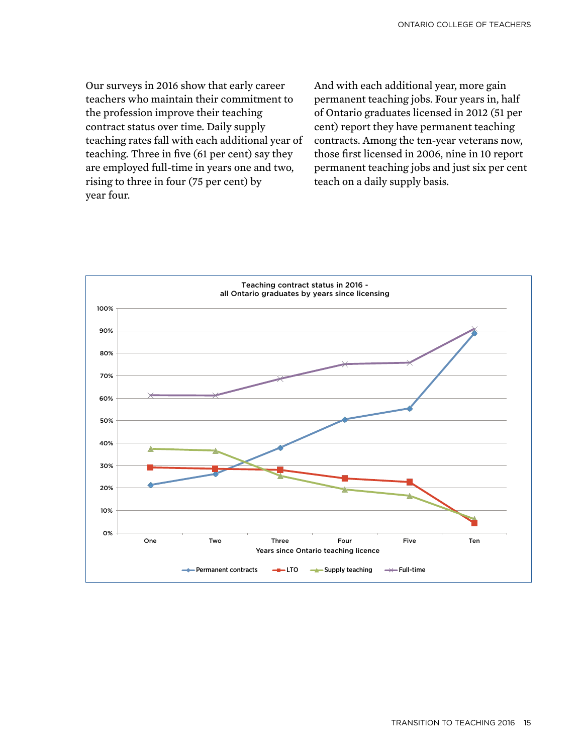Our surveys in 2016 show that early career teachers who maintain their commitment to the profession improve their teaching contract status over time. Daily supply teaching rates fall with each additional year of teaching. Three in five (61 per cent) say they are employed full-time in years one and two, rising to three in four (75 per cent) by year four.

And with each additional year, more gain permanent teaching jobs. Four years in, half of Ontario graduates licensed in 2012 (51 per cent) report they have permanent teaching contracts. Among the ten-year veterans now, those first licensed in 2006, nine in 10 report permanent teaching jobs and just six per cent teach on a daily supply basis.

**Teaching contract status in 2016 - all Ontario graduates by years since licensing**

| Years since Ontario teaching licence | Permanent contracts | LTO | Supply teaching | Full-time |
|---|---|---|---|---|
| One | 21% | 29% | 37% | 61% |
| Two | 26% | 28% | 36% | 61% |
| Three | 38% | 28% | 25% | 68% |
| Four | 50% | 24% | 19% | 75% |
| Five | 55% | 22% | 16% | 75% |
| Ten | 89% | 4% | 6% | 91% |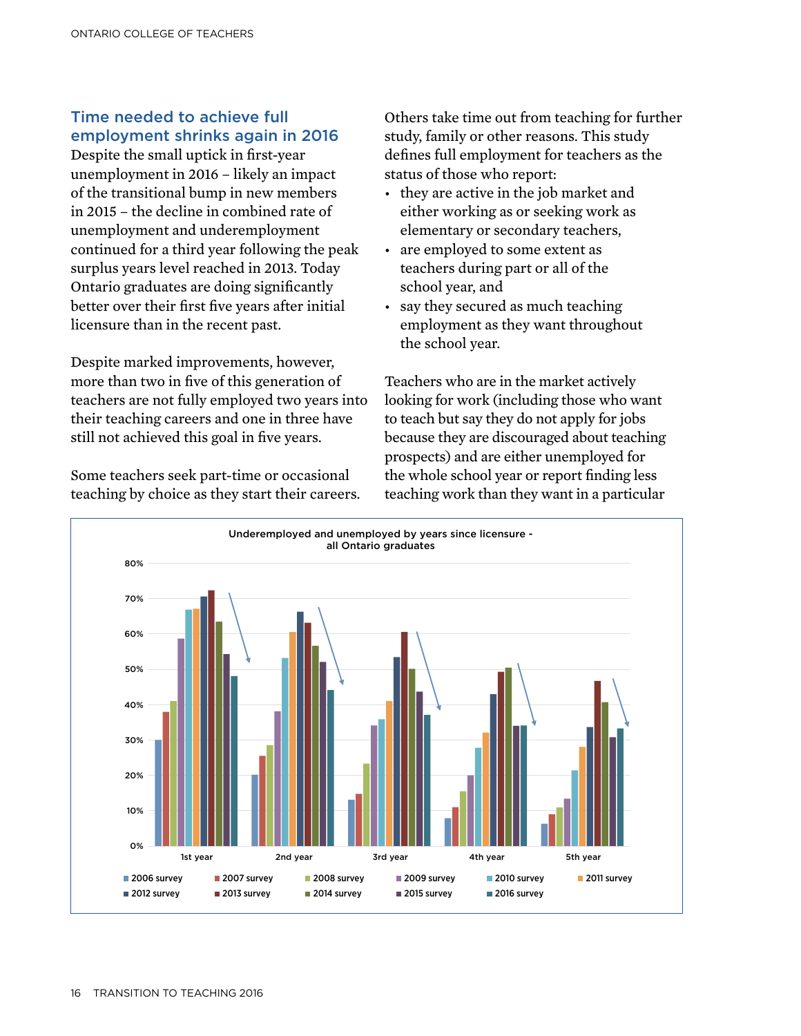## Time needed to achieve full employment shrinks again in 2016

Despite the small uptick in first-year unemployment in 2016 – likely an impact of the transitional bump in new members in 2015 – the decline in combined rate of unemployment and underemployment continued for a third year following the peak surplus years level reached in 2013. Today Ontario graduates are doing significantly better over their first five years after initial licensure than in the recent past.

Despite marked improvements, however, more than two in five of this generation of teachers are not fully employed two years into their teaching careers and one in three have still not achieved this goal in five years.

Some teachers seek part-time or occasional teaching by choice as they start their careers. Others take time out from teaching for further study, family or other reasons. This study defines full employment for teachers as the status of those who report:

- they are active in the job market and either working as or seeking work as elementary or secondary teachers,
- are employed to some extent as teachers during part or all of the school year, and
- say they secured as much teaching employment as they want throughout the school year.

Teachers who are in the market actively looking for work (including those who want to teach but say they do not apply for jobs because they are discouraged about teaching prospects) and are either unemployed for the whole school year or report finding less teaching work than they want in a particular

**Underemployed and unemployed by years since licensure - all Ontario graduates**

| | 2006 survey | 2007 survey | 2008 survey | 2009 survey | 2010 survey | 2011 survey | 2012 survey | 2013 survey | 2014 survey | 2015 survey | 2016 survey |
|---|---|---|---|---|---|---|---|---|---|---|---|
| 1st year | 30% | 38% | 41% | 59% | 67% | 67% | 71% | 72% | 63% | 54% | 48% |
| 2nd year | 20% | 26% | 29% | 38% | 53% | 61% | 66% | 63% | 57% | 52% | 44% |
| 3rd year | 13% | 15% | 23% | 34% | 36% | 41% | 54% | 61% | 50% | 44% | 37% |
| 4th year | 8% | 11% | 16% | 20% | 28% | 32% | 43% | 49% | 51% | 34% | 34% |
| 5th year | 6% | 9% | 11% | 13% | 21% | 28% | 34% | 47% | 41% | 31% | 33% |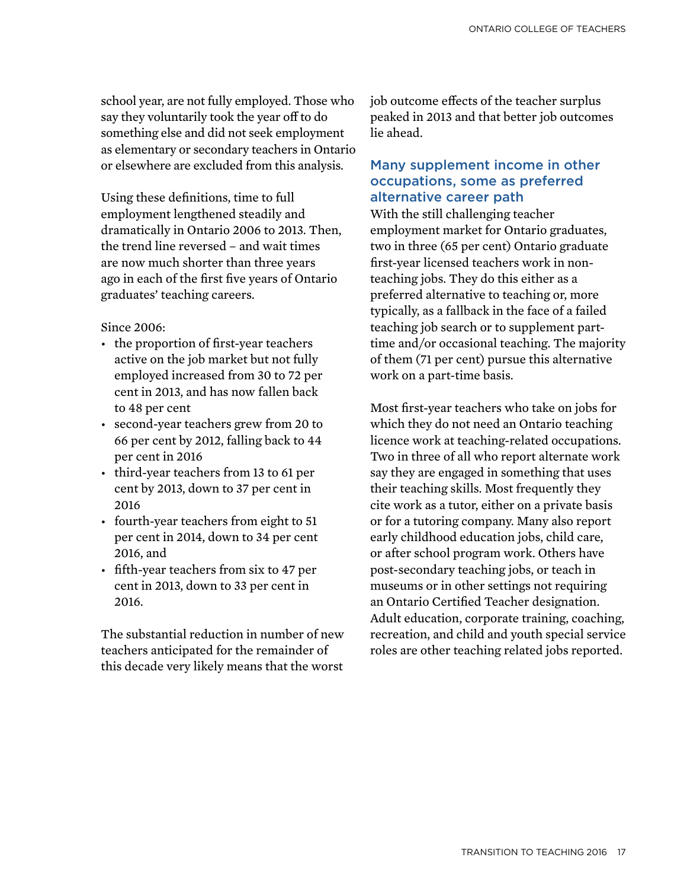school year, are not fully employed. Those who say they voluntarily took the year off to do something else and did not seek employment as elementary or secondary teachers in Ontario or elsewhere are excluded from this analysis.

Using these definitions, time to full employment lengthened steadily and dramatically in Ontario 2006 to 2013. Then, the trend line reversed – and wait times are now much shorter than three years ago in each of the first five years of Ontario graduates' teaching careers.

Since 2006:

- the proportion of first-year teachers active on the job market but not fully employed increased from 30 to 72 per cent in 2013, and has now fallen back to 48 per cent
- second-year teachers grew from 20 to 66 per cent by 2012, falling back to 44 per cent in 2016
- third-year teachers from 13 to 61 per cent by 2013, down to 37 per cent in 2016
- fourth-year teachers from eight to 51 per cent in 2014, down to 34 per cent 2016, and
- fifth-year teachers from six to 47 per cent in 2013, down to 33 per cent in 2016.

The substantial reduction in number of new teachers anticipated for the remainder of this decade very likely means that the worst job outcome effects of the teacher surplus peaked in 2013 and that better job outcomes lie ahead.

## Many supplement income in other occupations, some as preferred alternative career path

With the still challenging teacher employment market for Ontario graduates, two in three (65 per cent) Ontario graduate first-year licensed teachers work in non-teaching jobs. They do this either as a preferred alternative to teaching or, more typically, as a fallback in the face of a failed teaching job search or to supplement part-time and/or occasional teaching. The majority of them (71 per cent) pursue this alternative work on a part-time basis.

Most first-year teachers who take on jobs for which they do not need an Ontario teaching licence work at teaching-related occupations. Two in three of all who report alternate work say they are engaged in something that uses their teaching skills. Most frequently they cite work as a tutor, either on a private basis or for a tutoring company. Many also report early childhood education jobs, child care, or after school program work. Others have post-secondary teaching jobs, or teach in museums or in other settings not requiring an Ontario Certified Teacher designation. Adult education, corporate training, coaching, recreation, and child and youth special service roles are other teaching related jobs reported.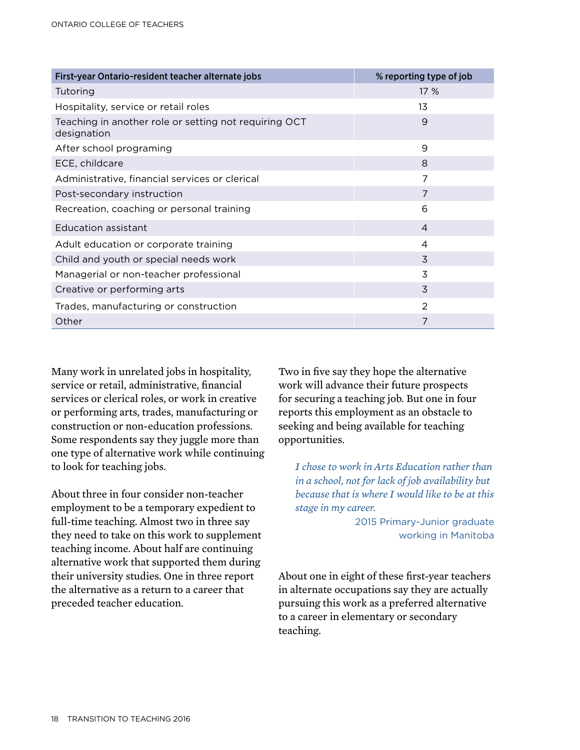| First-year Ontario-resident teacher alternate jobs | % reporting type of job |
|---|---|
| Tutoring | 17 % |
| Hospitality, service or retail roles | 13 |
| Teaching in another role or setting not requiring OCT designation | 9 |
| After school programing | 9 |
| ECE, childcare | 8 |
| Administrative, financial services or clerical | 7 |
| Post-secondary instruction | 7 |
| Recreation, coaching or personal training | 6 |
| Education assistant | 4 |
| Adult education or corporate training | 4 |
| Child and youth or special needs work | 3 |
| Managerial or non-teacher professional | 3 |
| Creative or performing arts | 3 |
| Trades, manufacturing or construction | 2 |
| Other | 7 |

Many work in unrelated jobs in hospitality, service or retail, administrative, financial services or clerical roles, or work in creative or performing arts, trades, manufacturing or construction or non-education professions. Some respondents say they juggle more than one type of alternative work while continuing to look for teaching jobs.

About three in four consider non-teacher employment to be a temporary expedient to full-time teaching. Almost two in three say they need to take on this work to supplement teaching income. About half are continuing alternative work that supported them during their university studies. One in three report the alternative as a return to a career that preceded teacher education.

Two in five say they hope the alternative work will advance their future prospects for securing a teaching job. But one in four reports this employment as an obstacle to seeking and being available for teaching opportunities.

> *I chose to work in Arts Education rather than in a school, not for lack of job availability but because that is where I would like to be at this stage in my career.*
>
> 2015 Primary-Junior graduate working in Manitoba

About one in eight of these first-year teachers in alternate occupations say they are actually pursuing this work as a preferred alternative to a career in elementary or secondary teaching.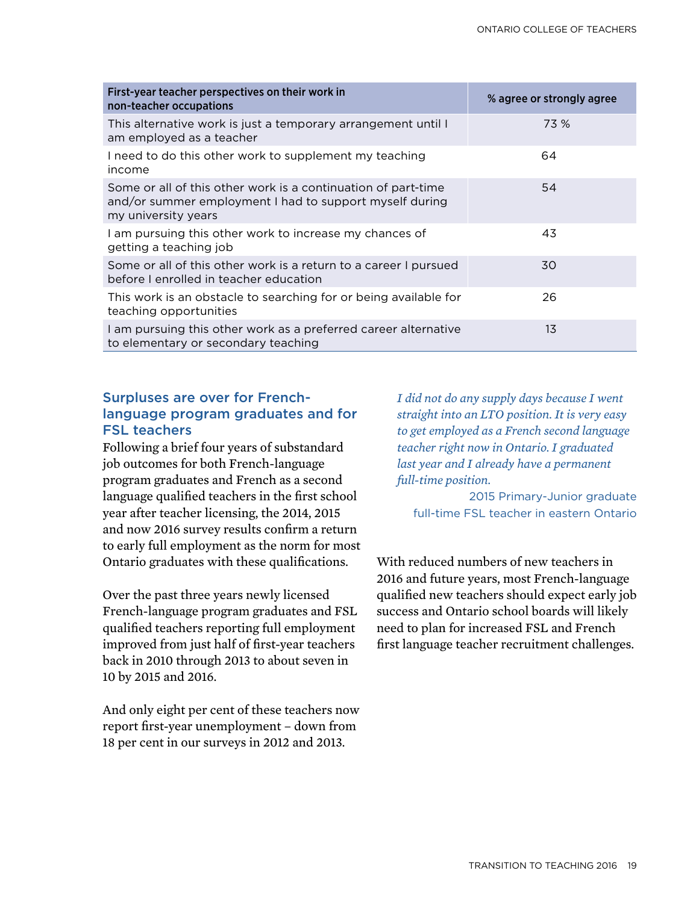| First-year teacher perspectives on their work in non-teacher occupations | % agree or strongly agree |
|---|---|
| This alternative work is just a temporary arrangement until I am employed as a teacher | 73 % |
| I need to do this other work to supplement my teaching income | 64 |
| Some or all of this other work is a continuation of part-time and/or summer employment I had to support myself during my university years | 54 |
| I am pursuing this other work to increase my chances of getting a teaching job | 43 |
| Some or all of this other work is a return to a career I pursued before I enrolled in teacher education | 30 |
| This work is an obstacle to searching for or being available for teaching opportunities | 26 |
| I am pursuing this other work as a preferred career alternative to elementary or secondary teaching | 13 |

## Surpluses are over for French-language program graduates and for FSL teachers

Following a brief four years of substandard job outcomes for both French-language program graduates and French as a second language qualified teachers in the first school year after teacher licensing, the 2014, 2015 and now 2016 survey results confirm a return to early full employment as the norm for most Ontario graduates with these qualifications.

Over the past three years newly licensed French-language program graduates and FSL qualified teachers reporting full employment improved from just half of first-year teachers back in 2010 through 2013 to about seven in 10 by 2015 and 2016.

And only eight per cent of these teachers now report first-year unemployment – down from 18 per cent in our surveys in 2012 and 2013.

*I did not do any supply days because I went straight into an LTO position. It is very easy to get employed as a French second language teacher right now in Ontario. I graduated last year and I already have a permanent full-time position.*

2015 Primary-Junior graduate
full-time FSL teacher in eastern Ontario

With reduced numbers of new teachers in 2016 and future years, most French-language qualified new teachers should expect early job success and Ontario school boards will likely need to plan for increased FSL and French first language teacher recruitment challenges.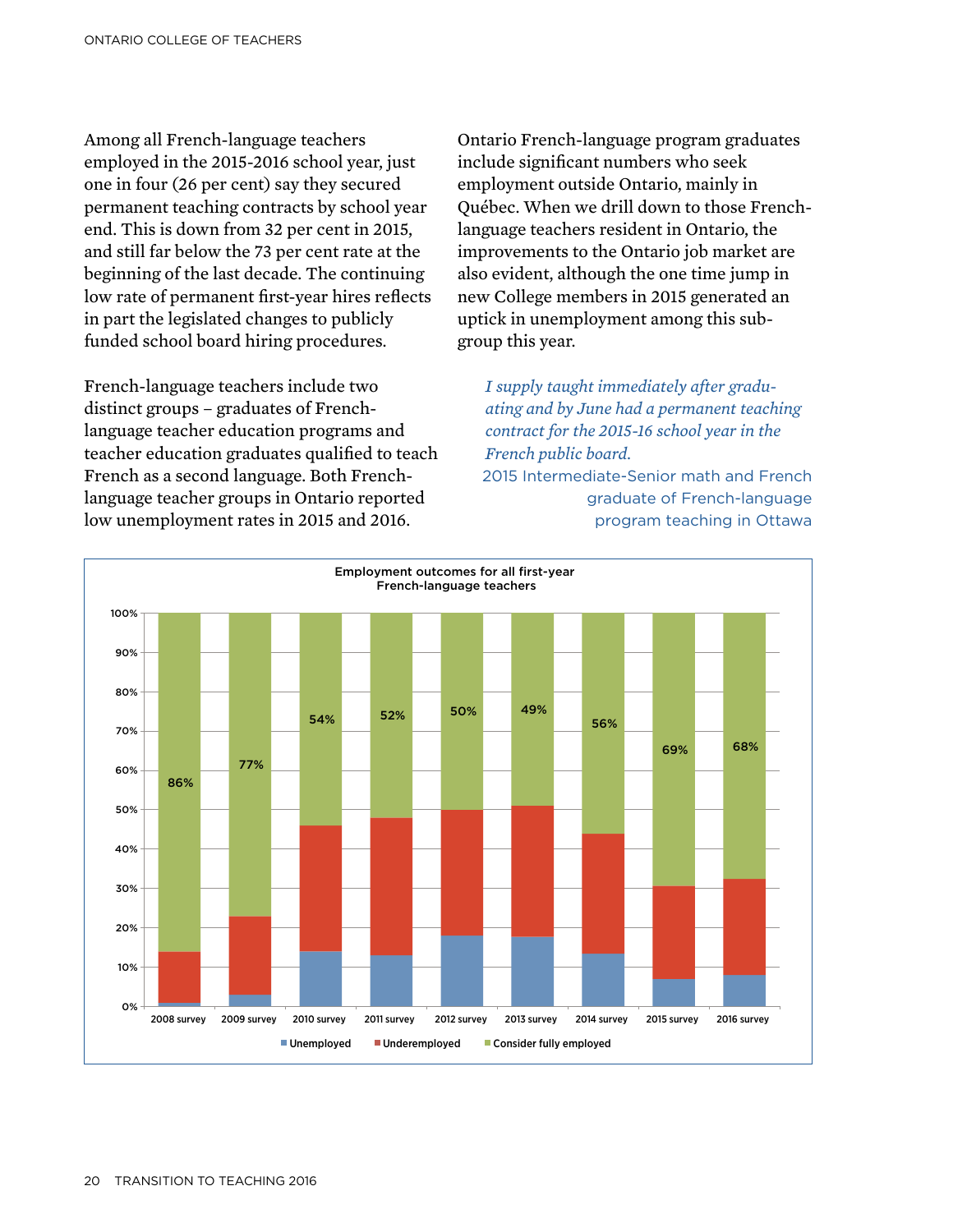Among all French-language teachers employed in the 2015-2016 school year, just one in four (26 per cent) say they secured permanent teaching contracts by school year end. This is down from 32 per cent in 2015, and still far below the 73 per cent rate at the beginning of the last decade. The continuing low rate of permanent first-year hires reflects in part the legislated changes to publicly funded school board hiring procedures.

French-language teachers include two distinct groups – graduates of French-language teacher education programs and teacher education graduates qualified to teach French as a second language. Both French-language teacher groups in Ontario reported low unemployment rates in 2015 and 2016.

Ontario French-language program graduates include significant numbers who seek employment outside Ontario, mainly in Québec. When we drill down to those French-language teachers resident in Ontario, the improvements to the Ontario job market are also evident, although the one time jump in new College members in 2015 generated an uptick in unemployment among this sub-group this year.

> *I supply taught immediately after graduating and by June had a permanent teaching contract for the 2015-16 school year in the French public board.*
>
> 2015 Intermediate-Senior math and French graduate of French-language program teaching in Ottawa

**Employment outcomes for all first-year French-language teachers**

| Survey | Consider fully employed |
|---|---|
| 2008 survey | 86% |
| 2009 survey | 77% |
| 2010 survey | 54% |
| 2011 survey | 52% |
| 2012 survey | 50% |
| 2013 survey | 49% |
| 2014 survey | 56% |
| 2015 survey | 69% |
| 2016 survey | 68% |

Unemployed | Underemployed | Consider fully employed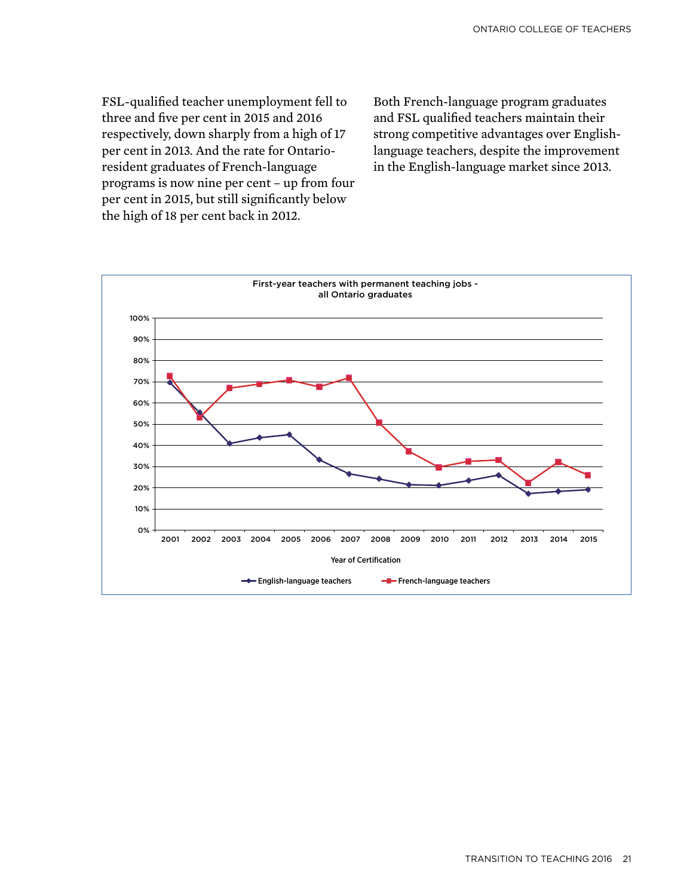FSL-qualified teacher unemployment fell to three and five per cent in 2015 and 2016 respectively, down sharply from a high of 17 per cent in 2013. And the rate for Ontario-resident graduates of French-language programs is now nine per cent – up from four per cent in 2015, but still significantly below the high of 18 per cent back in 2012.

Both French-language program graduates and FSL qualified teachers maintain their strong competitive advantages over English-language teachers, despite the improvement in the English-language market since 2013.

**First-year teachers with permanent teaching jobs - all Ontario graduates**

| Year of Certification | English-language teachers | French-language teachers |
|---|---|---|
| 2001 | ~70% | ~73% |
| 2002 | ~55% | ~53% |
| 2003 | ~41% | ~67% |
| 2004 | ~44% | ~69% |
| 2005 | ~45% | ~71% |
| 2006 | ~33% | ~68% |
| 2007 | ~27% | ~72% |
| 2008 | ~24% | ~51% |
| 2009 | ~21% | ~37% |
| 2010 | ~21% | ~30% |
| 2011 | ~23% | ~32% |
| 2012 | ~26% | ~33% |
| 2013 | ~17% | ~22% |
| 2014 | ~18% | ~32% |
| 2015 | ~19% | ~26% |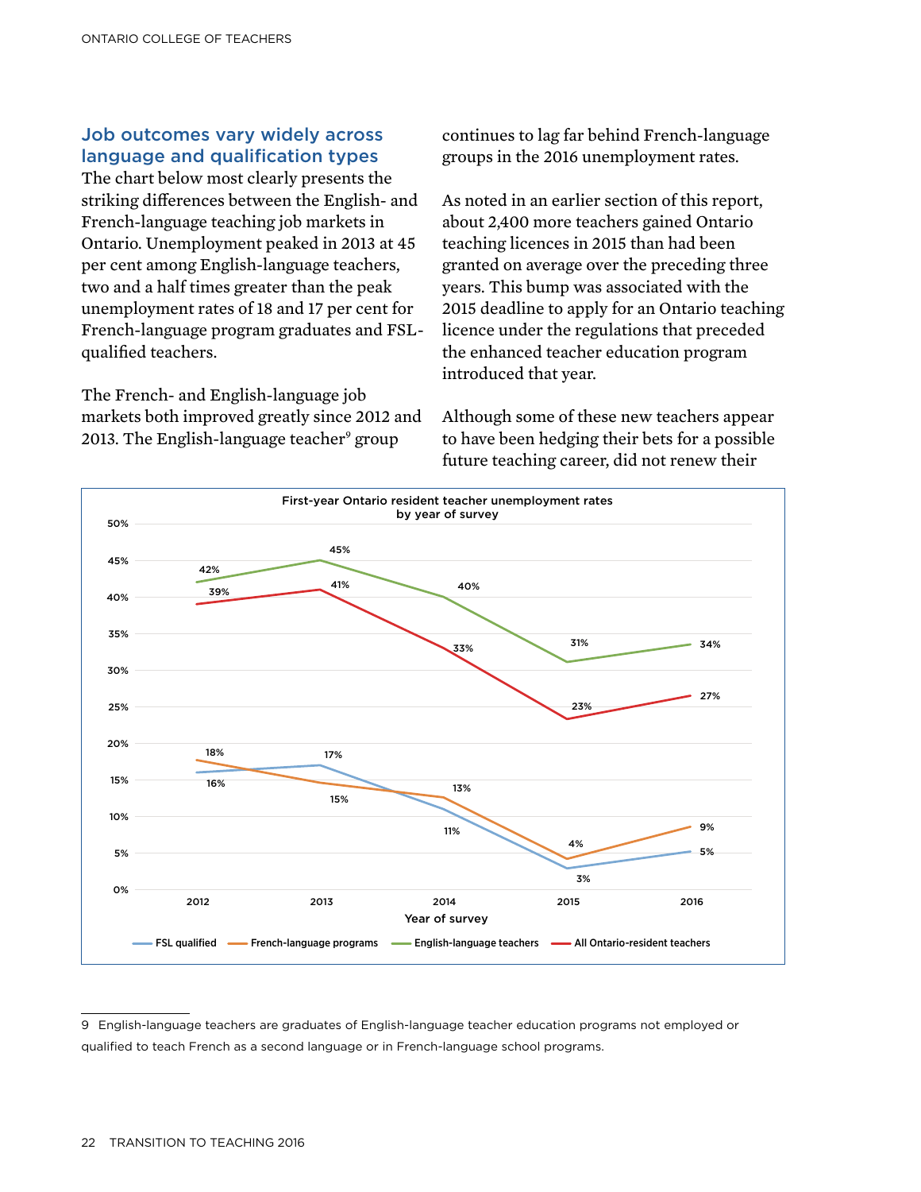### Job outcomes vary widely across language and qualification types

The chart below most clearly presents the striking differences between the English- and French-language teaching job markets in Ontario. Unemployment peaked in 2013 at 45 per cent among English-language teachers, two and a half times greater than the peak unemployment rates of 18 and 17 per cent for French-language program graduates and FSL-qualified teachers.

The French- and English-language job markets both improved greatly since 2012 and 2013. The English-language teacher[9] group continues to lag far behind French-language groups in the 2016 unemployment rates.

As noted in an earlier section of this report, about 2,400 more teachers gained Ontario teaching licences in 2015 than had been granted on average over the preceding three years. This bump was associated with the 2015 deadline to apply for an Ontario teaching licence under the regulations that preceded the enhanced teacher education program introduced that year.

Although some of these new teachers appear to have been hedging their bets for a possible future teaching career, did not renew their

**First-year Ontario resident teacher unemployment rates by year of survey**

| Year of survey | FSL qualified | French-language programs | English-language teachers | All Ontario-resident teachers |
|---|---|---|---|---|
| 2012 | 16% | 18% | 42% | 39% |
| 2013 | 17% | 15% | 45% | 41% |
| 2014 | 11% | 13% | 40% | 33% |
| 2015 | 3% | 4% | 31% | 23% |
| 2016 | 5% | 9% | 34% | 27% |

---

9 English-language teachers are graduates of English-language teacher education programs not employed or qualified to teach French as a second language or in French-language school programs.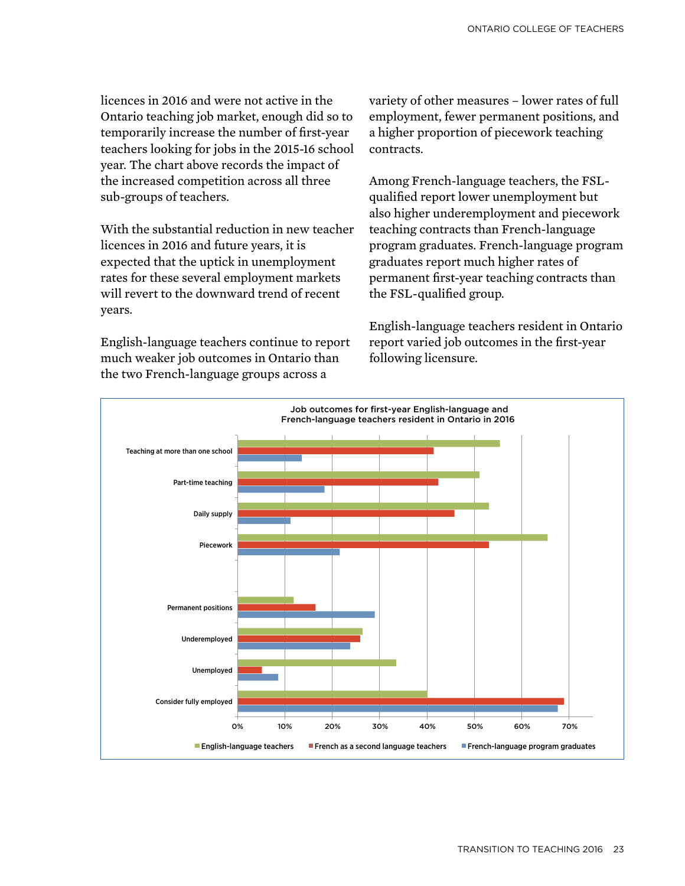licences in 2016 and were not active in the Ontario teaching job market, enough did so to temporarily increase the number of first-year teachers looking for jobs in the 2015-16 school year. The chart above records the impact of the increased competition across all three sub-groups of teachers.

With the substantial reduction in new teacher licences in 2016 and future years, it is expected that the uptick in unemployment rates for these several employment markets will revert to the downward trend of recent years.

English-language teachers continue to report much weaker job outcomes in Ontario than the two French-language groups across a variety of other measures – lower rates of full employment, fewer permanent positions, and a higher proportion of piecework teaching contracts.

Among French-language teachers, the FSL-qualified report lower unemployment but also higher underemployment and piecework teaching contracts than French-language program graduates. French-language program graduates report much higher rates of permanent first-year teaching contracts than the FSL-qualified group.

English-language teachers resident in Ontario report varied job outcomes in the first-year following licensure.

**Job outcomes for first-year English-language and French-language teachers resident in Ontario in 2016**

| | English-language teachers | French as a second language teachers | French-language program graduates |
|---|---|---|---|
| Teaching at more than one school | 55% | 41% | 13% |
| Part-time teaching | 51% | 42% | 18% |
| Daily supply | 53% | 46% | 11% |
| Piecework | 65% | 53% | 21% |
| Permanent positions | 12% | 16% | 29% |
| Underemployed | 26% | 26% | 24% |
| Unemployed | 33% | 5% | 8% |
| Consider fully employed | 40% | 69% | 67% |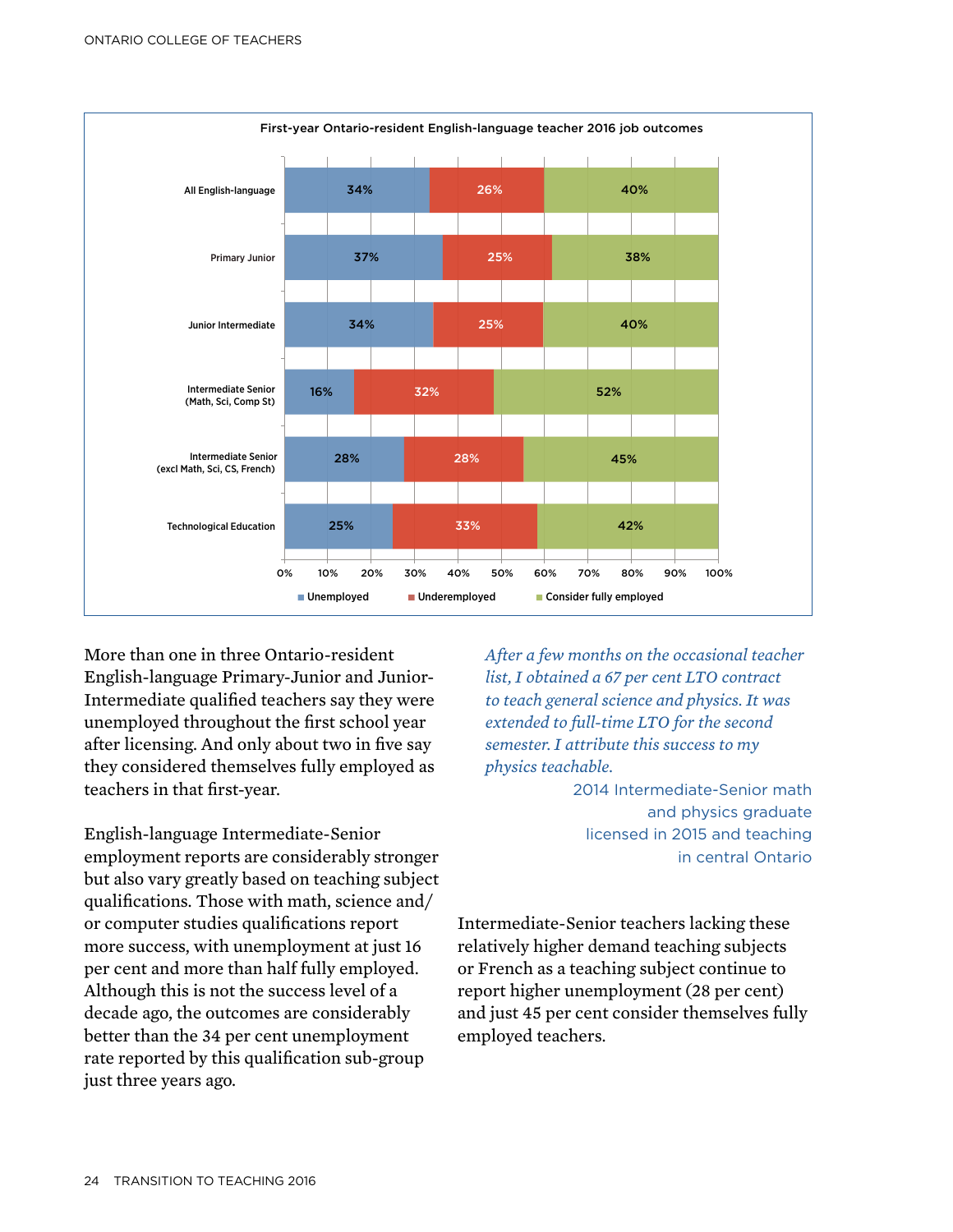**First-year Ontario-resident English-language teacher 2016 job outcomes**

| | Unemployed | Underemployed | Consider fully employed |
|---|---|---|---|
| All English-language | 34% | 26% | 40% |
| Primary Junior | 37% | 25% | 38% |
| Junior Intermediate | 34% | 25% | 40% |
| Intermediate Senior (Math, Sci, Comp St) | 16% | 32% | 52% |
| Intermediate Senior (excl Math, Sci, CS, French) | 28% | 28% | 45% |
| Technological Education | 25% | 33% | 42% |

More than one in three Ontario-resident English-language Primary-Junior and Junior-Intermediate qualified teachers say they were unemployed throughout the first school year after licensing. And only about two in five say they considered themselves fully employed as teachers in that first-year.

English-language Intermediate-Senior employment reports are considerably stronger but also vary greatly based on teaching subject qualifications. Those with math, science and/or computer studies qualifications report more success, with unemployment at just 16 per cent and more than half fully employed. Although this is not the success level of a decade ago, the outcomes are considerably better than the 34 per cent unemployment rate reported by this qualification sub-group just three years ago.

*After a few months on the occasional teacher list, I obtained a 67 per cent LTO contract to teach general science and physics. It was extended to full-time LTO for the second semester. I attribute this success to my physics teachable.*

2014 Intermediate-Senior math and physics graduate licensed in 2015 and teaching in central Ontario

Intermediate-Senior teachers lacking these relatively higher demand teaching subjects or French as a teaching subject continue to report higher unemployment (28 per cent) and just 45 per cent consider themselves fully employed teachers.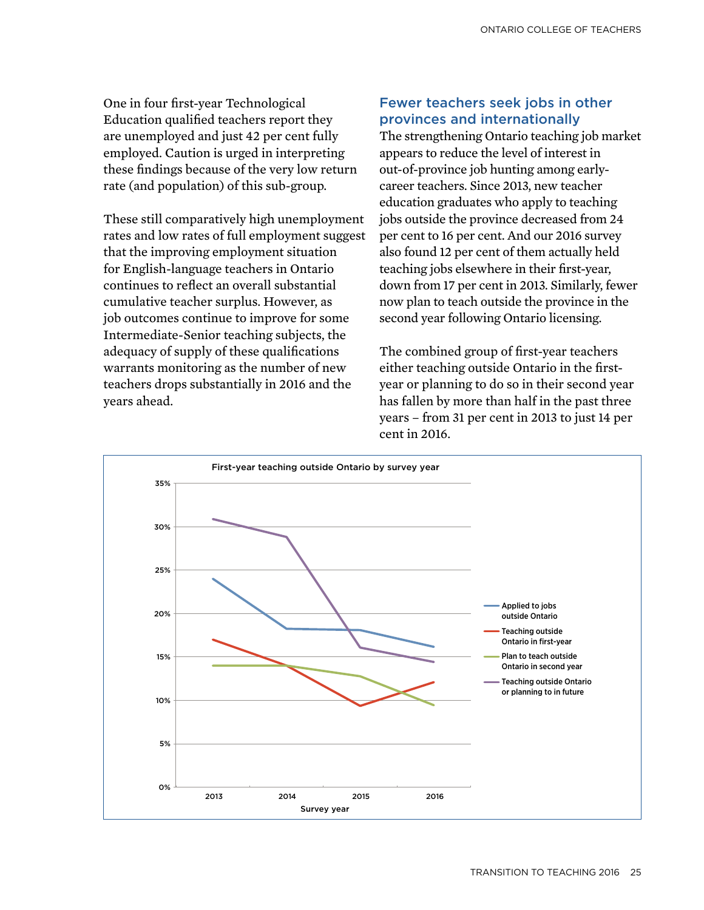One in four first-year Technological Education qualified teachers report they are unemployed and just 42 per cent fully employed. Caution is urged in interpreting these findings because of the very low return rate (and population) of this sub-group.

These still comparatively high unemployment rates and low rates of full employment suggest that the improving employment situation for English-language teachers in Ontario continues to reflect an overall substantial cumulative teacher surplus. However, as job outcomes continue to improve for some Intermediate-Senior teaching subjects, the adequacy of supply of these qualifications warrants monitoring as the number of new teachers drops substantially in 2016 and the years ahead.

## Fewer teachers seek jobs in other provinces and internationally

The strengthening Ontario teaching job market appears to reduce the level of interest in out-of-province job hunting among early-career teachers. Since 2013, new teacher education graduates who apply to teaching jobs outside the province decreased from 24 per cent to 16 per cent. And our 2016 survey also found 12 per cent of them actually held teaching jobs elsewhere in their first-year, down from 17 per cent in 2013. Similarly, fewer now plan to teach outside the province in the second year following Ontario licensing.

The combined group of first-year teachers either teaching outside Ontario in the first-year or planning to do so in their second year has fallen by more than half in the past three years – from 31 per cent in 2013 to just 14 per cent in 2016.

First-year teaching outside Ontario by survey year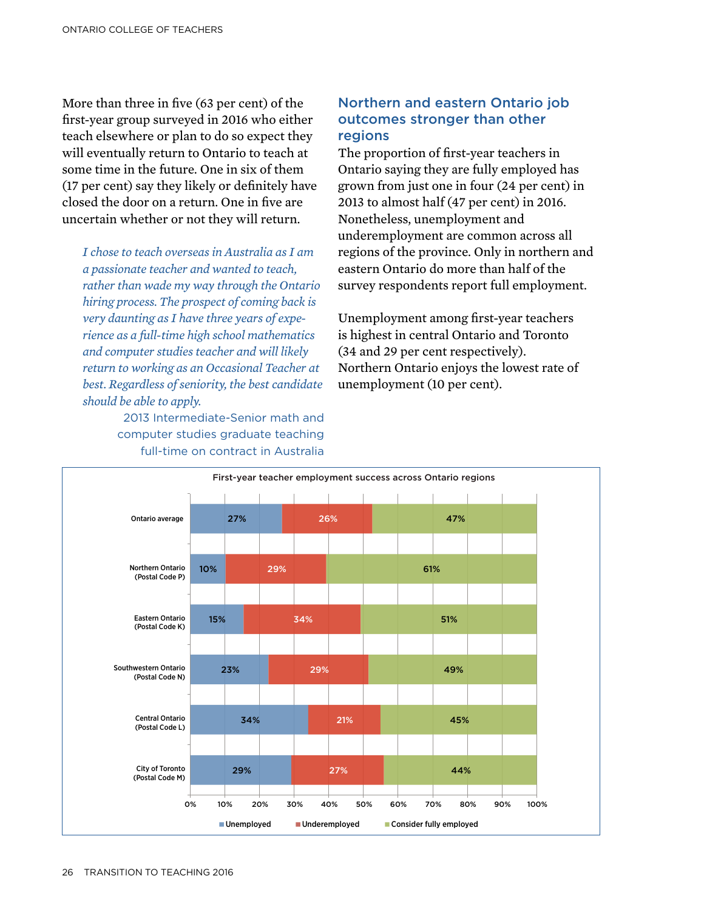More than three in five (63 per cent) of the first-year group surveyed in 2016 who either teach elsewhere or plan to do so expect they will eventually return to Ontario to teach at some time in the future. One in six of them (17 per cent) say they likely or definitely have closed the door on a return. One in five are uncertain whether or not they will return.

> *I chose to teach overseas in Australia as I am a passionate teacher and wanted to teach, rather than wade my way through the Ontario hiring process. The prospect of coming back is very daunting as I have three years of experience as a full-time high school mathematics and computer studies teacher and will likely return to working as an Occasional Teacher at best. Regardless of seniority, the best candidate should be able to apply.*
>
> 2013 Intermediate-Senior math and computer studies graduate teaching full-time on contract in Australia

## Northern and eastern Ontario job outcomes stronger than other regions

The proportion of first-year teachers in Ontario saying they are fully employed has grown from just one in four (24 per cent) in 2013 to almost half (47 per cent) in 2016. Nonetheless, unemployment and underemployment are common across all regions of the province. Only in northern and eastern Ontario do more than half of the survey respondents report full employment.

Unemployment among first-year teachers is highest in central Ontario and Toronto (34 and 29 per cent respectively). Northern Ontario enjoys the lowest rate of unemployment (10 per cent).

**First-year teacher employment success across Ontario regions**

| Region | Unemployed | Underemployed | Consider fully employed |
|---|---|---|---|
| Ontario average | 27% | 26% | 47% |
| Northern Ontario (Postal Code P) | 10% | 29% | 61% |
| Eastern Ontario (Postal Code K) | 15% | 34% | 51% |
| Southwestern Ontario (Postal Code N) | 23% | 29% | 49% |
| Central Ontario (Postal Code L) | 34% | 21% | 45% |
| City of Toronto (Postal Code M) | 29% | 27% | 44% |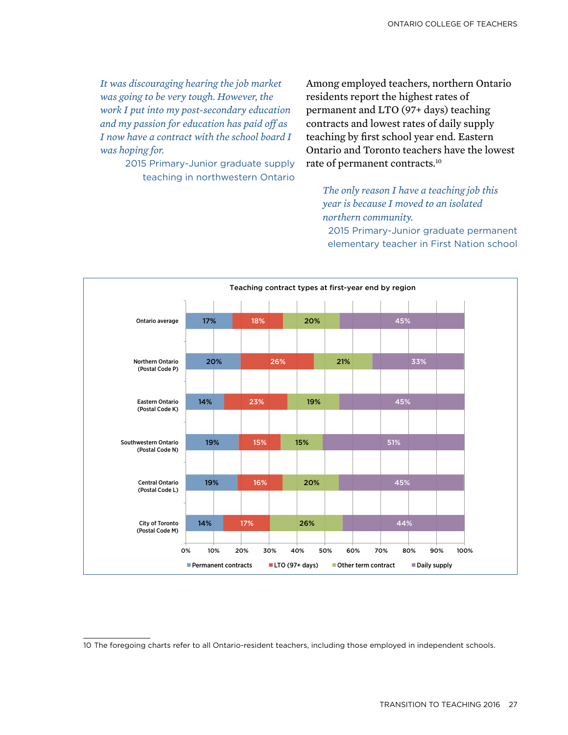*It was discouraging hearing the job market was going to be very tough. However, the work I put into my post-secondary education and my passion for education has paid off as I now have a contract with the school board I was hoping for.*

2015 Primary-Junior graduate supply teaching in northwestern Ontario

Among employed teachers, northern Ontario residents report the highest rates of permanent and LTO (97+ days) teaching contracts and lowest rates of daily supply teaching by first school year end. Eastern Ontario and Toronto teachers have the lowest rate of permanent contracts.[10]

*The only reason I have a teaching job this year is because I moved to an isolated northern community.*

2015 Primary-Junior graduate permanent elementary teacher in First Nation school

**Teaching contract types at first-year end by region**

| Region | Permanent contracts | LTO (97+ days) | Other term contract | Daily supply |
|---|---|---|---|---|
| Ontario average | 17% | 18% | 20% | 45% |
| Northern Ontario (Postal Code P) | 20% | 26% | 21% | 33% |
| Eastern Ontario (Postal Code K) | 14% | 23% | 19% | 45% |
| Southwestern Ontario (Postal Code N) | 19% | 15% | 15% | 51% |
| Central Ontario (Postal Code L) | 19% | 16% | 20% | 45% |
| City of Toronto (Postal Code M) | 14% | 17% | 26% | 44% |

10 The foregoing charts refer to all Ontario-resident teachers, including those employed in independent schools.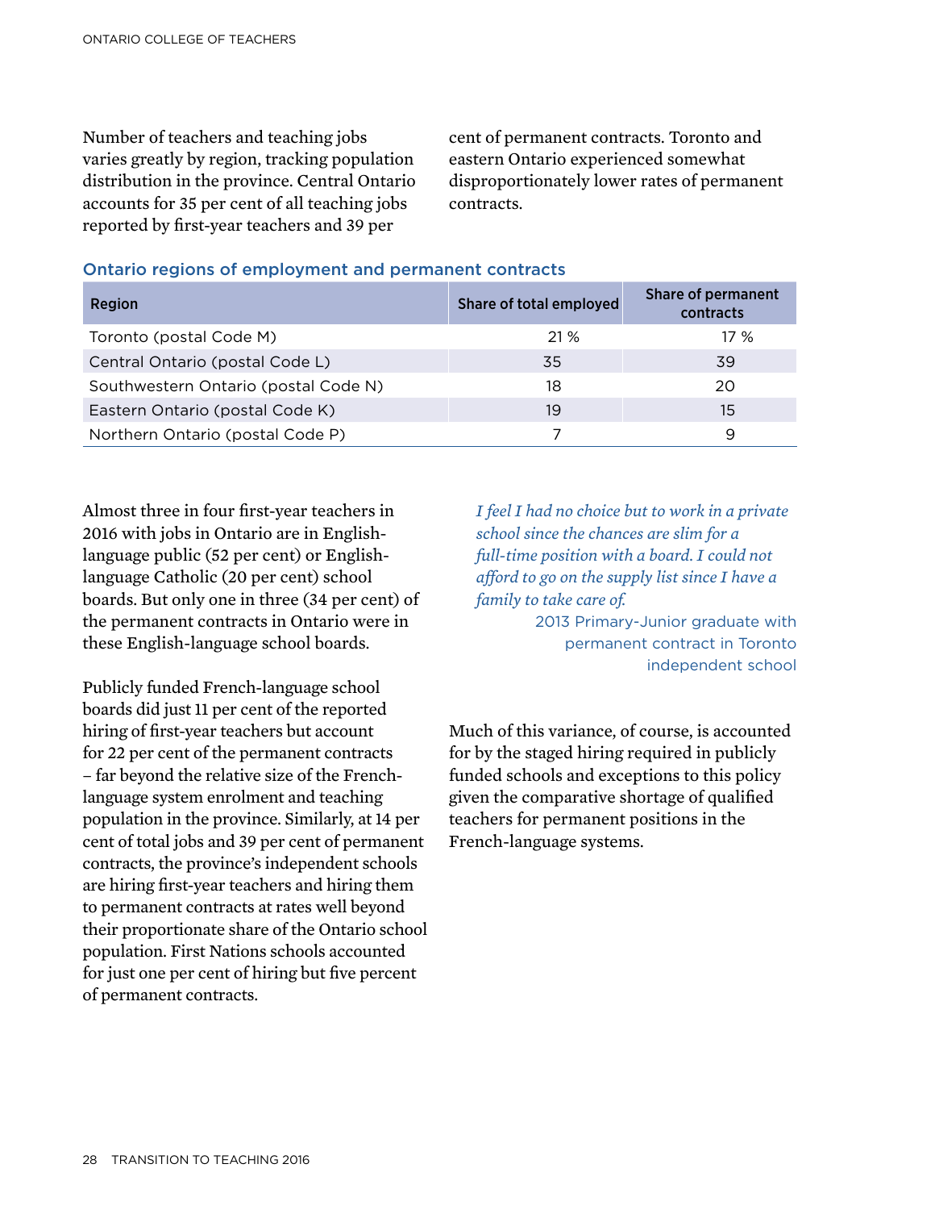Number of teachers and teaching jobs varies greatly by region, tracking population distribution in the province. Central Ontario accounts for 35 per cent of all teaching jobs reported by first-year teachers and 39 per cent of permanent contracts. Toronto and eastern Ontario experienced somewhat disproportionately lower rates of permanent contracts.

### Ontario regions of employment and permanent contracts

| Region | Share of total employed | Share of permanent contracts |
|---|---|---|
| Toronto (postal Code M) | 21 % | 17 % |
| Central Ontario (postal Code L) | 35 | 39 |
| Southwestern Ontario (postal Code N) | 18 | 20 |
| Eastern Ontario (postal Code K) | 19 | 15 |
| Northern Ontario (postal Code P) | 7 | 9 |

Almost three in four first-year teachers in 2016 with jobs in Ontario are in English-language public (52 per cent) or English-language Catholic (20 per cent) school boards. But only one in three (34 per cent) of the permanent contracts in Ontario were in these English-language school boards.

Publicly funded French-language school boards did just 11 per cent of the reported hiring of first-year teachers but account for 22 per cent of the permanent contracts – far beyond the relative size of the French-language system enrolment and teaching population in the province. Similarly, at 14 per cent of total jobs and 39 per cent of permanent contracts, the province's independent schools are hiring first-year teachers and hiring them to permanent contracts at rates well beyond their proportionate share of the Ontario school population. First Nations schools accounted for just one per cent of hiring but five percent of permanent contracts.

*I feel I had no choice but to work in a private school since the chances are slim for a full-time position with a board. I could not afford to go on the supply list since I have a family to take care of.*

2013 Primary-Junior graduate with permanent contract in Toronto independent school

Much of this variance, of course, is accounted for by the staged hiring required in publicly funded schools and exceptions to this policy given the comparative shortage of qualified teachers for permanent positions in the French-language systems.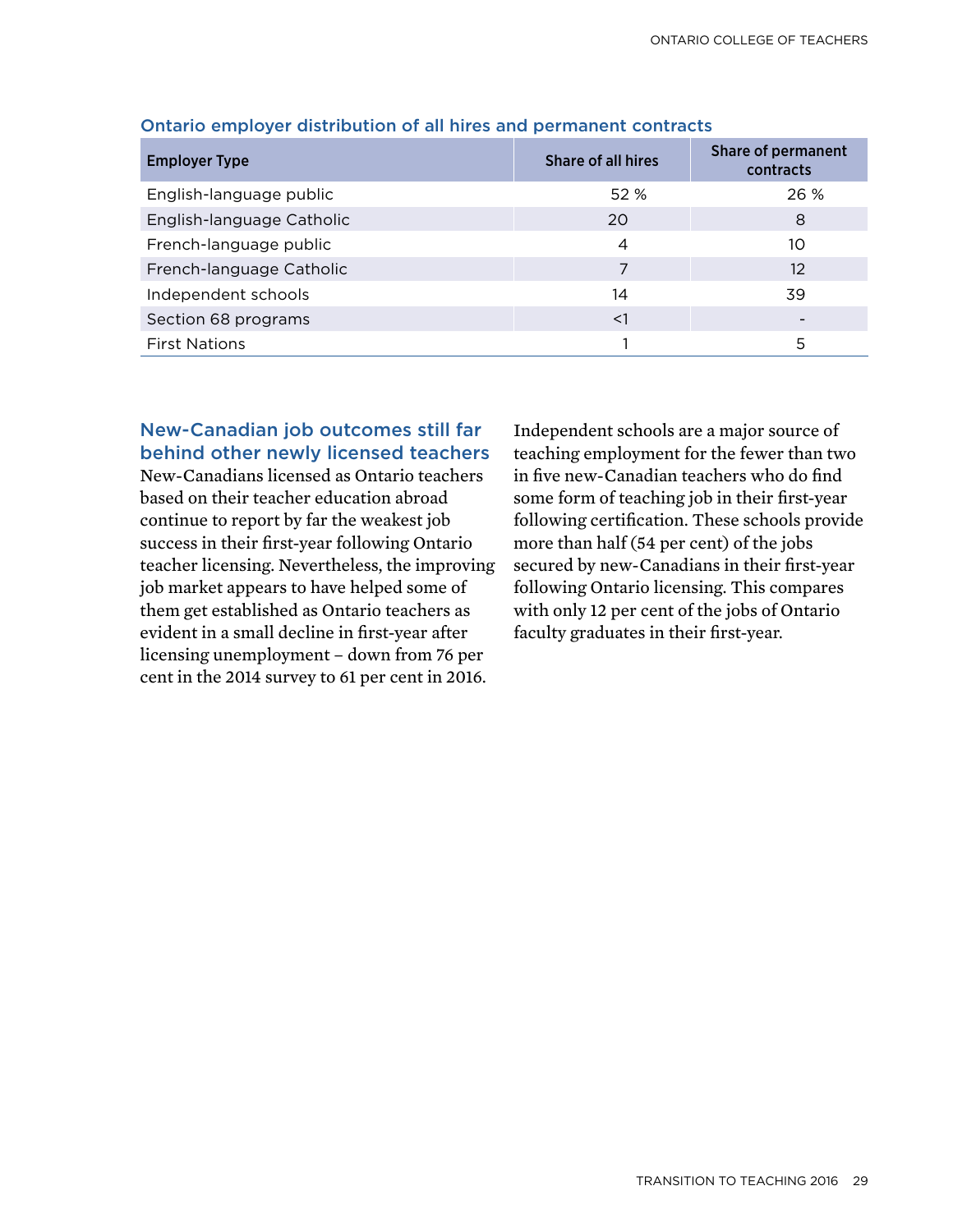### Ontario employer distribution of all hires and permanent contracts

| Employer Type | Share of all hires | Share of permanent contracts |
|---|---|---|
| English-language public | 52 % | 26 % |
| English-language Catholic | 20 | 8 |
| French-language public | 4 | 10 |
| French-language Catholic | 7 | 12 |
| Independent schools | 14 | 39 |
| Section 68 programs | <1 | - |
| First Nations | 1 | 5 |

## New-Canadian job outcomes still far behind other newly licensed teachers

New-Canadians licensed as Ontario teachers based on their teacher education abroad continue to report by far the weakest job success in their first-year following Ontario teacher licensing. Nevertheless, the improving job market appears to have helped some of them get established as Ontario teachers as evident in a small decline in first-year after licensing unemployment – down from 76 per cent in the 2014 survey to 61 per cent in 2016.

Independent schools are a major source of teaching employment for the fewer than two in five new-Canadian teachers who do find some form of teaching job in their first-year following certification. These schools provide more than half (54 per cent) of the jobs secured by new-Canadians in their first-year following Ontario licensing. This compares with only 12 per cent of the jobs of Ontario faculty graduates in their first-year.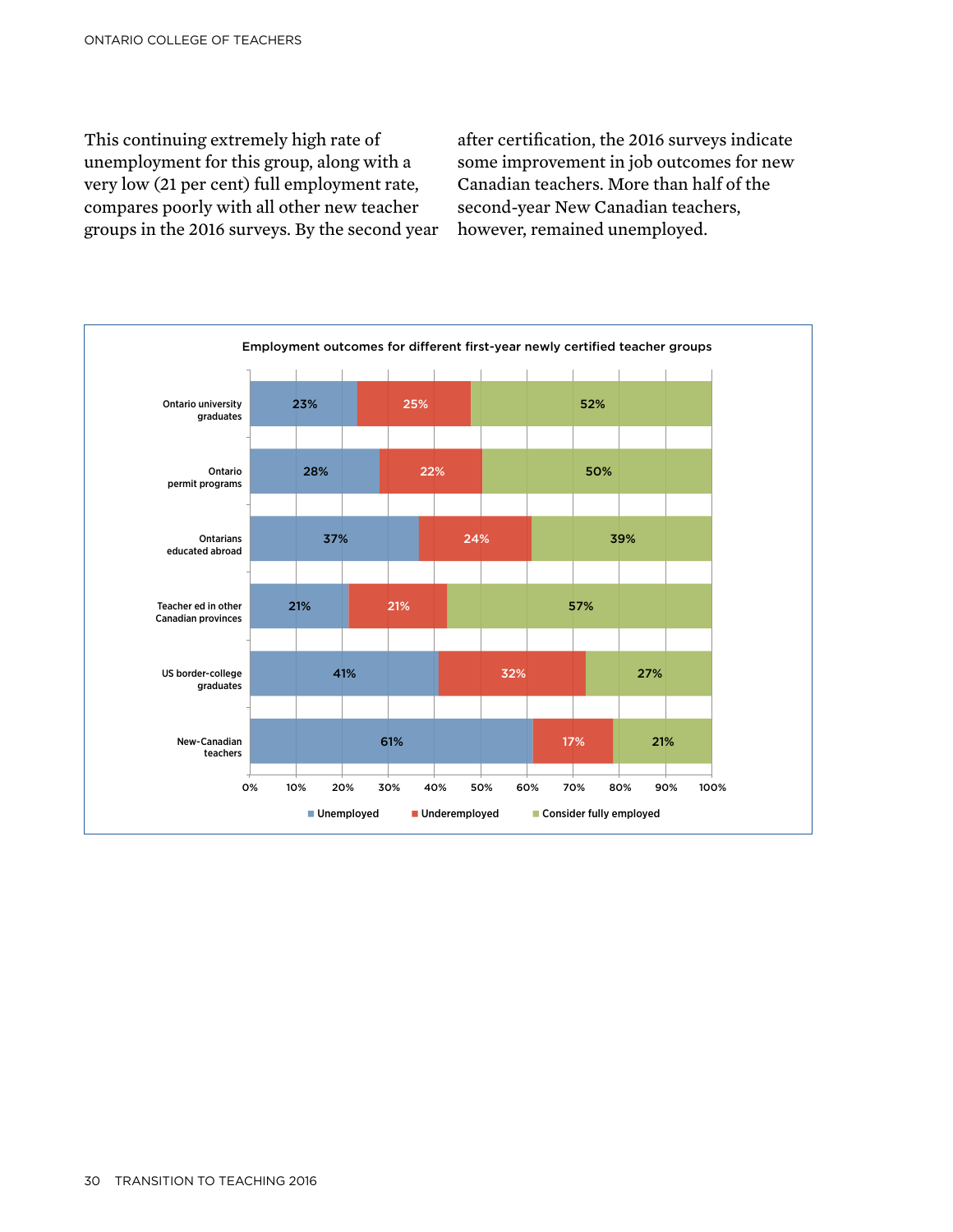This continuing extremely high rate of unemployment for this group, along with a very low (21 per cent) full employment rate, compares poorly with all other new teacher groups in the 2016 surveys. By the second year after certification, the 2016 surveys indicate some improvement in job outcomes for new Canadian teachers. More than half of the second-year New Canadian teachers, however, remained unemployed.

**Employment outcomes for different first-year newly certified teacher groups**

| Group | Unemployed | Underemployed | Consider fully employed |
|---|---|---|---|
| Ontario university graduates | 23% | 25% | 52% |
| Ontario permit programs | 28% | 22% | 50% |
| Ontarians educated abroad | 37% | 24% | 39% |
| Teacher ed in other Canadian provinces | 21% | 21% | 57% |
| US border-college graduates | 41% | 32% | 27% |
| New-Canadian teachers | 61% | 17% | 21% |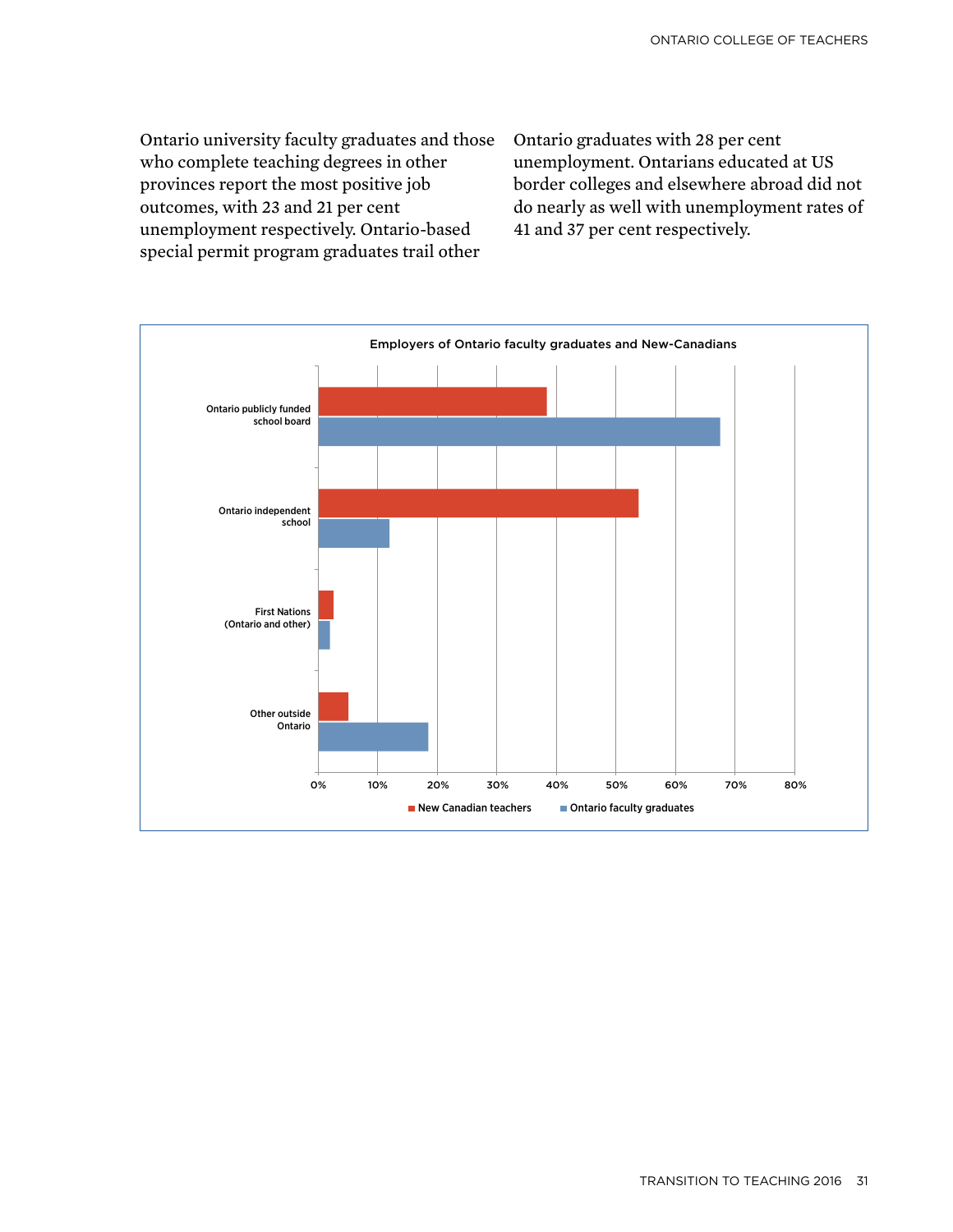Ontario university faculty graduates and those who complete teaching degrees in other provinces report the most positive job outcomes, with 23 and 21 per cent unemployment respectively. Ontario-based special permit program graduates trail other Ontario graduates with 28 per cent unemployment. Ontarians educated at US border colleges and elsewhere abroad did not do nearly as well with unemployment rates of 41 and 37 per cent respectively.

**Employers of Ontario faculty graduates and New-Canadians**

| Employer | New Canadian teachers | Ontario faculty graduates |
|---|---|---|
| Ontario publicly funded school board | ~38% | ~67% |
| Ontario independent school | ~54% | ~12% |
| First Nations (Ontario and other) | ~2% | ~2% |
| Other outside Ontario | ~5% | ~18% |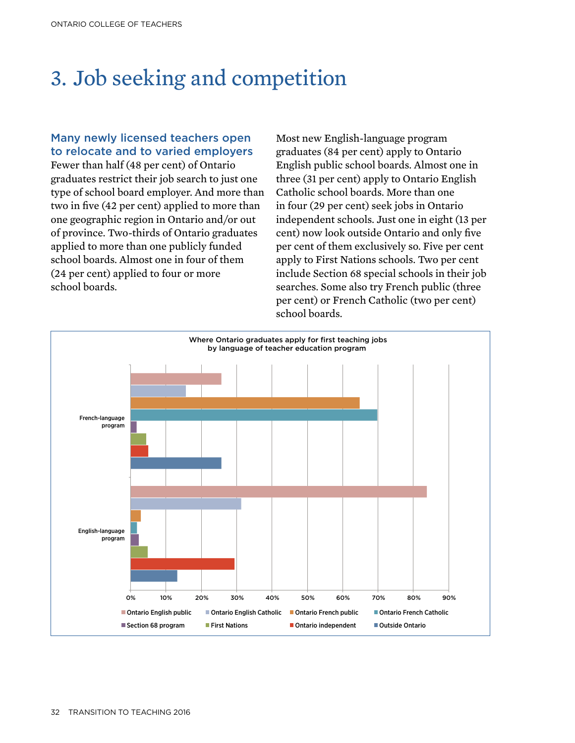# 3. Job seeking and competition

### Many newly licensed teachers open to relocate and to varied employers

Fewer than half (48 per cent) of Ontario graduates restrict their job search to just one type of school board employer. And more than two in five (42 per cent) applied to more than one geographic region in Ontario and/or out of province. Two-thirds of Ontario graduates applied to more than one publicly funded school boards. Almost one in four of them (24 per cent) applied to four or more school boards.

Most new English-language program graduates (84 per cent) apply to Ontario English public school boards. Almost one in three (31 per cent) apply to Ontario English Catholic school boards. More than one in four (29 per cent) seek jobs in Ontario independent schools. Just one in eight (13 per cent) now look outside Ontario and only five per cent of them exclusively so. Five per cent apply to First Nations schools. Two per cent include Section 68 special schools in their job searches. Some also try French public (three per cent) or French Catholic (two per cent) school boards.

Where Ontario graduates apply for first teaching jobs by language of teacher education program

| | Ontario English public | Ontario English Catholic | Ontario French public | Ontario French Catholic | Section 68 program | First Nations | Ontario independent | Outside Ontario |
|---|---|---|---|---|---|---|---|---|
| French-language program | ~26% | ~16% | ~65% | ~70% | ~2% | ~4% | ~5% | ~26% |
| English-language program | 84% | 31% | 3% | 2% | 2% | 5% | 29% | 13% |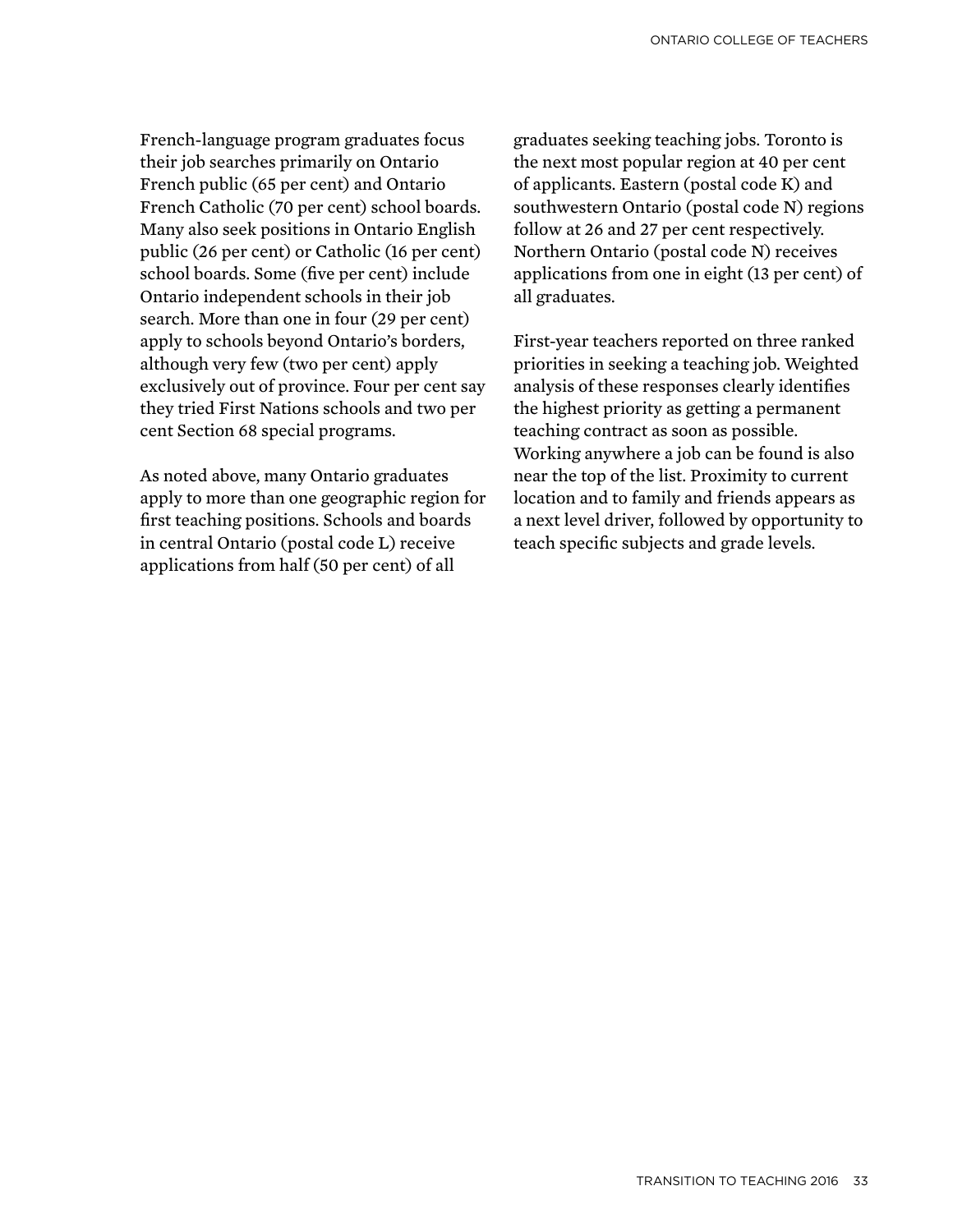French-language program graduates focus their job searches primarily on Ontario French public (65 per cent) and Ontario French Catholic (70 per cent) school boards. Many also seek positions in Ontario English public (26 per cent) or Catholic (16 per cent) school boards. Some (five per cent) include Ontario independent schools in their job search. More than one in four (29 per cent) apply to schools beyond Ontario's borders, although very few (two per cent) apply exclusively out of province. Four per cent say they tried First Nations schools and two per cent Section 68 special programs.

As noted above, many Ontario graduates apply to more than one geographic region for first teaching positions. Schools and boards in central Ontario (postal code L) receive applications from half (50 per cent) of all graduates seeking teaching jobs. Toronto is the next most popular region at 40 per cent of applicants. Eastern (postal code K) and southwestern Ontario (postal code N) regions follow at 26 and 27 per cent respectively. Northern Ontario (postal code N) receives applications from one in eight (13 per cent) of all graduates.

First-year teachers reported on three ranked priorities in seeking a teaching job. Weighted analysis of these responses clearly identifies the highest priority as getting a permanent teaching contract as soon as possible. Working anywhere a job can be found is also near the top of the list. Proximity to current location and to family and friends appears as a next level driver, followed by opportunity to teach specific subjects and grade levels.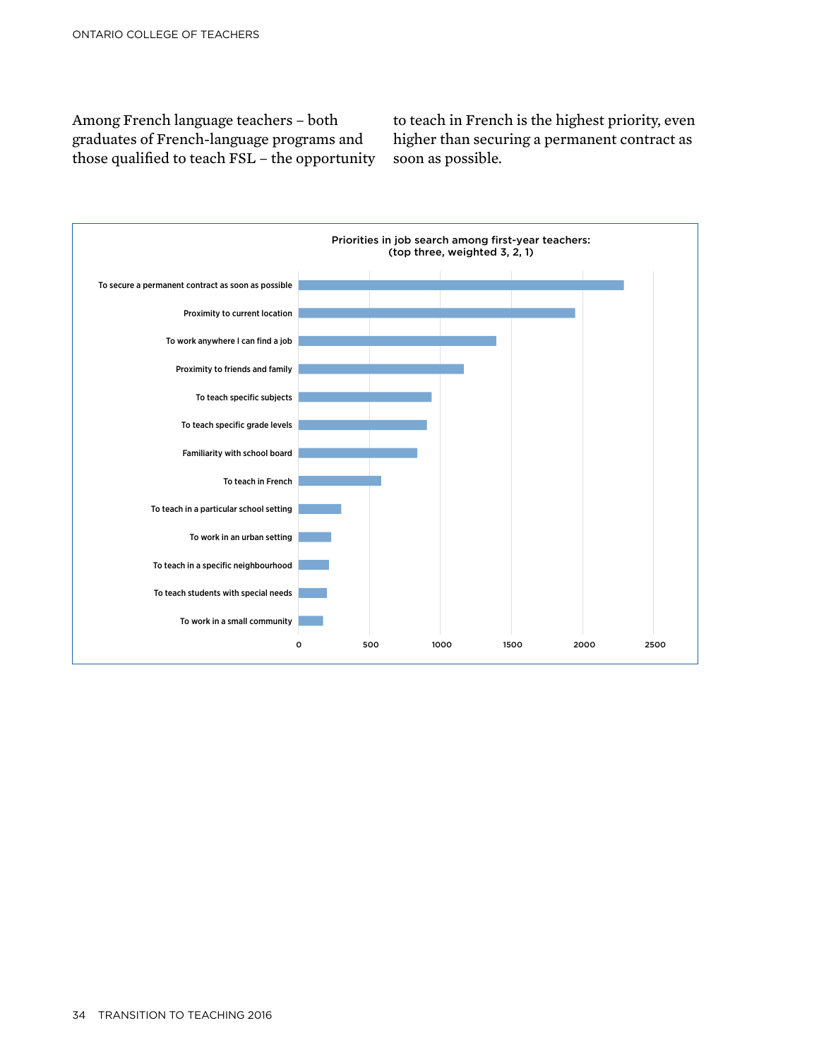Among French language teachers – both graduates of French-language programs and those qualified to teach FSL – the opportunity to teach in French is the highest priority, even higher than securing a permanent contract as soon as possible.

**Priorities in job search among first-year teachers: (top three, weighted 3, 2, 1)**

| Priority | Weighted score (approx.) |
|---|---|
| To secure a permanent contract as soon as possible | 2290 |
| Proximity to current location | 1950 |
| To work anywhere I can find a job | 1400 |
| Proximity to friends and family | 1170 |
| To teach specific subjects | 940 |
| To teach specific grade levels | 910 |
| Familiarity with school board | 840 |
| To teach in French | 590 |
| To teach in a particular school setting | 300 |
| To work in an urban setting | 230 |
| To teach in a specific neighbourhood | 220 |
| To teach students with special needs | 200 |
| To work in a small community | 175 |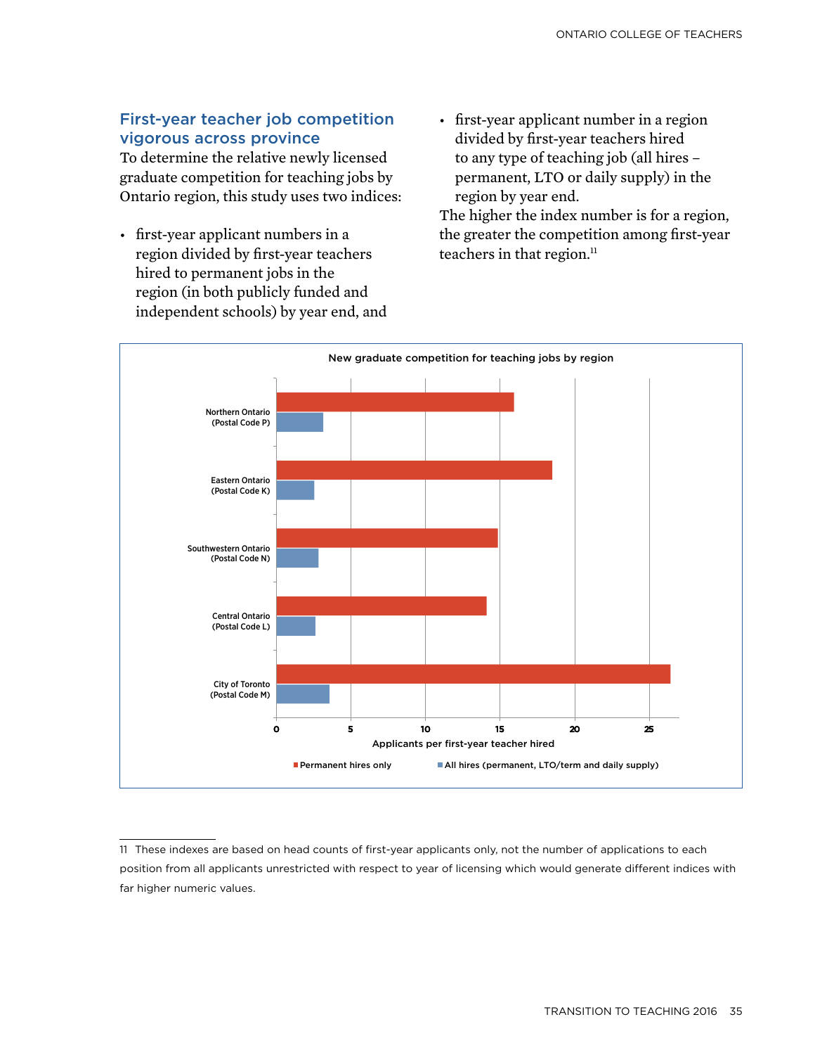## First-year teacher job competition vigorous across province

To determine the relative newly licensed graduate competition for teaching jobs by Ontario region, this study uses two indices:

- first-year applicant numbers in a region divided by first-year teachers hired to permanent jobs in the region (in both publicly funded and independent schools) by year end, and
- first-year applicant number in a region divided by first-year teachers hired to any type of teaching job (all hires – permanent, LTO or daily supply) in the region by year end.

The higher the index number is for a region, the greater the competition among first-year teachers in that region.[11]

**New graduate competition for teaching jobs by region**

| Region | Permanent hires only | All hires (permanent, LTO/term and daily supply) |
|---|---|---|
| Northern Ontario (Postal Code P) | 15.9 | 3.1 |
| Eastern Ontario (Postal Code K) | 18.5 | 2.5 |
| Southwestern Ontario (Postal Code N) | 14.8 | 2.8 |
| Central Ontario (Postal Code L) | 14.1 | 2.6 |
| City of Toronto (Postal Code M) | 26.4 | 3.5 |

Applicants per first-year teacher hired

11 These indexes are based on head counts of first-year applicants only, not the number of applications to each position from all applicants unrestricted with respect to year of licensing which would generate different indices with far higher numeric values.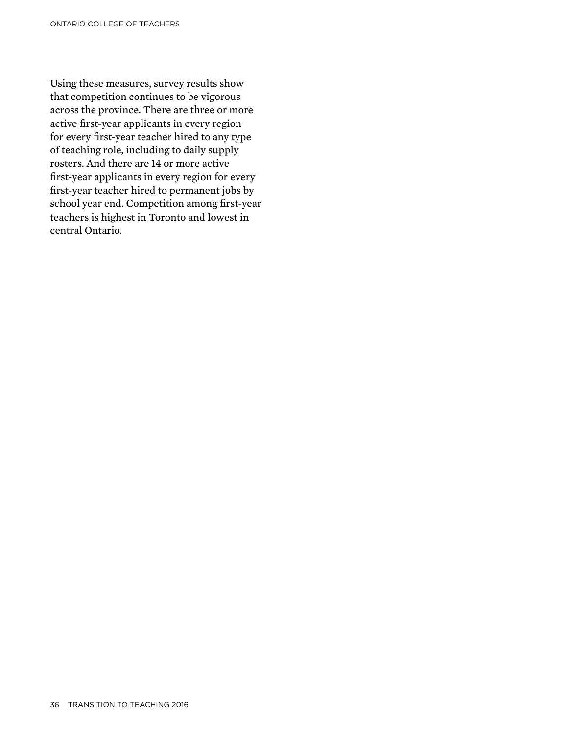Using these measures, survey results show that competition continues to be vigorous across the province. There are three or more active first-year applicants in every region for every first-year teacher hired to any type of teaching role, including to daily supply rosters. And there are 14 or more active first-year applicants in every region for every first-year teacher hired to permanent jobs by school year end. Competition among first-year teachers is highest in Toronto and lowest in central Ontario.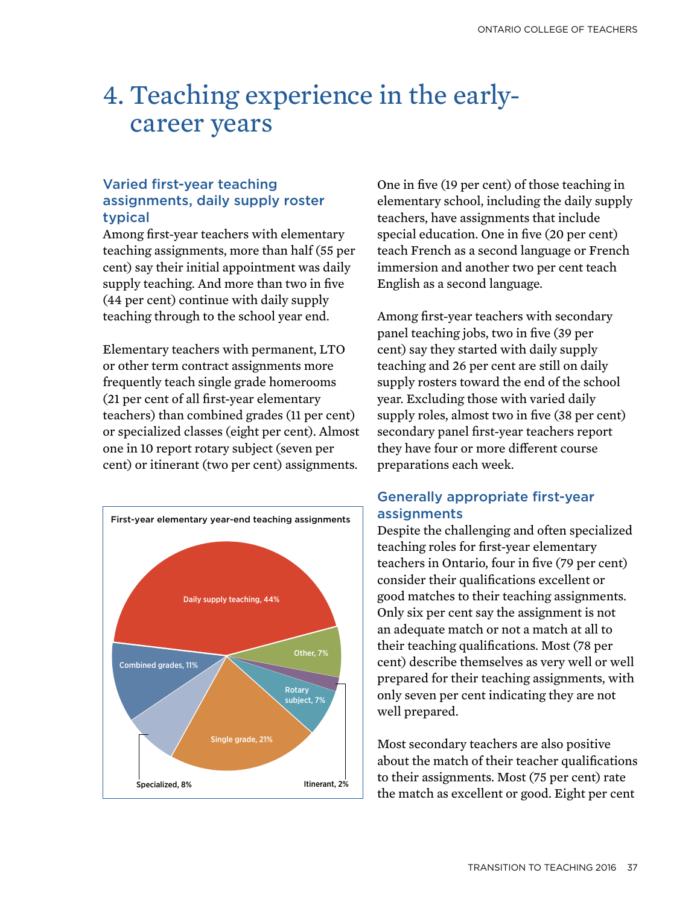# 4. Teaching experience in the early-career years

### Varied first-year teaching assignments, daily supply roster typical

Among first-year teachers with elementary teaching assignments, more than half (55 per cent) say their initial appointment was daily supply teaching. And more than two in five (44 per cent) continue with daily supply teaching through to the school year end.

Elementary teachers with permanent, LTO or other term contract assignments more frequently teach single grade homerooms (21 per cent of all first-year elementary teachers) than combined grades (11 per cent) or specialized classes (eight per cent). Almost one in 10 report rotary subject (seven per cent) or itinerant (two per cent) assignments.

**First-year elementary year-end teaching assignments**

| Assignment | Per cent |
|---|---|
| Daily supply teaching | 44% |
| Single grade | 21% |
| Combined grades | 11% |
| Specialized | 8% |
| Rotary subject | 7% |
| Other | 7% |
| Itinerant | 2% |

One in five (19 per cent) of those teaching in elementary school, including the daily supply teachers, have assignments that include special education. One in five (20 per cent) teach French as a second language or French immersion and another two per cent teach English as a second language.

Among first-year teachers with secondary panel teaching jobs, two in five (39 per cent) say they started with daily supply teaching and 26 per cent are still on daily supply rosters toward the end of the school year. Excluding those with varied daily supply roles, almost two in five (38 per cent) secondary panel first-year teachers report they have four or more different course preparations each week.

### Generally appropriate first-year assignments

Despite the challenging and often specialized teaching roles for first-year elementary teachers in Ontario, four in five (79 per cent) consider their qualifications excellent or good matches to their teaching assignments. Only six per cent say the assignment is not an adequate match or not a match at all to their teaching qualifications. Most (78 per cent) describe themselves as very well or well prepared for their teaching assignments, with only seven per cent indicating they are not well prepared.

Most secondary teachers are also positive about the match of their teacher qualifications to their assignments. Most (75 per cent) rate the match as excellent or good. Eight per cent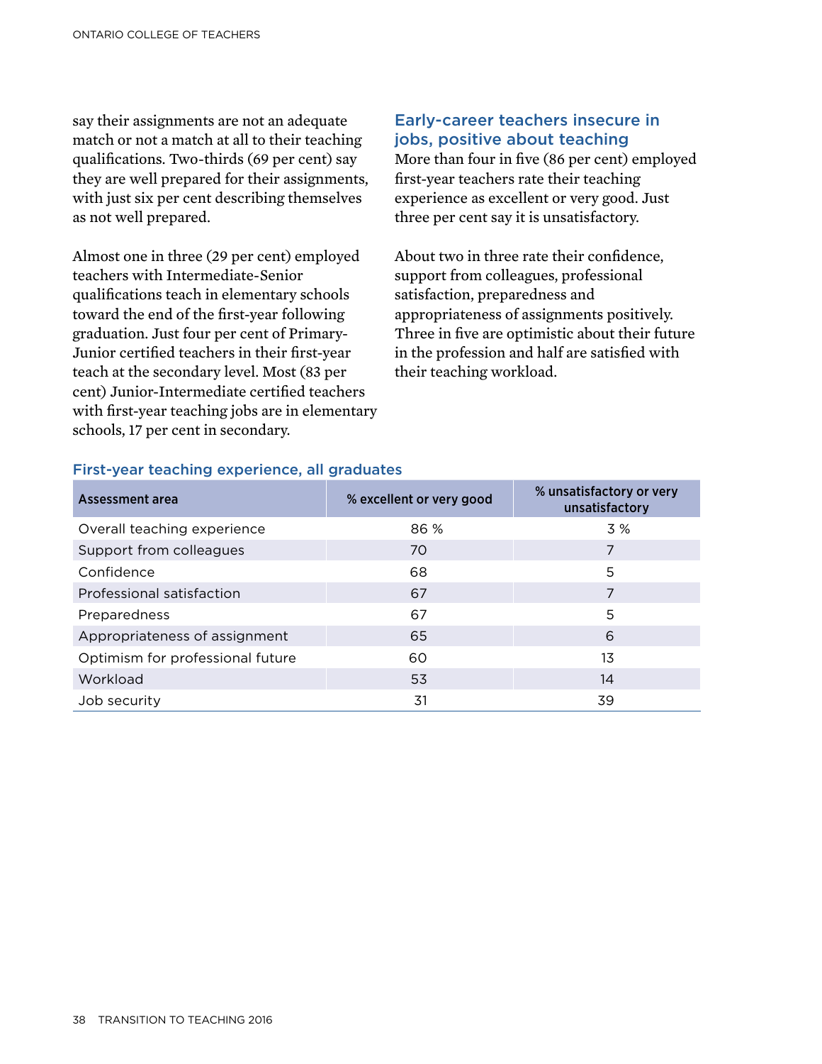say their assignments are not an adequate match or not a match at all to their teaching qualifications. Two-thirds (69 per cent) say they are well prepared for their assignments, with just six per cent describing themselves as not well prepared.

Almost one in three (29 per cent) employed teachers with Intermediate-Senior qualifications teach in elementary schools toward the end of the first-year following graduation. Just four per cent of Primary-Junior certified teachers in their first-year teach at the secondary level. Most (83 per cent) Junior-Intermediate certified teachers with first-year teaching jobs are in elementary schools, 17 per cent in secondary.

## Early-career teachers insecure in jobs, positive about teaching

More than four in five (86 per cent) employed first-year teachers rate their teaching experience as excellent or very good. Just three per cent say it is unsatisfactory.

About two in three rate their confidence, support from colleagues, professional satisfaction, preparedness and appropriateness of assignments positively. Three in five are optimistic about their future in the profession and half are satisfied with their teaching workload.

### First-year teaching experience, all graduates

| Assessment area | % excellent or very good | % unsatisfactory or very unsatisfactory |
|---|---|---|
| Overall teaching experience | 86 % | 3 % |
| Support from colleagues | 70 | 7 |
| Confidence | 68 | 5 |
| Professional satisfaction | 67 | 7 |
| Preparedness | 67 | 5 |
| Appropriateness of assignment | 65 | 6 |
| Optimism for professional future | 60 | 13 |
| Workload | 53 | 14 |
| Job security | 31 | 39 |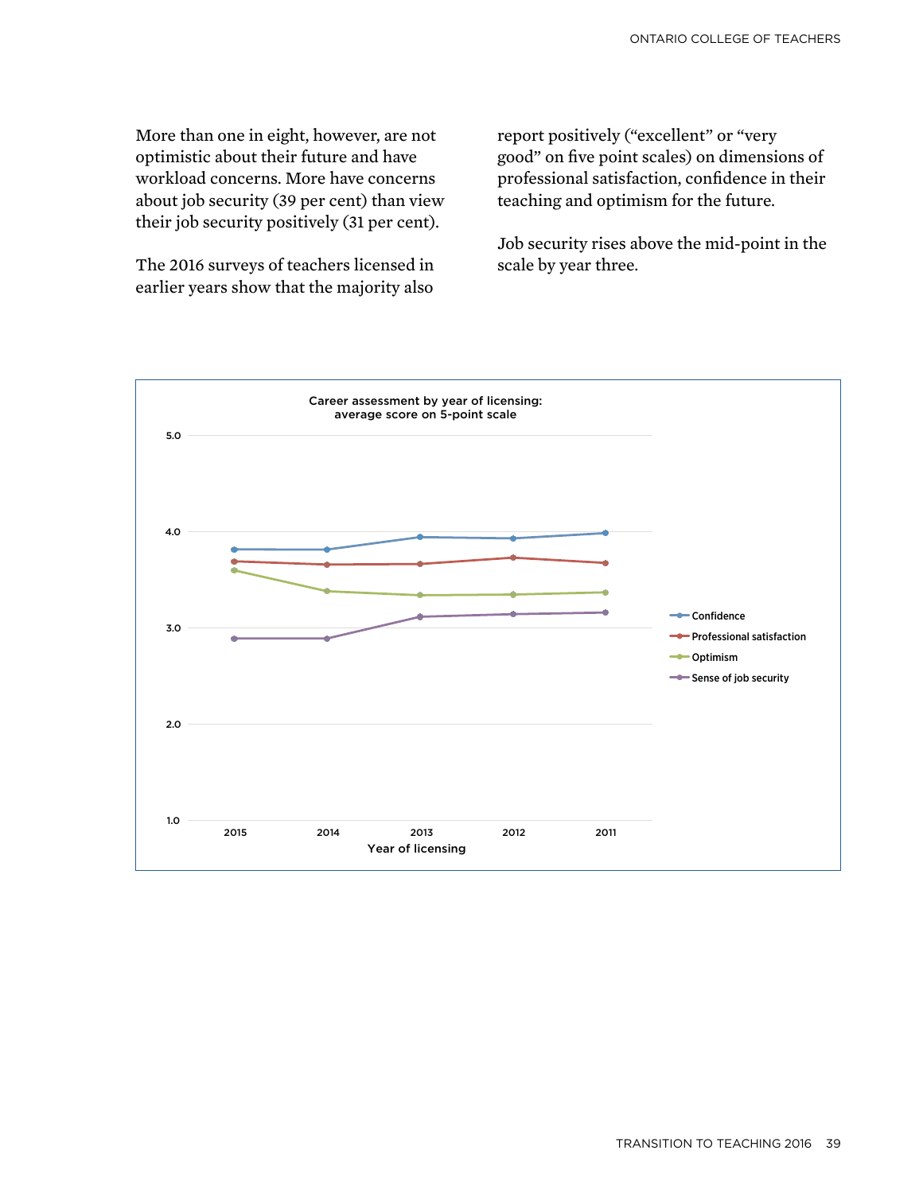More than one in eight, however, are not optimistic about their future and have workload concerns. More have concerns about job security (39 per cent) than view their job security positively (31 per cent).

The 2016 surveys of teachers licensed in earlier years show that the majority also report positively (“excellent” or “very good” on five point scales) on dimensions of professional satisfaction, confidence in their teaching and optimism for the future.

Job security rises above the mid-point in the scale by year three.

Career assessment by year of licensing: average score on 5-point scale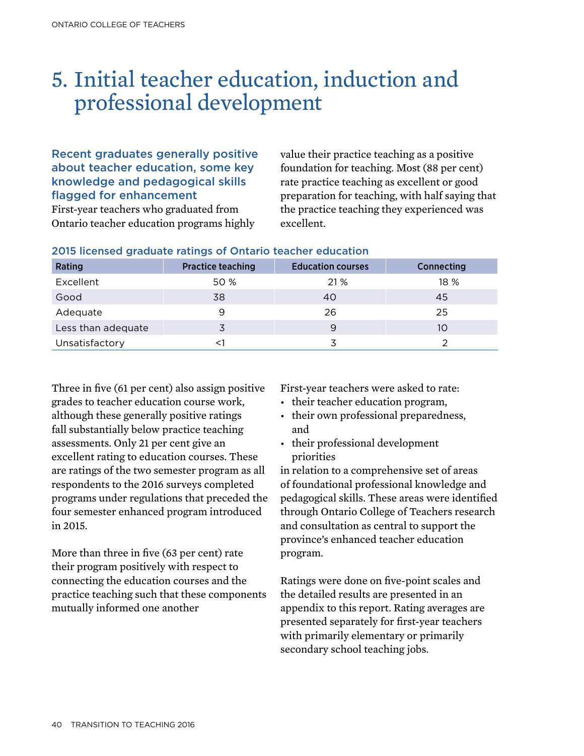# 5. Initial teacher education, induction and professional development

### Recent graduates generally positive about teacher education, some key knowledge and pedagogical skills flagged for enhancement

First-year teachers who graduated from Ontario teacher education programs highly value their practice teaching as a positive foundation for teaching. Most (88 per cent) rate practice teaching as excellent or good preparation for teaching, with half saying that the practice teaching they experienced was excellent.

#### 2015 licensed graduate ratings of Ontario teacher education

| Rating | Practice teaching | Education courses | Connecting |
|---|---|---|---|
| Excellent | 50 % | 21 % | 18 % |
| Good | 38 | 40 | 45 |
| Adequate | 9 | 26 | 25 |
| Less than adequate | 3 | 9 | 10 |
| Unsatisfactory | <1 | 3 | 2 |

Three in five (61 per cent) also assign positive grades to teacher education course work, although these generally positive ratings fall substantially below practice teaching assessments. Only 21 per cent give an excellent rating to education courses. These are ratings of the two semester program as all respondents to the 2016 surveys completed programs under regulations that preceded the four semester enhanced program introduced in 2015.

More than three in five (63 per cent) rate their program positively with respect to connecting the education courses and the practice teaching such that these components mutually informed one another

First-year teachers were asked to rate:

- their teacher education program,
- their own professional preparedness, and
- their professional development priorities

in relation to a comprehensive set of areas of foundational professional knowledge and pedagogical skills. These areas were identified through Ontario College of Teachers research and consultation as central to support the province's enhanced teacher education program.

Ratings were done on five-point scales and the detailed results are presented in an appendix to this report. Rating averages are presented separately for first-year teachers with primarily elementary or primarily secondary school teaching jobs.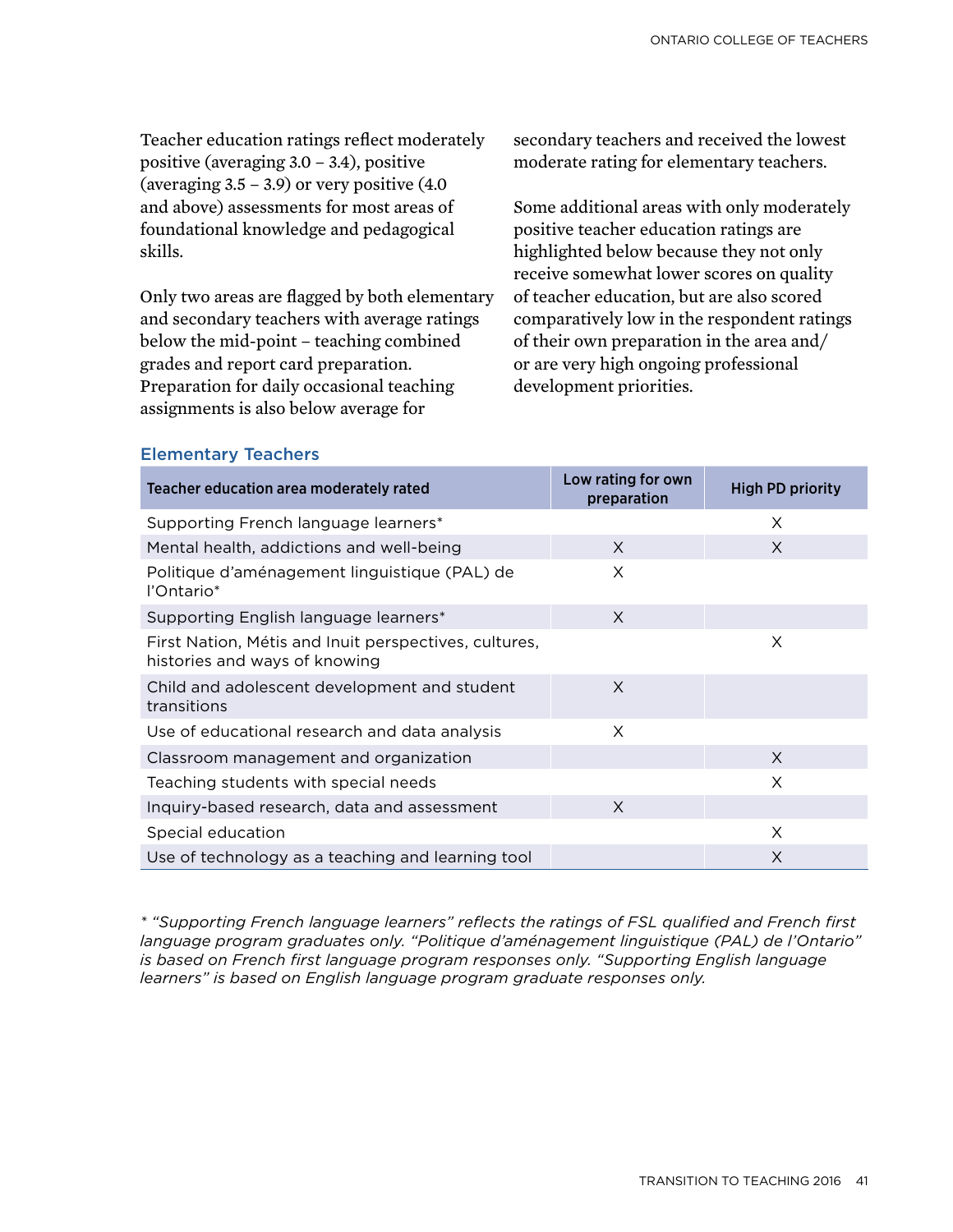Teacher education ratings reflect moderately positive (averaging 3.0 – 3.4), positive (averaging 3.5 – 3.9) or very positive (4.0 and above) assessments for most areas of foundational knowledge and pedagogical skills.

Only two areas are flagged by both elementary and secondary teachers with average ratings below the mid-point – teaching combined grades and report card preparation. Preparation for daily occasional teaching assignments is also below average for secondary teachers and received the lowest moderate rating for elementary teachers.

Some additional areas with only moderately positive teacher education ratings are highlighted below because they not only receive somewhat lower scores on quality of teacher education, but are also scored comparatively low in the respondent ratings of their own preparation in the area and/or are very high ongoing professional development priorities.

### Elementary Teachers

| Teacher education area moderately rated | Low rating for own preparation | High PD priority |
|---|---|---|
| Supporting French language learners* | | X |
| Mental health, addictions and well-being | X | X |
| Politique d'aménagement linguistique (PAL) de l'Ontario* | X | |
| Supporting English language learners* | X | |
| First Nation, Métis and Inuit perspectives, cultures, histories and ways of knowing | | X |
| Child and adolescent development and student transitions | X | |
| Use of educational research and data analysis | X | |
| Classroom management and organization | | X |
| Teaching students with special needs | | X |
| Inquiry-based research, data and assessment | X | |
| Special education | | X |
| Use of technology as a teaching and learning tool | | X |

*\* "Supporting French language learners" reflects the ratings of FSL qualified and French first language program graduates only. "Politique d'aménagement linguistique (PAL) de l'Ontario" is based on French first language program responses only. "Supporting English language learners" is based on English language program graduate responses only.*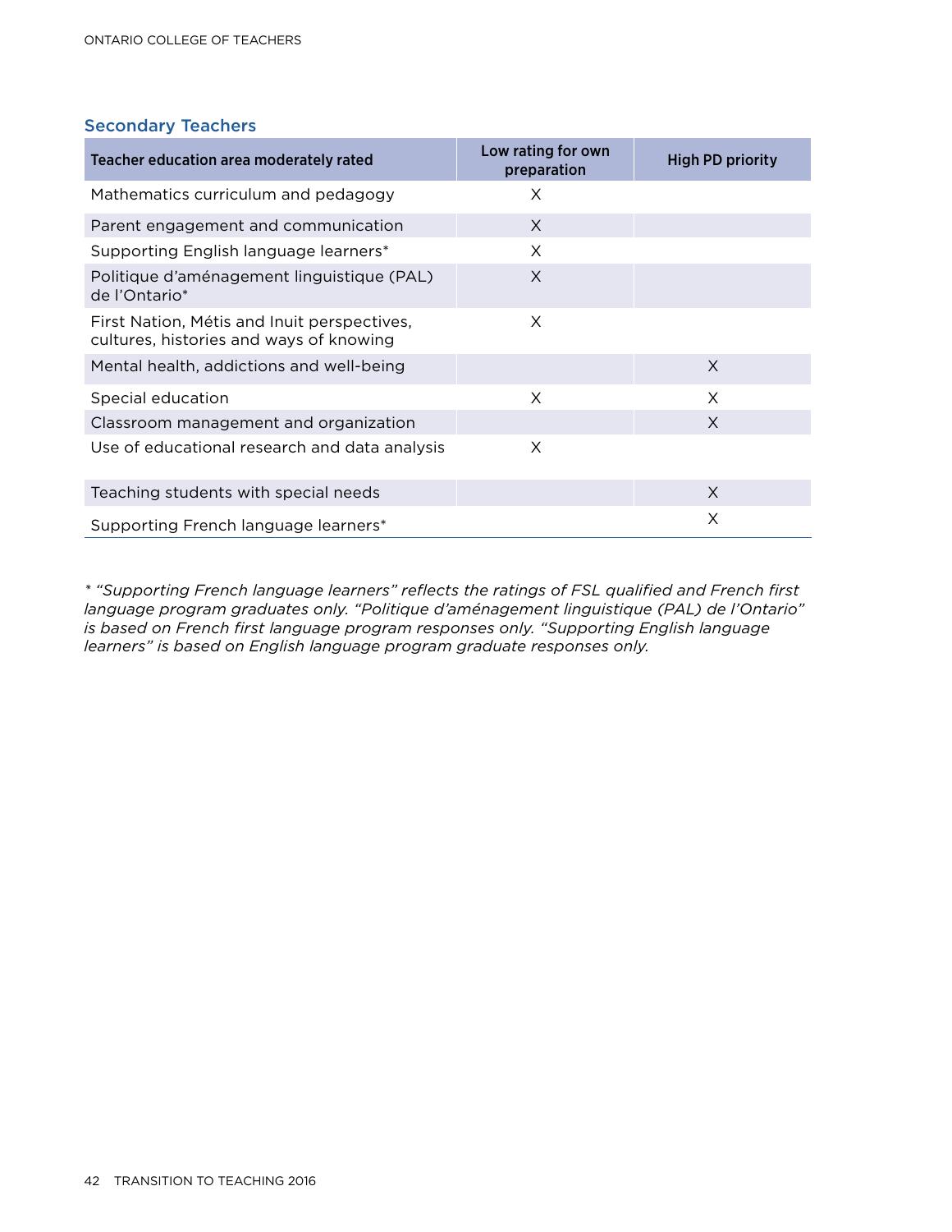### Secondary Teachers

| Teacher education area moderately rated | Low rating for own preparation | High PD priority |
|---|---|---|
| Mathematics curriculum and pedagogy | X | |
| Parent engagement and communication | X | |
| Supporting English language learners* | X | |
| Politique d'aménagement linguistique (PAL) de l'Ontario* | X | |
| First Nation, Métis and Inuit perspectives, cultures, histories and ways of knowing | X | |
| Mental health, addictions and well-being | | X |
| Special education | X | X |
| Classroom management and organization | | X |
| Use of educational research and data analysis | X | |
| Teaching students with special needs | | X |
| Supporting French language learners* | | X |

*\* "Supporting French language learners" reflects the ratings of FSL qualified and French first language program graduates only. "Politique d'aménagement linguistique (PAL) de l'Ontario" is based on French first language program responses only. "Supporting English language learners" is based on English language program graduate responses only.*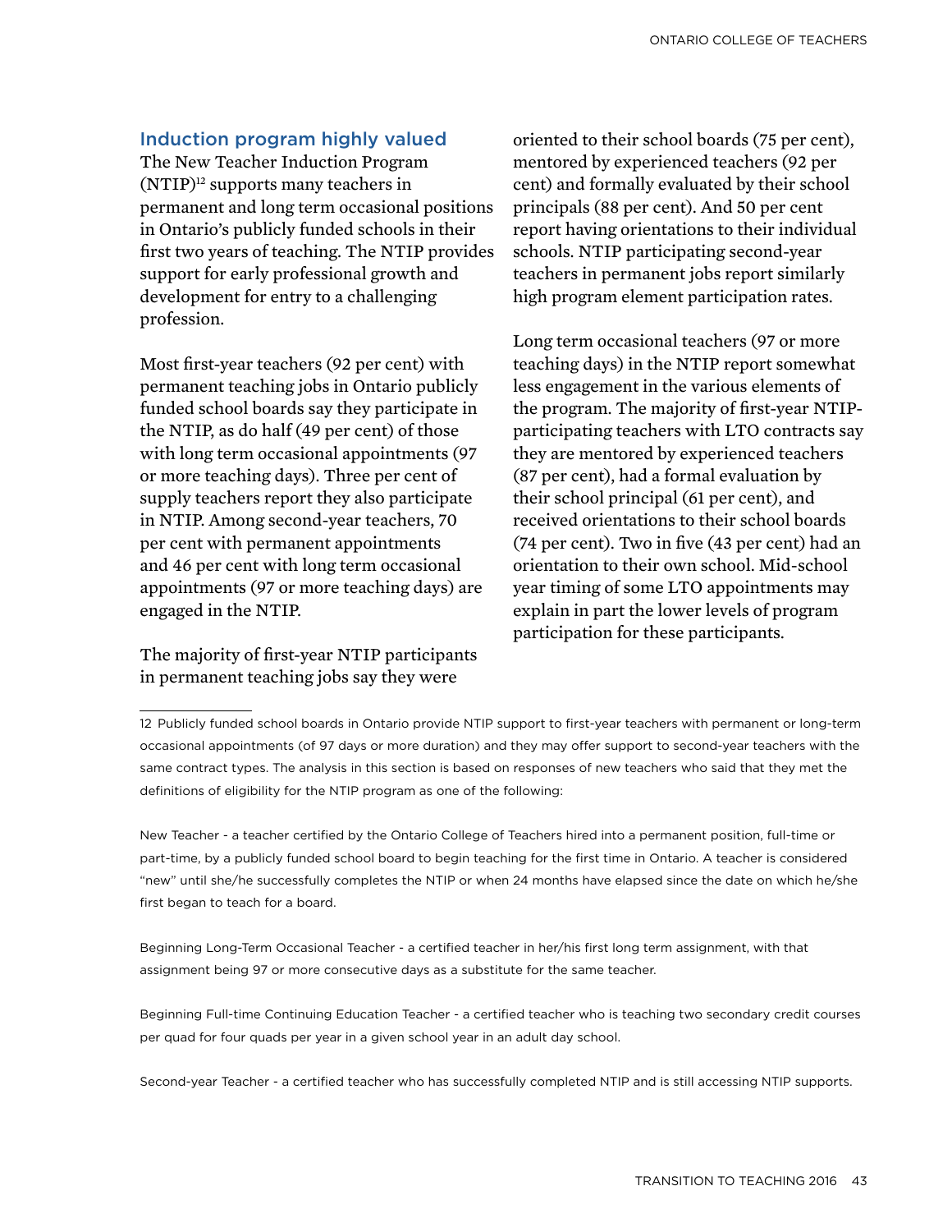## Induction program highly valued

The New Teacher Induction Program (NTIP)[12] supports many teachers in permanent and long term occasional positions in Ontario's publicly funded schools in their first two years of teaching. The NTIP provides support for early professional growth and development for entry to a challenging profession.

Most first-year teachers (92 per cent) with permanent teaching jobs in Ontario publicly funded school boards say they participate in the NTIP, as do half (49 per cent) of those with long term occasional appointments (97 or more teaching days). Three per cent of supply teachers report they also participate in NTIP. Among second-year teachers, 70 per cent with permanent appointments and 46 per cent with long term occasional appointments (97 or more teaching days) are engaged in the NTIP.

The majority of first-year NTIP participants in permanent teaching jobs say they were oriented to their school boards (75 per cent), mentored by experienced teachers (92 per cent) and formally evaluated by their school principals (88 per cent). And 50 per cent report having orientations to their individual schools. NTIP participating second-year teachers in permanent jobs report similarly high program element participation rates.

Long term occasional teachers (97 or more teaching days) in the NTIP report somewhat less engagement in the various elements of the program. The majority of first-year NTIP-participating teachers with LTO contracts say they are mentored by experienced teachers (87 per cent), had a formal evaluation by their school principal (61 per cent), and received orientations to their school boards (74 per cent). Two in five (43 per cent) had an orientation to their own school. Mid-school year timing of some LTO appointments may explain in part the lower levels of program participation for these participants.

---

12 Publicly funded school boards in Ontario provide NTIP support to first-year teachers with permanent or long-term occasional appointments (of 97 days or more duration) and they may offer support to second-year teachers with the same contract types. The analysis in this section is based on responses of new teachers who said that they met the definitions of eligibility for the NTIP program as one of the following:

New Teacher - a teacher certified by the Ontario College of Teachers hired into a permanent position, full-time or part-time, by a publicly funded school board to begin teaching for the first time in Ontario. A teacher is considered "new" until she/he successfully completes the NTIP or when 24 months have elapsed since the date on which he/she first began to teach for a board.

Beginning Long-Term Occasional Teacher - a certified teacher in her/his first long term assignment, with that assignment being 97 or more consecutive days as a substitute for the same teacher.

Beginning Full-time Continuing Education Teacher - a certified teacher who is teaching two secondary credit courses per quad for four quads per year in a given school year in an adult day school.

Second-year Teacher - a certified teacher who has successfully completed NTIP and is still accessing NTIP supports.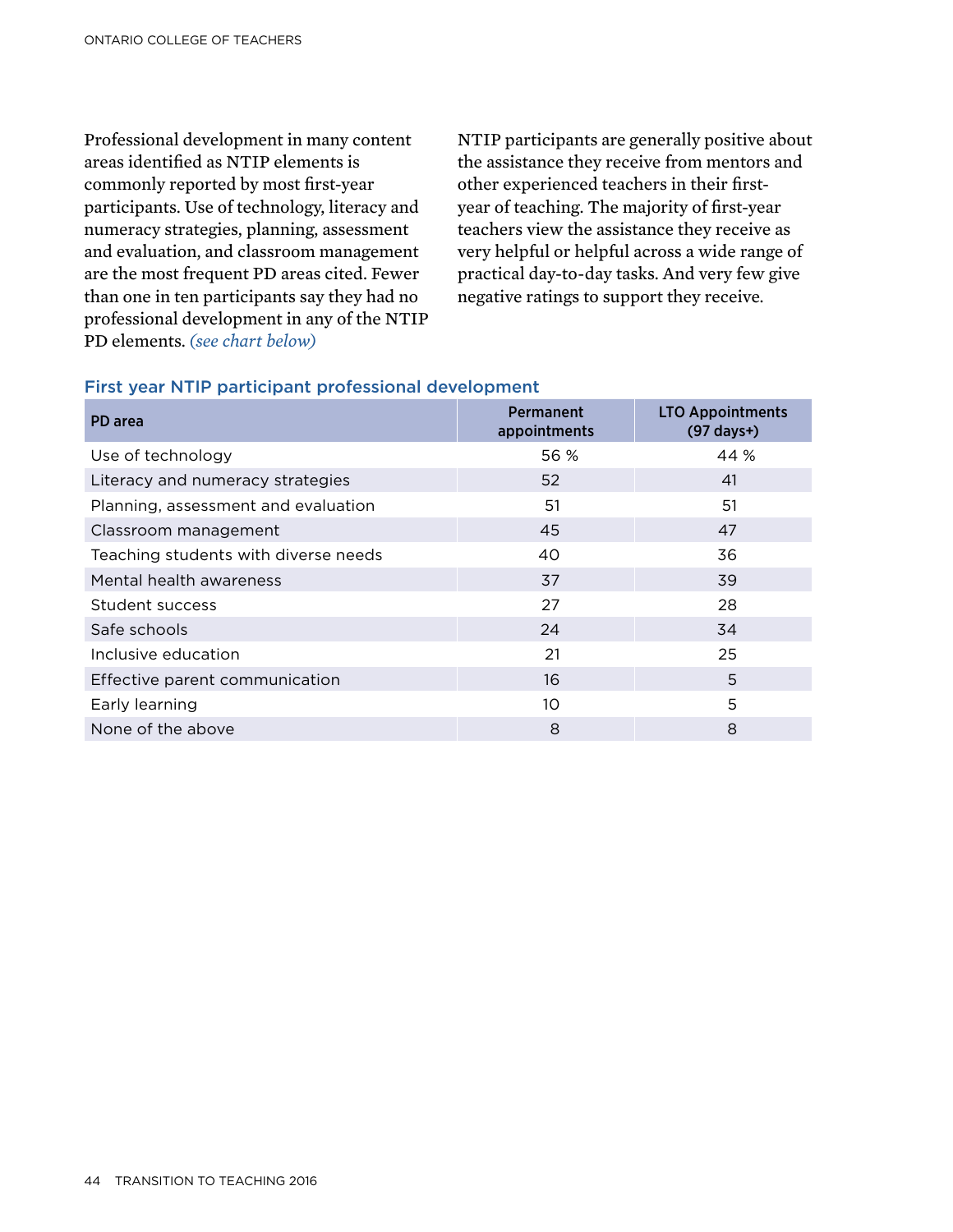Professional development in many content areas identified as NTIP elements is commonly reported by most first-year participants. Use of technology, literacy and numeracy strategies, planning, assessment and evaluation, and classroom management are the most frequent PD areas cited. Fewer than one in ten participants say they had no professional development in any of the NTIP PD elements. *(see chart below)*

NTIP participants are generally positive about the assistance they receive from mentors and other experienced teachers in their first-year of teaching. The majority of first-year teachers view the assistance they receive as very helpful or helpful across a wide range of practical day-to-day tasks. And very few give negative ratings to support they receive.

### First year NTIP participant professional development

| PD area | Permanent appointments | LTO Appointments (97 days+) |
|---|---|---|
| Use of technology | 56 % | 44 % |
| Literacy and numeracy strategies | 52 | 41 |
| Planning, assessment and evaluation | 51 | 51 |
| Classroom management | 45 | 47 |
| Teaching students with diverse needs | 40 | 36 |
| Mental health awareness | 37 | 39 |
| Student success | 27 | 28 |
| Safe schools | 24 | 34 |
| Inclusive education | 21 | 25 |
| Effective parent communication | 16 | 5 |
| Early learning | 10 | 5 |
| None of the above | 8 | 8 |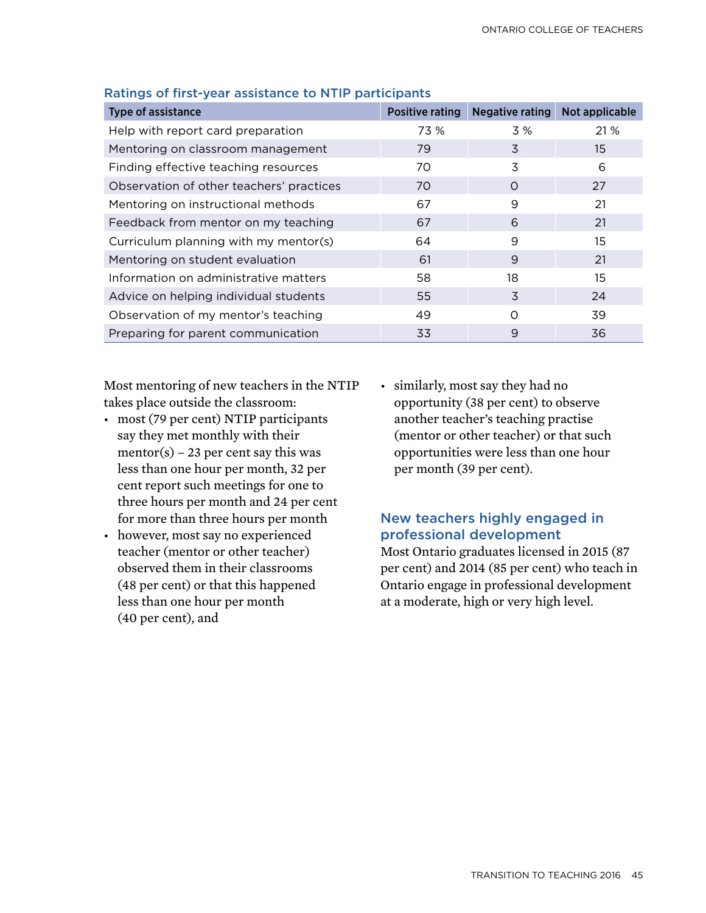### Ratings of first-year assistance to NTIP participants

| Type of assistance | Positive rating | Negative rating | Not applicable |
|---|---|---|---|
| Help with report card preparation | 73 % | 3 % | 21 % |
| Mentoring on classroom management | 79 | 3 | 15 |
| Finding effective teaching resources | 70 | 3 | 6 |
| Observation of other teachers' practices | 70 | 0 | 27 |
| Mentoring on instructional methods | 67 | 9 | 21 |
| Feedback from mentor on my teaching | 67 | 6 | 21 |
| Curriculum planning with my mentor(s) | 64 | 9 | 15 |
| Mentoring on student evaluation | 61 | 9 | 21 |
| Information on administrative matters | 58 | 18 | 15 |
| Advice on helping individual students | 55 | 3 | 24 |
| Observation of my mentor's teaching | 49 | 0 | 39 |
| Preparing for parent communication | 33 | 9 | 36 |

Most mentoring of new teachers in the NTIP takes place outside the classroom:

- most (79 per cent) NTIP participants say they met monthly with their mentor(s) – 23 per cent say this was less than one hour per month, 32 per cent report such meetings for one to three hours per month and 24 per cent for more than three hours per month
- however, most say no experienced teacher (mentor or other teacher) observed them in their classrooms (48 per cent) or that this happened less than one hour per month (40 per cent), and
- similarly, most say they had no opportunity (38 per cent) to observe another teacher's teaching practise (mentor or other teacher) or that such opportunities were less than one hour per month (39 per cent).

## New teachers highly engaged in professional development

Most Ontario graduates licensed in 2015 (87 per cent) and 2014 (85 per cent) who teach in Ontario engage in professional development at a moderate, high or very high level.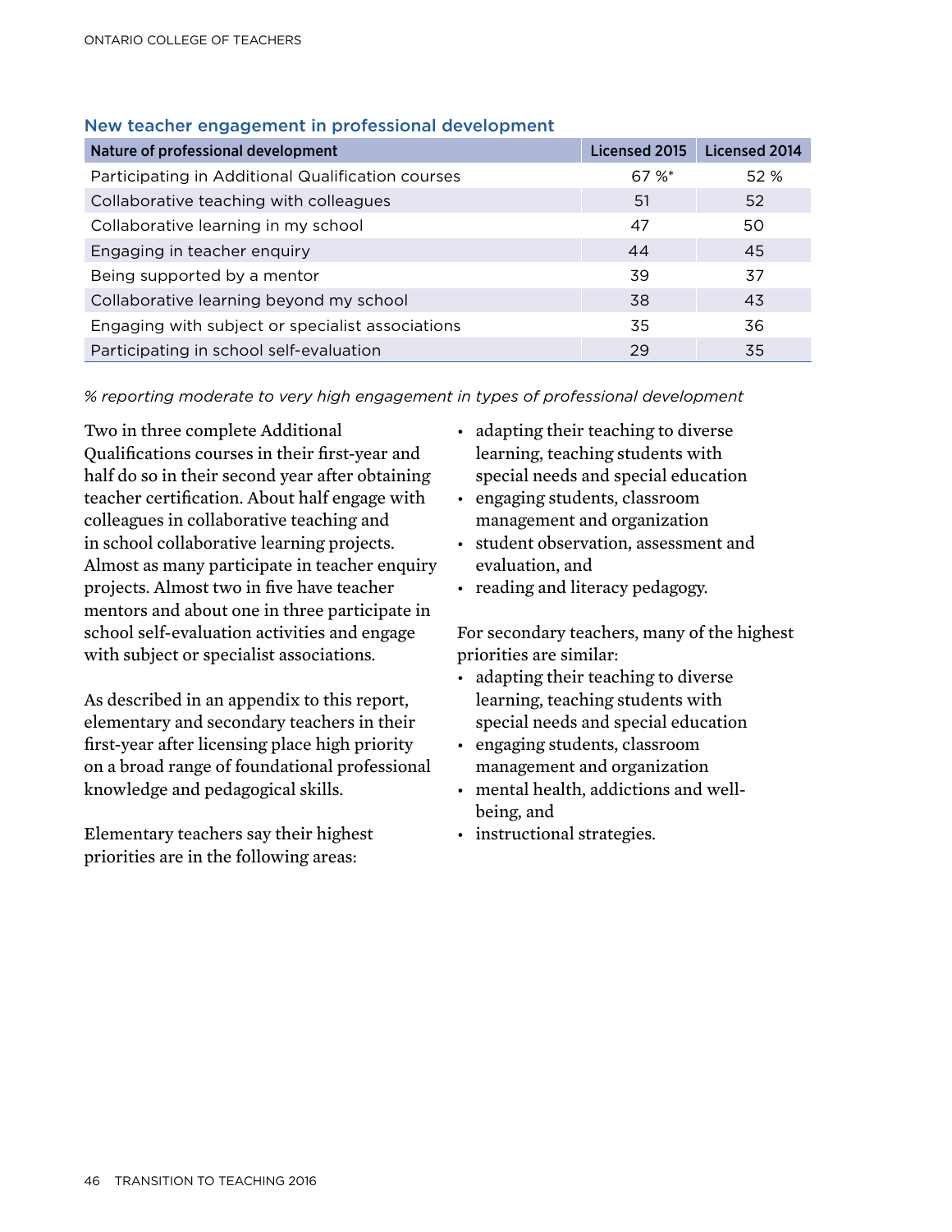### New teacher engagement in professional development

| Nature of professional development | Licensed 2015 | Licensed 2014 |
|---|---|---|
| Participating in Additional Qualification courses | 67 %* | 52 % |
| Collaborative teaching with colleagues | 51 | 52 |
| Collaborative learning in my school | 47 | 50 |
| Engaging in teacher enquiry | 44 | 45 |
| Being supported by a mentor | 39 | 37 |
| Collaborative learning beyond my school | 38 | 43 |
| Engaging with subject or specialist associations | 35 | 36 |
| Participating in school self-evaluation | 29 | 35 |

*% reporting moderate to very high engagement in types of professional development*

Two in three complete Additional Qualifications courses in their first-year and half do so in their second year after obtaining teacher certification. About half engage with colleagues in collaborative teaching and in school collaborative learning projects. Almost as many participate in teacher enquiry projects. Almost two in five have teacher mentors and about one in three participate in school self-evaluation activities and engage with subject or specialist associations.

As described in an appendix to this report, elementary and secondary teachers in their first-year after licensing place high priority on a broad range of foundational professional knowledge and pedagogical skills.

Elementary teachers say their highest priorities are in the following areas:

- adapting their teaching to diverse learning, teaching students with special needs and special education
- engaging students, classroom management and organization
- student observation, assessment and evaluation, and
- reading and literacy pedagogy.

For secondary teachers, many of the highest priorities are similar:

- adapting their teaching to diverse learning, teaching students with special needs and special education
- engaging students, classroom management and organization
- mental health, addictions and well-being, and
- instructional strategies.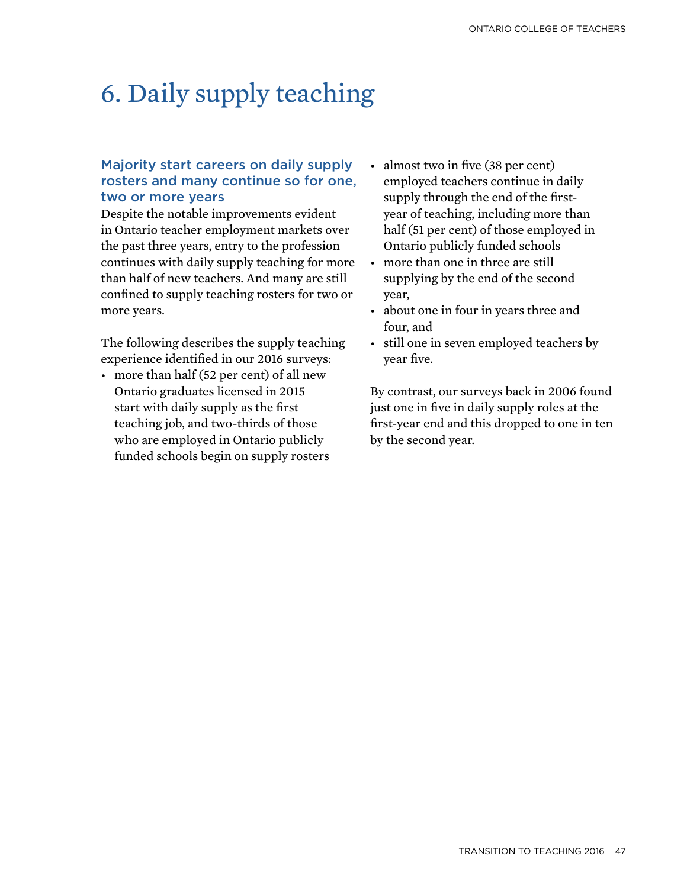# 6. Daily supply teaching

### Majority start careers on daily supply rosters and many continue so for one, two or more years

Despite the notable improvements evident in Ontario teacher employment markets over the past three years, entry to the profession continues with daily supply teaching for more than half of new teachers. And many are still confined to supply teaching rosters for two or more years.

The following describes the supply teaching experience identified in our 2016 surveys:

- more than half (52 per cent) of all new Ontario graduates licensed in 2015 start with daily supply as the first teaching job, and two-thirds of those who are employed in Ontario publicly funded schools begin on supply rosters
- almost two in five (38 per cent) employed teachers continue in daily supply through the end of the first-year of teaching, including more than half (51 per cent) of those employed in Ontario publicly funded schools
- more than one in three are still supplying by the end of the second year,
- about one in four in years three and four, and
- still one in seven employed teachers by year five.

By contrast, our surveys back in 2006 found just one in five in daily supply roles at the first-year end and this dropped to one in ten by the second year.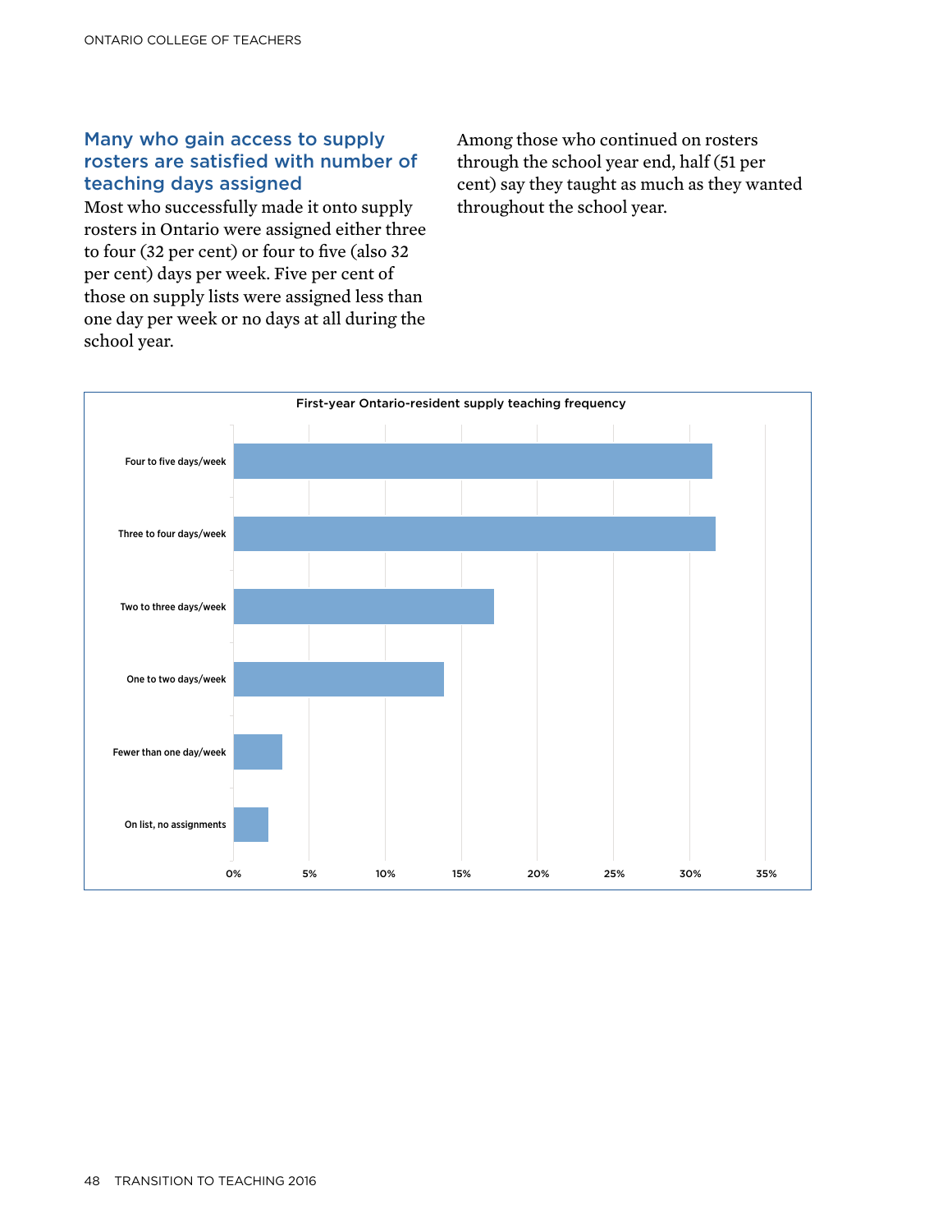## Many who gain access to supply rosters are satisfied with number of teaching days assigned

Most who successfully made it onto supply rosters in Ontario were assigned either three to four (32 per cent) or four to five (also 32 per cent) days per week. Five per cent of those on supply lists were assigned less than one day per week or no days at all during the school year.

Among those who continued on rosters through the school year end, half (51 per cent) say they taught as much as they wanted throughout the school year.

**First-year Ontario-resident supply teaching frequency**

| Frequency | Approximate percentage |
|---|---|
| Four to five days/week | ~31.5% |
| Three to four days/week | ~31.7% |
| Two to three days/week | ~17% |
| One to two days/week | ~14% |
| Fewer than one day/week | ~3% |
| On list, no assignments | ~2% |

Note: Values are approximate, read from the bar chart (x-axis 0%–35%).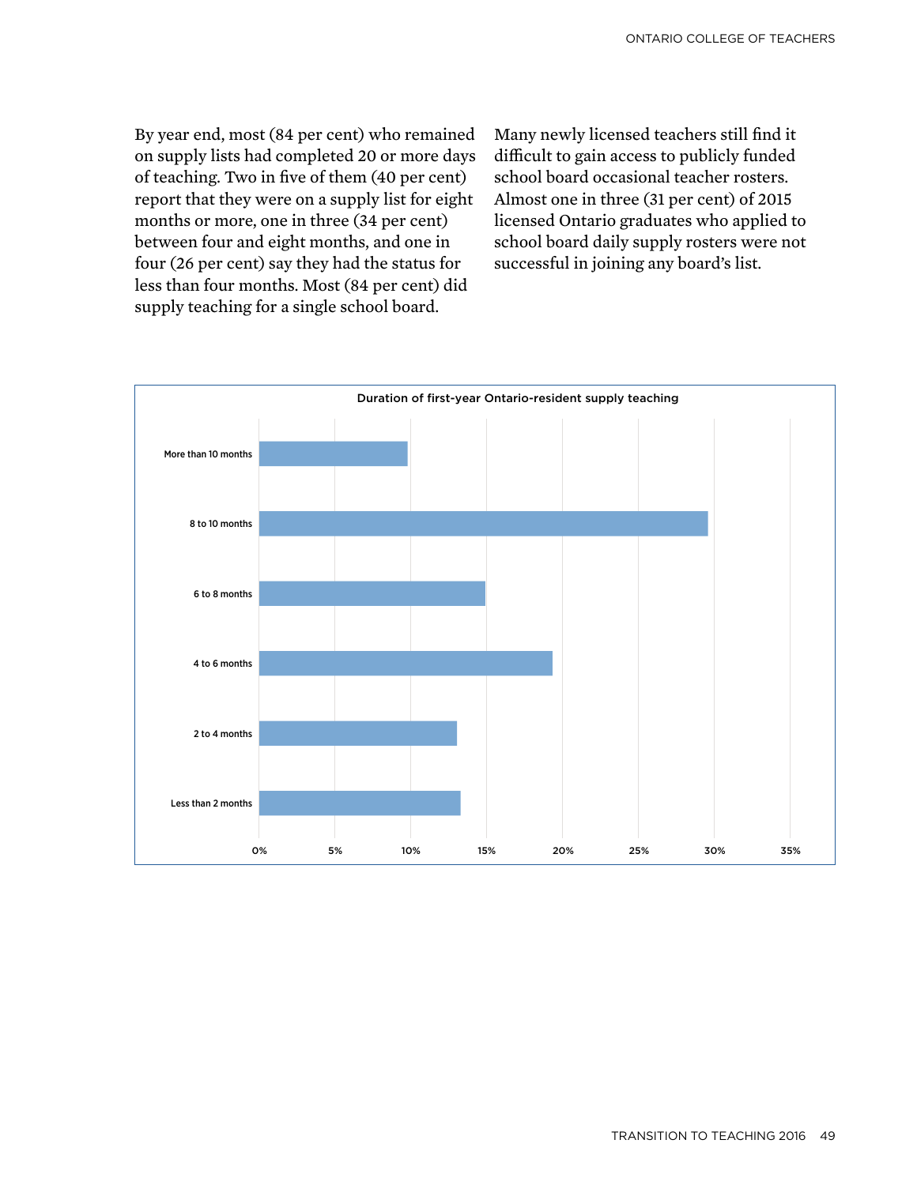By year end, most (84 per cent) who remained on supply lists had completed 20 or more days of teaching. Two in five of them (40 per cent) report that they were on a supply list for eight months or more, one in three (34 per cent) between four and eight months, and one in four (26 per cent) say they had the status for less than four months. Most (84 per cent) did supply teaching for a single school board.

Many newly licensed teachers still find it difficult to gain access to publicly funded school board occasional teacher rosters. Almost one in three (31 per cent) of 2015 licensed Ontario graduates who applied to school board daily supply rosters were not successful in joining any board's list.

**Duration of first-year Ontario-resident supply teaching**

| Duration | Approximate share (read from chart) |
| --- | --- |
| More than 10 months | ~10% |
| 8 to 10 months | ~30% |
| 6 to 8 months | ~15% |
| 4 to 6 months | ~19% |
| 2 to 4 months | ~13% |
| Less than 2 months | ~13% |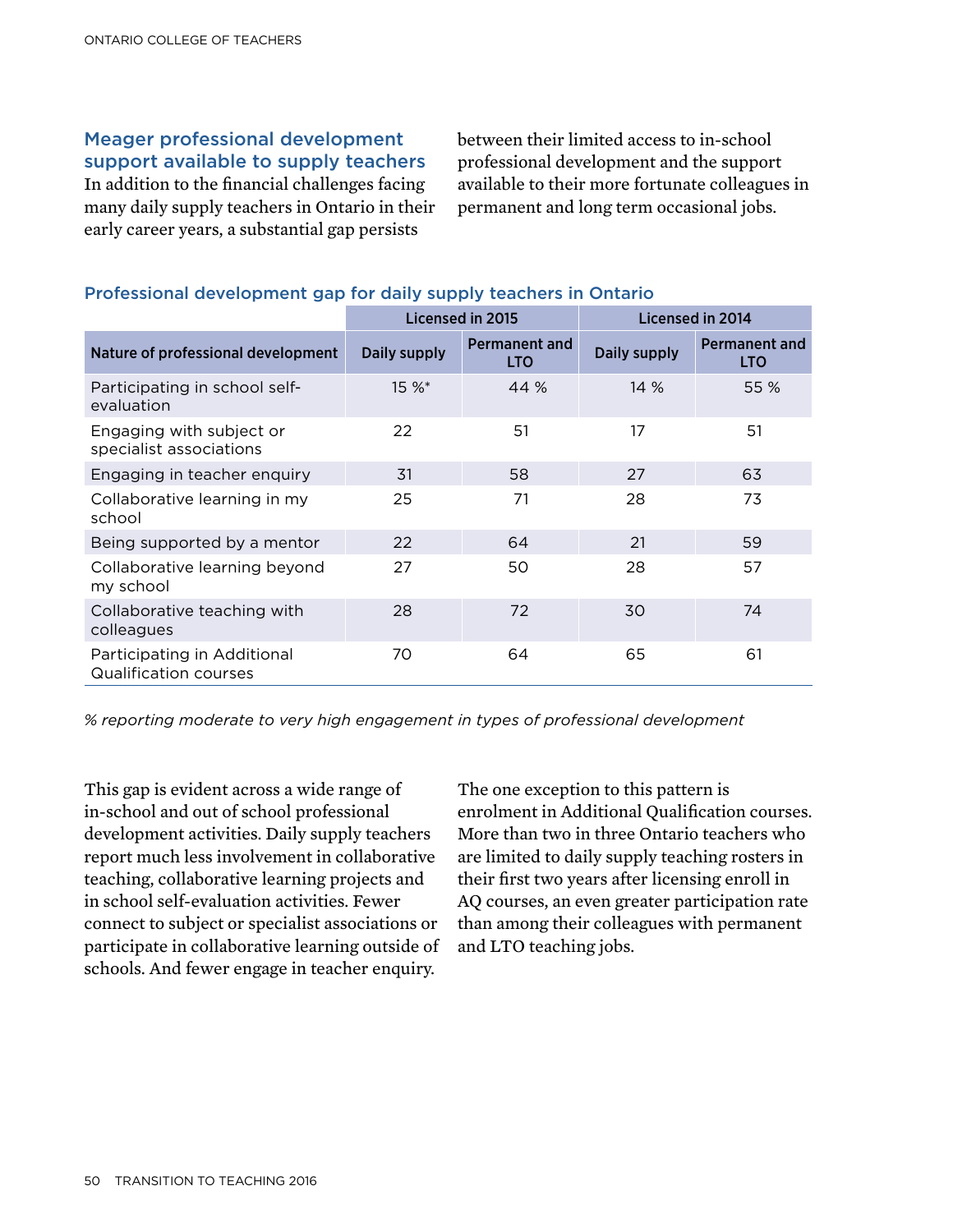## Meager professional development support available to supply teachers

In addition to the financial challenges facing many daily supply teachers in Ontario in their early career years, a substantial gap persists between their limited access to in-school professional development and the support available to their more fortunate colleagues in permanent and long term occasional jobs.

### Professional development gap for daily supply teachers in Ontario

| | Licensed in 2015 | | Licensed in 2014 | |
|---|---|---|---|---|
| **Nature of professional development** | **Daily supply** | **Permanent and LTO** | **Daily supply** | **Permanent and LTO** |
| Participating in school self-evaluation | 15 %* | 44 % | 14 % | 55 % |
| Engaging with subject or specialist associations | 22 | 51 | 17 | 51 |
| Engaging in teacher enquiry | 31 | 58 | 27 | 63 |
| Collaborative learning in my school | 25 | 71 | 28 | 73 |
| Being supported by a mentor | 22 | 64 | 21 | 59 |
| Collaborative learning beyond my school | 27 | 50 | 28 | 57 |
| Collaborative teaching with colleagues | 28 | 72 | 30 | 74 |
| Participating in Additional Qualification courses | 70 | 64 | 65 | 61 |

*% reporting moderate to very high engagement in types of professional development*

This gap is evident across a wide range of in-school and out of school professional development activities. Daily supply teachers report much less involvement in collaborative teaching, collaborative learning projects and in school self-evaluation activities. Fewer connect to subject or specialist associations or participate in collaborative learning outside of schools. And fewer engage in teacher enquiry.

The one exception to this pattern is enrolment in Additional Qualification courses. More than two in three Ontario teachers who are limited to daily supply teaching rosters in their first two years after licensing enroll in AQ courses, an even greater participation rate than among their colleagues with permanent and LTO teaching jobs.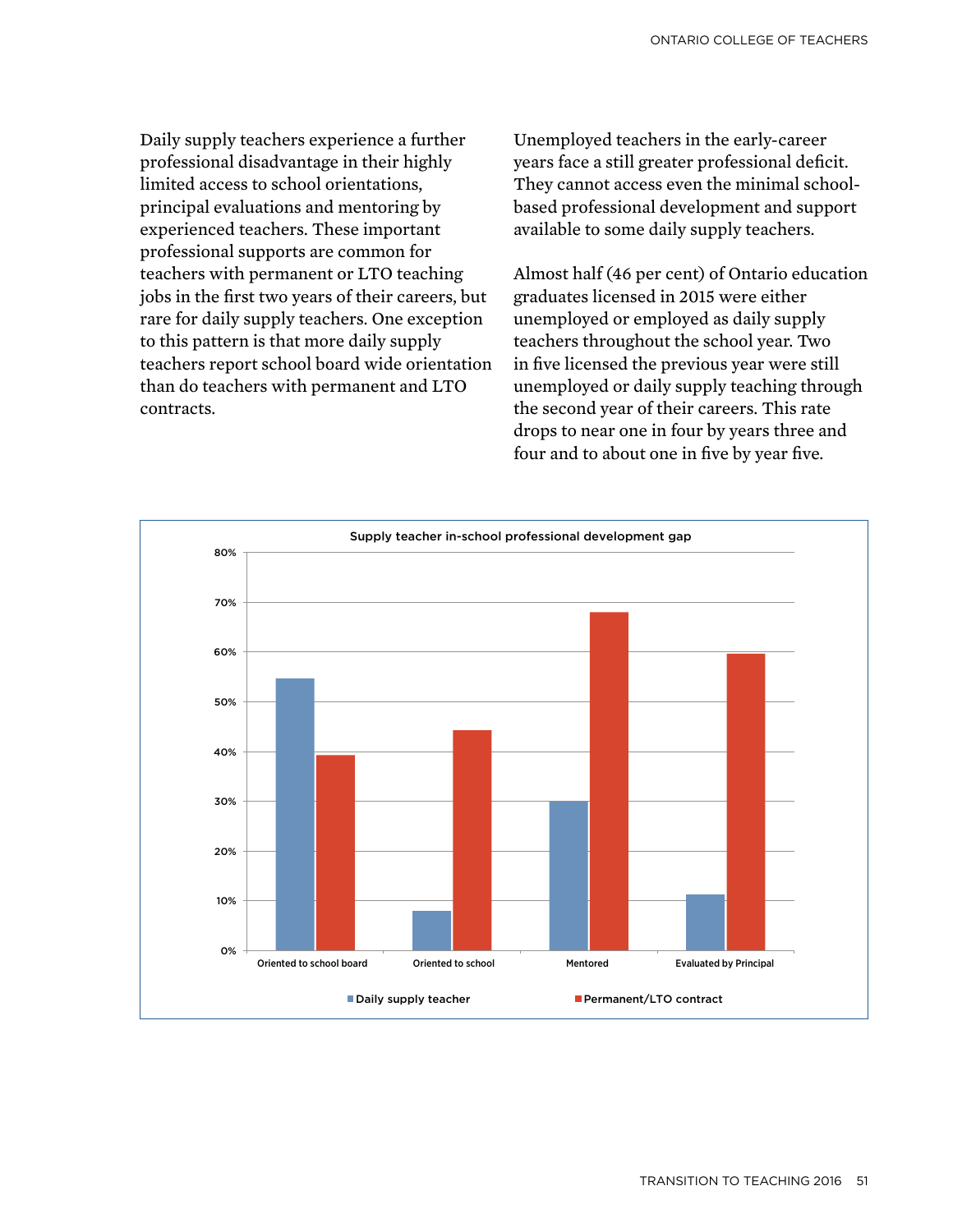Daily supply teachers experience a further professional disadvantage in their highly limited access to school orientations, principal evaluations and mentoring by experienced teachers. These important professional supports are common for teachers with permanent or LTO teaching jobs in the first two years of their careers, but rare for daily supply teachers. One exception to this pattern is that more daily supply teachers report school board wide orientation than do teachers with permanent and LTO contracts.

Unemployed teachers in the early-career years face a still greater professional deficit. They cannot access even the minimal school-based professional development and support available to some daily supply teachers.

Almost half (46 per cent) of Ontario education graduates licensed in 2015 were either unemployed or employed as daily supply teachers throughout the school year. Two in five licensed the previous year were still unemployed or daily supply teaching through the second year of their careers. This rate drops to near one in four by years three and four and to about one in five by year five.

**Supply teacher in-school professional development gap**

| | Daily supply teacher | Permanent/LTO contract |
|---|---|---|
| Oriented to school board | 55% | 39% |
| Oriented to school | 8% | 44% |
| Mentored | 30% | 68% |
| Evaluated by Principal | 11% | 60% |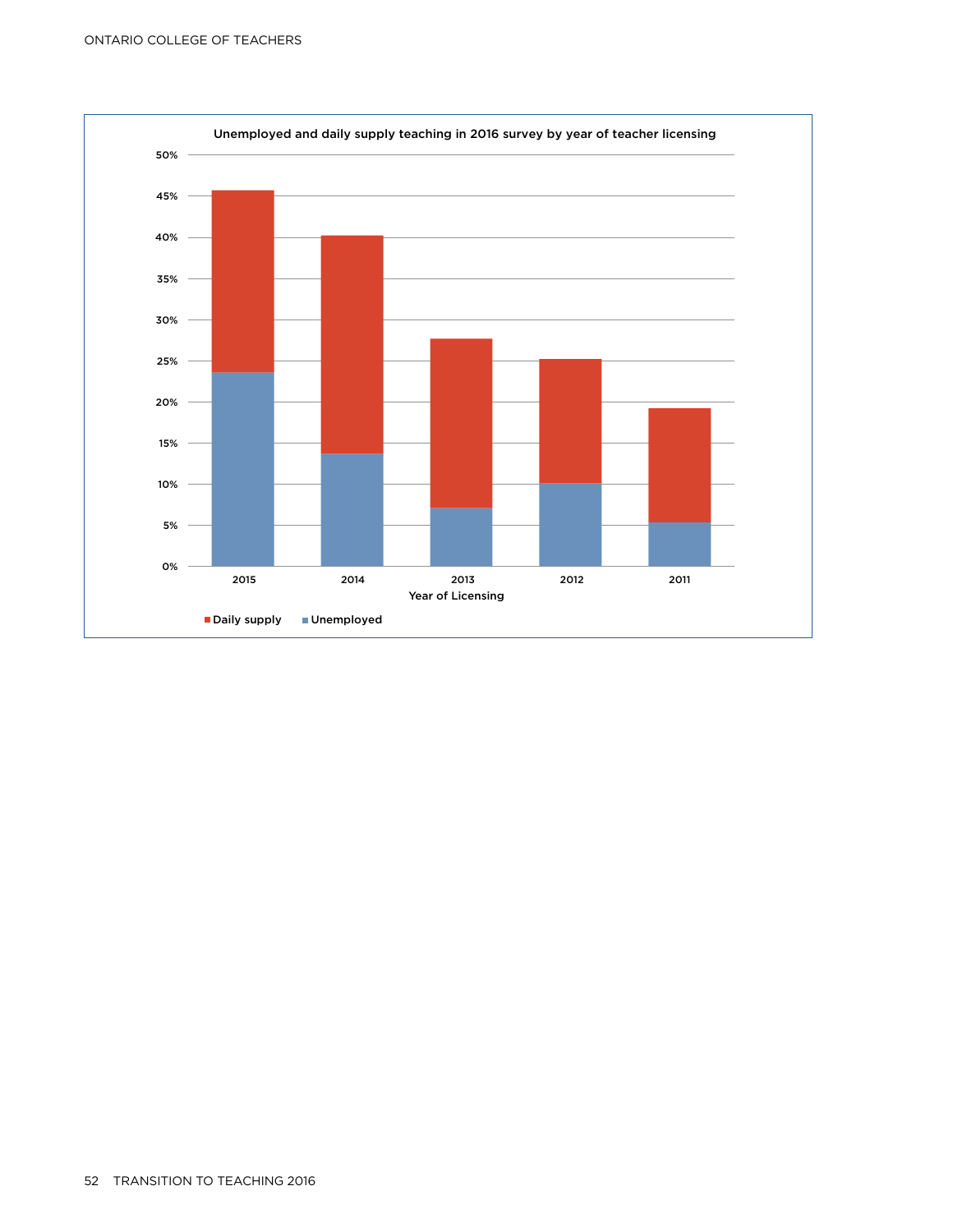**Unemployed and daily supply teaching in 2016 survey by year of teacher licensing**

Year of Licensing: 2015, 2014, 2013, 2012, 2011

Legend: Daily supply, Unemployed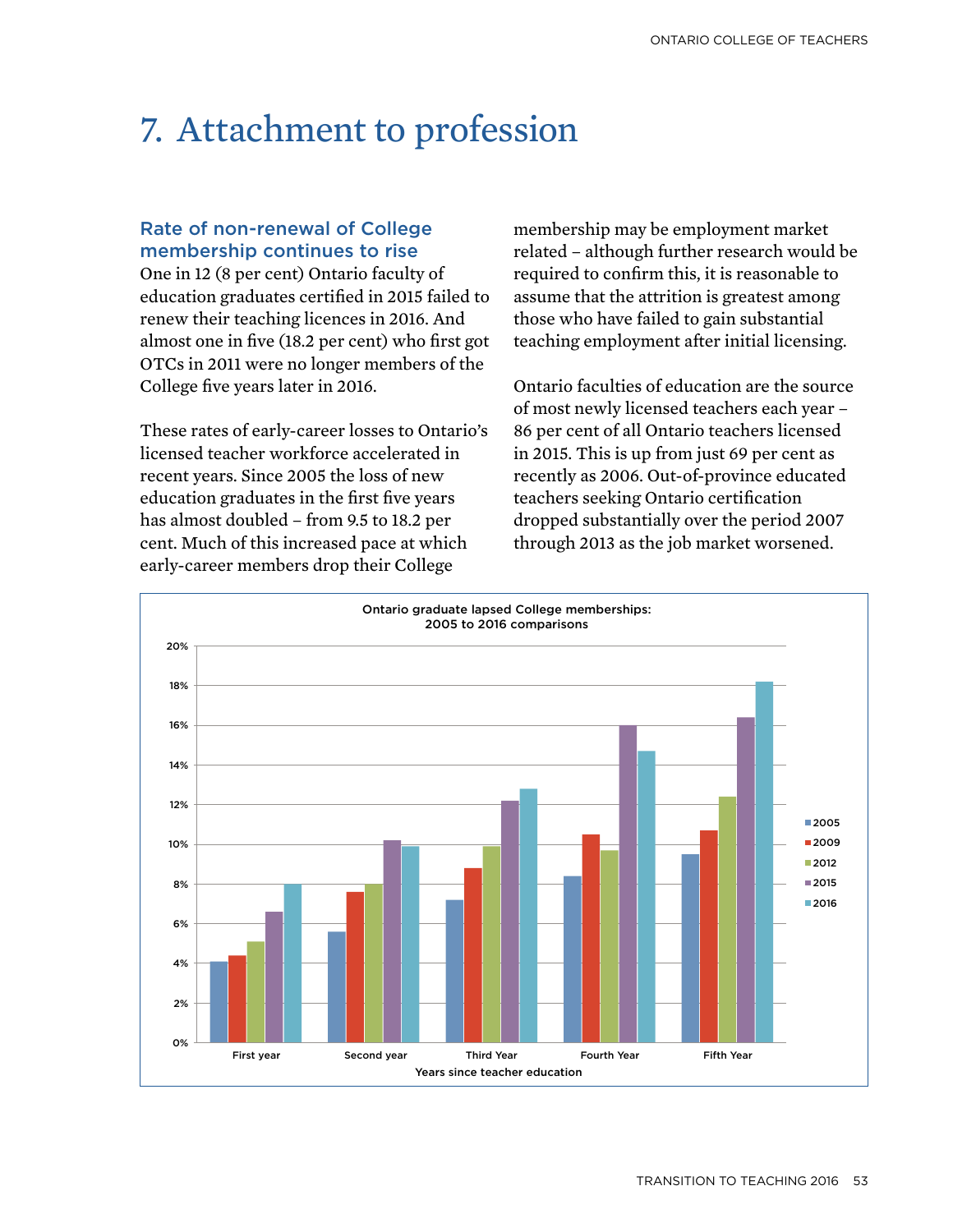# 7. Attachment to profession

### Rate of non-renewal of College membership continues to rise

One in 12 (8 per cent) Ontario faculty of education graduates certified in 2015 failed to renew their teaching licences in 2016. And almost one in five (18.2 per cent) who first got OTCs in 2011 were no longer members of the College five years later in 2016.

These rates of early-career losses to Ontario's licensed teacher workforce accelerated in recent years. Since 2005 the loss of new education graduates in the first five years has almost doubled – from 9.5 to 18.2 per cent. Much of this increased pace at which early-career members drop their College membership may be employment market related – although further research would be required to confirm this, it is reasonable to assume that the attrition is greatest among those who have failed to gain substantial teaching employment after initial licensing.

Ontario faculties of education are the source of most newly licensed teachers each year – 86 per cent of all Ontario teachers licensed in 2015. This is up from just 69 per cent as recently as 2006. Out-of-province educated teachers seeking Ontario certification dropped substantially over the period 2007 through 2013 as the job market worsened.

**Ontario graduate lapsed College memberships: 2005 to 2016 comparisons**

Legend: 2005, 2009, 2012, 2015, 2016

Y-axis: 0% to 20%

X-axis: First year, Second year, Third Year, Fourth Year, Fifth Year — Years since teacher education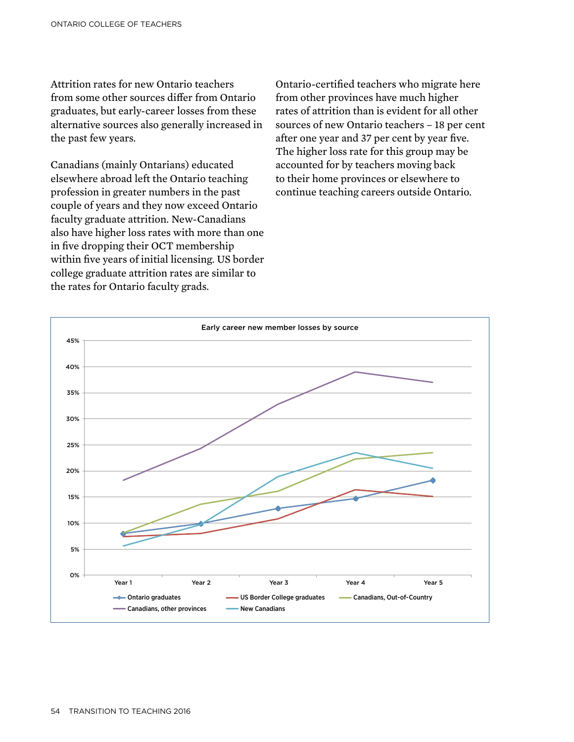Attrition rates for new Ontario teachers from some other sources differ from Ontario graduates, but early-career losses from these alternative sources also generally increased in the past few years.

Canadians (mainly Ontarians) educated elsewhere abroad left the Ontario teaching profession in greater numbers in the past couple of years and they now exceed Ontario faculty graduate attrition. New-Canadians also have higher loss rates with more than one in five dropping their OCT membership within five years of initial licensing. US border college graduate attrition rates are similar to the rates for Ontario faculty grads.

Ontario-certified teachers who migrate here from other provinces have much higher rates of attrition than is evident for all other sources of new Ontario teachers – 18 per cent after one year and 37 per cent by year five. The higher loss rate for this group may be accounted for by teachers moving back to their home provinces or elsewhere to continue teaching careers outside Ontario.

**Early career new member losses by source**

| | Year 1 | Year 2 | Year 3 | Year 4 | Year 5 |
|---|---|---|---|---|---|
| Ontario graduates | ~8% | ~10% | ~13% | ~15% | ~18% |
| US Border College graduates | ~7.5% | ~8% | ~11% | ~16.5% | ~15% |
| Canadians, Out-of-Country | ~8% | ~13.5% | ~16% | ~22% | ~23.5% |
| Canadians, other provinces | ~18% | ~24% | ~33% | ~39% | ~37% |
| New Canadians | ~5.5% | ~10% | ~19% | ~23.5% | ~20.5% |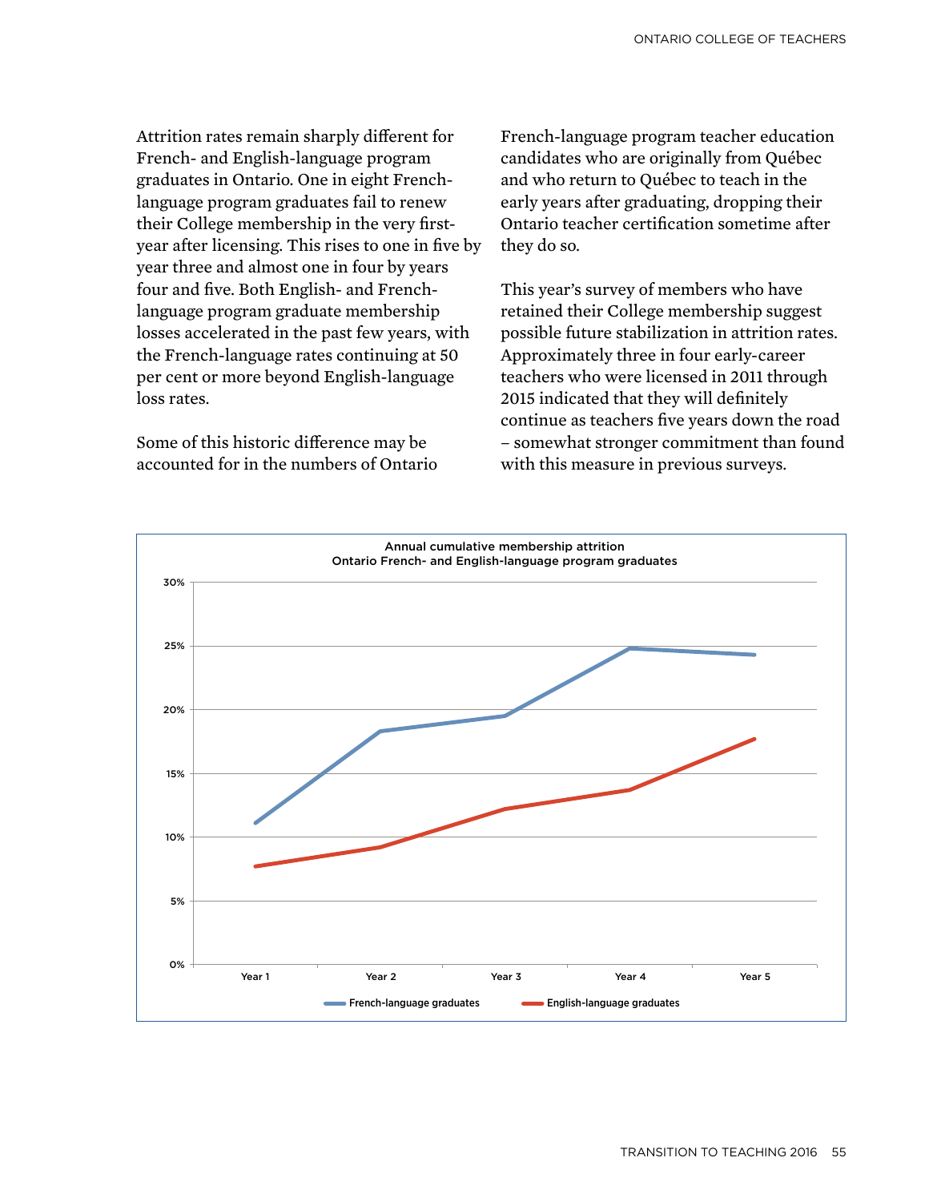Attrition rates remain sharply different for French- and English-language program graduates in Ontario. One in eight French-language program graduates fail to renew their College membership in the very first-year after licensing. This rises to one in five by year three and almost one in four by years four and five. Both English- and French-language program graduate membership losses accelerated in the past few years, with the French-language rates continuing at 50 per cent or more beyond English-language loss rates.

Some of this historic difference may be accounted for in the numbers of Ontario French-language program teacher education candidates who are originally from Québec and who return to Québec to teach in the early years after graduating, dropping their Ontario teacher certification sometime after they do so.

This year's survey of members who have retained their College membership suggest possible future stabilization in attrition rates. Approximately three in four early-career teachers who were licensed in 2011 through 2015 indicated that they will definitely continue as teachers five years down the road – somewhat stronger commitment than found with this measure in previous surveys.

Annual cumulative membership attrition
Ontario French- and English-language program graduates

| | Year 1 | Year 2 | Year 3 | Year 4 | Year 5 |
|---|---|---|---|---|---|
| French-language graduates | ~11% | ~18% | ~19.5% | ~25% | ~24% |
| English-language graduates | ~7.5% | ~9% | ~12% | ~14% | ~18% |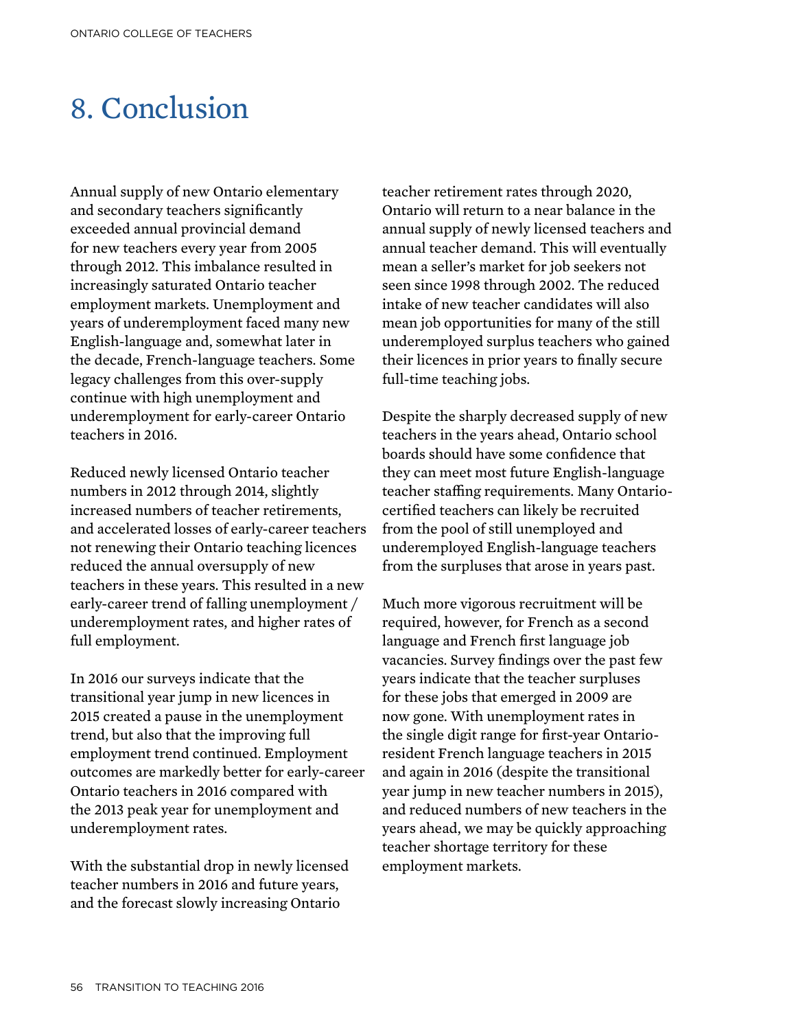# 8. Conclusion

Annual supply of new Ontario elementary and secondary teachers significantly exceeded annual provincial demand for new teachers every year from 2005 through 2012. This imbalance resulted in increasingly saturated Ontario teacher employment markets. Unemployment and years of underemployment faced many new English-language and, somewhat later in the decade, French-language teachers. Some legacy challenges from this over-supply continue with high unemployment and underemployment for early-career Ontario teachers in 2016.

Reduced newly licensed Ontario teacher numbers in 2012 through 2014, slightly increased numbers of teacher retirements, and accelerated losses of early-career teachers not renewing their Ontario teaching licences reduced the annual oversupply of new teachers in these years. This resulted in a new early-career trend of falling unemployment / underemployment rates, and higher rates of full employment.

In 2016 our surveys indicate that the transitional year jump in new licences in 2015 created a pause in the unemployment trend, but also that the improving full employment trend continued. Employment outcomes are markedly better for early-career Ontario teachers in 2016 compared with the 2013 peak year for unemployment and underemployment rates.

With the substantial drop in newly licensed teacher numbers in 2016 and future years, and the forecast slowly increasing Ontario teacher retirement rates through 2020, Ontario will return to a near balance in the annual supply of newly licensed teachers and annual teacher demand. This will eventually mean a seller's market for job seekers not seen since 1998 through 2002. The reduced intake of new teacher candidates will also mean job opportunities for many of the still underemployed surplus teachers who gained their licences in prior years to finally secure full-time teaching jobs.

Despite the sharply decreased supply of new teachers in the years ahead, Ontario school boards should have some confidence that they can meet most future English-language teacher staffing requirements. Many Ontario-certified teachers can likely be recruited from the pool of still unemployed and underemployed English-language teachers from the surpluses that arose in years past.

Much more vigorous recruitment will be required, however, for French as a second language and French first language job vacancies. Survey findings over the past few years indicate that the teacher surpluses for these jobs that emerged in 2009 are now gone. With unemployment rates in the single digit range for first-year Ontario-resident French language teachers in 2015 and again in 2016 (despite the transitional year jump in new teacher numbers in 2015), and reduced numbers of new teachers in the years ahead, we may be quickly approaching teacher shortage territory for these employment markets.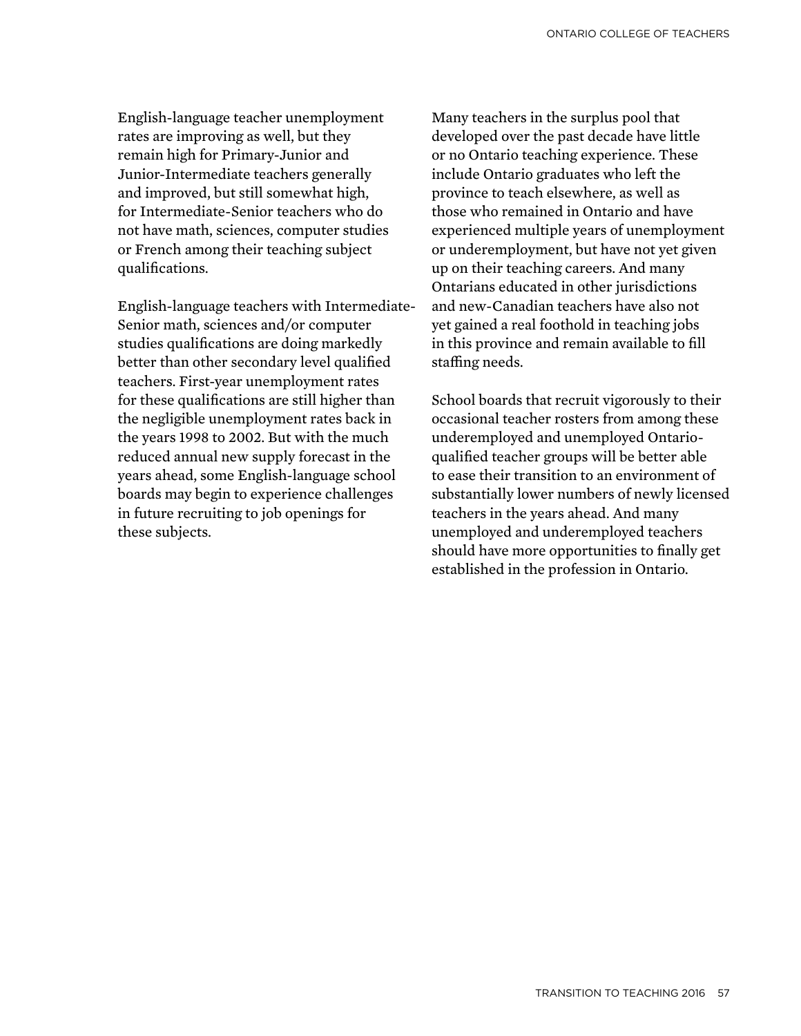English-language teacher unemployment rates are improving as well, but they remain high for Primary-Junior and Junior-Intermediate teachers generally and improved, but still somewhat high, for Intermediate-Senior teachers who do not have math, sciences, computer studies or French among their teaching subject qualifications.

English-language teachers with Intermediate-Senior math, sciences and/or computer studies qualifications are doing markedly better than other secondary level qualified teachers. First-year unemployment rates for these qualifications are still higher than the negligible unemployment rates back in the years 1998 to 2002. But with the much reduced annual new supply forecast in the years ahead, some English-language school boards may begin to experience challenges in future recruiting to job openings for these subjects.

Many teachers in the surplus pool that developed over the past decade have little or no Ontario teaching experience. These include Ontario graduates who left the province to teach elsewhere, as well as those who remained in Ontario and have experienced multiple years of unemployment or underemployment, but have not yet given up on their teaching careers. And many Ontarians educated in other jurisdictions and new-Canadian teachers have also not yet gained a real foothold in teaching jobs in this province and remain available to fill staffing needs.

School boards that recruit vigorously to their occasional teacher rosters from among these underemployed and unemployed Ontario-qualified teacher groups will be better able to ease their transition to an environment of substantially lower numbers of newly licensed teachers in the years ahead. And many unemployed and underemployed teachers should have more opportunities to finally get established in the profession in Ontario.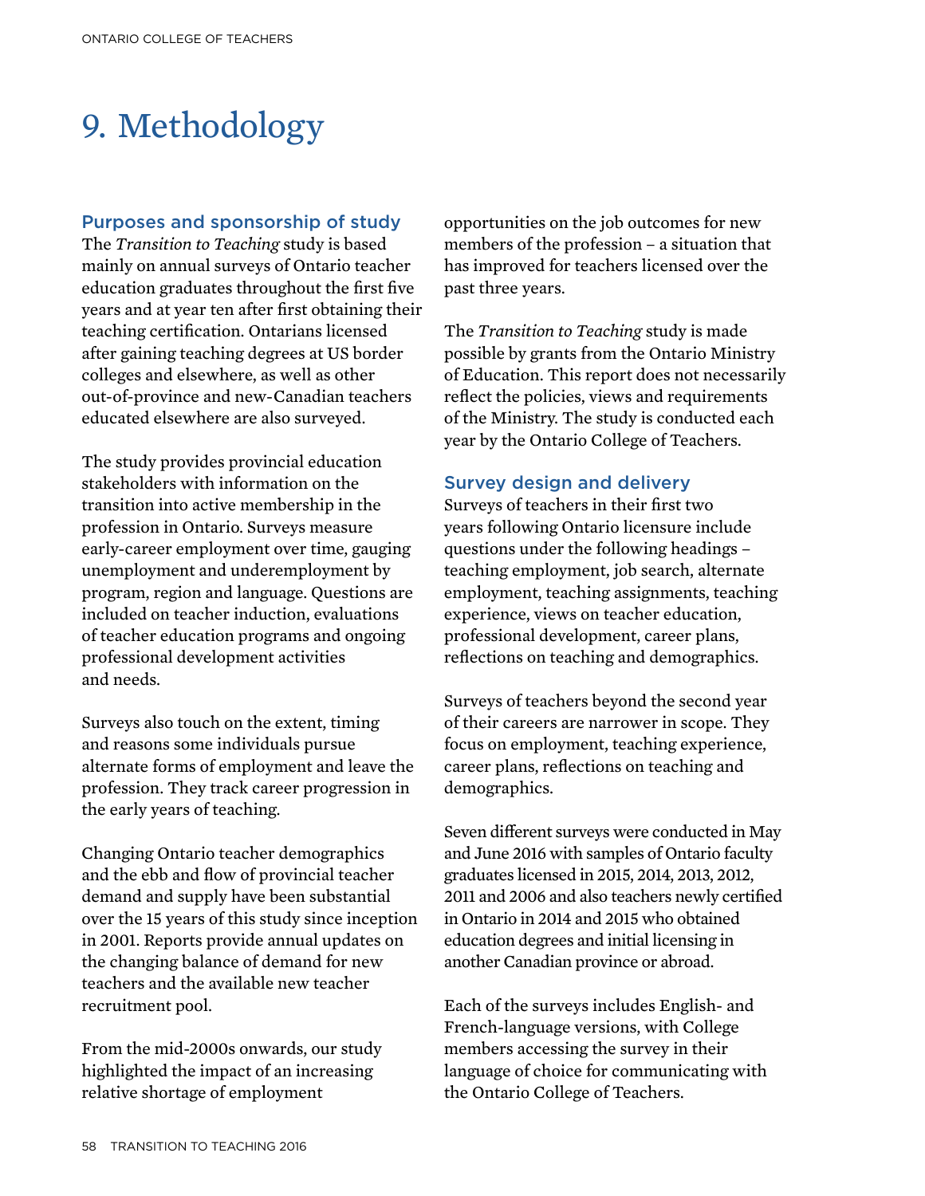# 9. Methodology

## Purposes and sponsorship of study

The *Transition to Teaching* study is based mainly on annual surveys of Ontario teacher education graduates throughout the first five years and at year ten after first obtaining their teaching certification. Ontarians licensed after gaining teaching degrees at US border colleges and elsewhere, as well as other out-of-province and new-Canadian teachers educated elsewhere are also surveyed.

The study provides provincial education stakeholders with information on the transition into active membership in the profession in Ontario. Surveys measure early-career employment over time, gauging unemployment and underemployment by program, region and language. Questions are included on teacher induction, evaluations of teacher education programs and ongoing professional development activities and needs.

Surveys also touch on the extent, timing and reasons some individuals pursue alternate forms of employment and leave the profession. They track career progression in the early years of teaching.

Changing Ontario teacher demographics and the ebb and flow of provincial teacher demand and supply have been substantial over the 15 years of this study since inception in 2001. Reports provide annual updates on the changing balance of demand for new teachers and the available new teacher recruitment pool.

From the mid-2000s onwards, our study highlighted the impact of an increasing relative shortage of employment opportunities on the job outcomes for new members of the profession – a situation that has improved for teachers licensed over the past three years.

The *Transition to Teaching* study is made possible by grants from the Ontario Ministry of Education. This report does not necessarily reflect the policies, views and requirements of the Ministry. The study is conducted each year by the Ontario College of Teachers.

## Survey design and delivery

Surveys of teachers in their first two years following Ontario licensure include questions under the following headings – teaching employment, job search, alternate employment, teaching assignments, teaching experience, views on teacher education, professional development, career plans, reflections on teaching and demographics.

Surveys of teachers beyond the second year of their careers are narrower in scope. They focus on employment, teaching experience, career plans, reflections on teaching and demographics.

Seven different surveys were conducted in May and June 2016 with samples of Ontario faculty graduates licensed in 2015, 2014, 2013, 2012, 2011 and 2006 and also teachers newly certified in Ontario in 2014 and 2015 who obtained education degrees and initial licensing in another Canadian province or abroad.

Each of the surveys includes English- and French-language versions, with College members accessing the survey in their language of choice for communicating with the Ontario College of Teachers.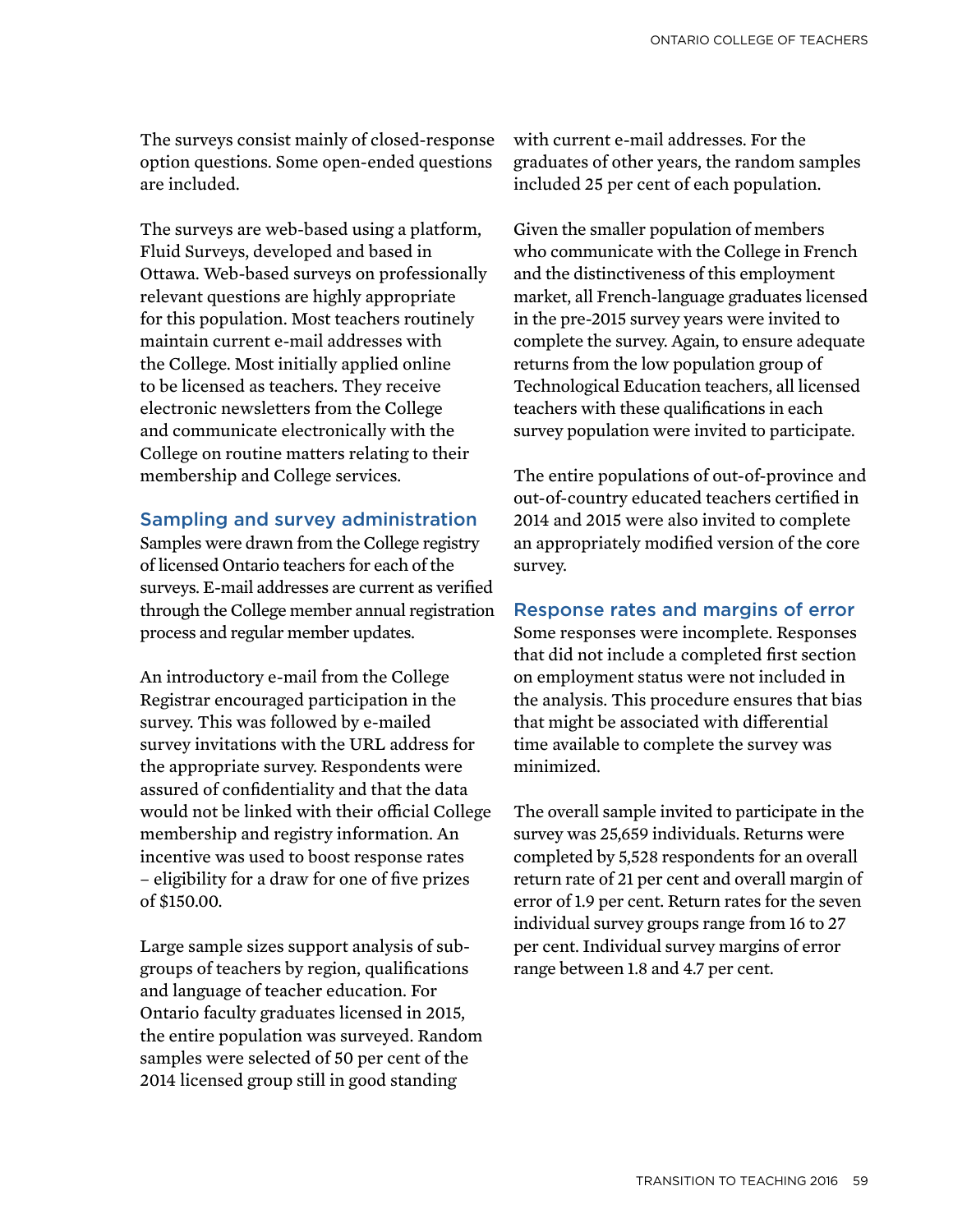The surveys consist mainly of closed-response option questions. Some open-ended questions are included.

The surveys are web-based using a platform, Fluid Surveys, developed and based in Ottawa. Web-based surveys on professionally relevant questions are highly appropriate for this population. Most teachers routinely maintain current e-mail addresses with the College. Most initially applied online to be licensed as teachers. They receive electronic newsletters from the College and communicate electronically with the College on routine matters relating to their membership and College services.

## Sampling and survey administration

Samples were drawn from the College registry of licensed Ontario teachers for each of the surveys. E-mail addresses are current as verified through the College member annual registration process and regular member updates.

An introductory e-mail from the College Registrar encouraged participation in the survey. This was followed by e-mailed survey invitations with the URL address for the appropriate survey. Respondents were assured of confidentiality and that the data would not be linked with their official College membership and registry information. An incentive was used to boost response rates – eligibility for a draw for one of five prizes of $150.00.

Large sample sizes support analysis of sub-groups of teachers by region, qualifications and language of teacher education. For Ontario faculty graduates licensed in 2015, the entire population was surveyed. Random samples were selected of 50 per cent of the 2014 licensed group still in good standing with current e-mail addresses. For the graduates of other years, the random samples included 25 per cent of each population.

Given the smaller population of members who communicate with the College in French and the distinctiveness of this employment market, all French-language graduates licensed in the pre-2015 survey years were invited to complete the survey. Again, to ensure adequate returns from the low population group of Technological Education teachers, all licensed teachers with these qualifications in each survey population were invited to participate.

The entire populations of out-of-province and out-of-country educated teachers certified in 2014 and 2015 were also invited to complete an appropriately modified version of the core survey.

## Response rates and margins of error

Some responses were incomplete. Responses that did not include a completed first section on employment status were not included in the analysis. This procedure ensures that bias that might be associated with differential time available to complete the survey was minimized.

The overall sample invited to participate in the survey was 25,659 individuals. Returns were completed by 5,528 respondents for an overall return rate of 21 per cent and overall margin of error of 1.9 per cent. Return rates for the seven individual survey groups range from 16 to 27 per cent. Individual survey margins of error range between 1.8 and 4.7 per cent.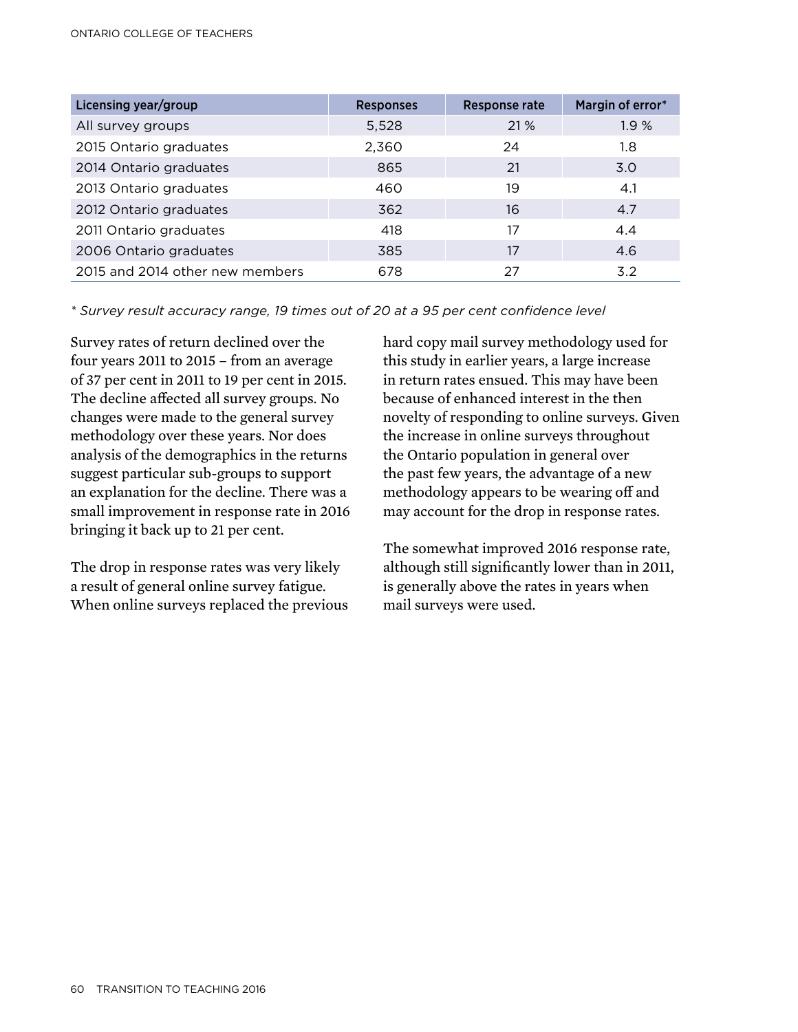| Licensing year/group | Responses | Response rate | Margin of error* |
|---|---|---|---|
| All survey groups | 5,528 | 21 % | 1.9 % |
| 2015 Ontario graduates | 2,360 | 24 | 1.8 |
| 2014 Ontario graduates | 865 | 21 | 3.0 |
| 2013 Ontario graduates | 460 | 19 | 4.1 |
| 2012 Ontario graduates | 362 | 16 | 4.7 |
| 2011 Ontario graduates | 418 | 17 | 4.4 |
| 2006 Ontario graduates | 385 | 17 | 4.6 |
| 2015 and 2014 other new members | 678 | 27 | 3.2 |

*\* Survey result accuracy range, 19 times out of 20 at a 95 per cent confidence level*

Survey rates of return declined over the four years 2011 to 2015 – from an average of 37 per cent in 2011 to 19 per cent in 2015. The decline affected all survey groups. No changes were made to the general survey methodology over these years. Nor does analysis of the demographics in the returns suggest particular sub-groups to support an explanation for the decline. There was a small improvement in response rate in 2016 bringing it back up to 21 per cent.

The drop in response rates was very likely a result of general online survey fatigue. When online surveys replaced the previous hard copy mail survey methodology used for this study in earlier years, a large increase in return rates ensued. This may have been because of enhanced interest in the then novelty of responding to online surveys. Given the increase in online surveys throughout the Ontario population in general over the past few years, the advantage of a new methodology appears to be wearing off and may account for the drop in response rates.

The somewhat improved 2016 response rate, although still significantly lower than in 2011, is generally above the rates in years when mail surveys were used.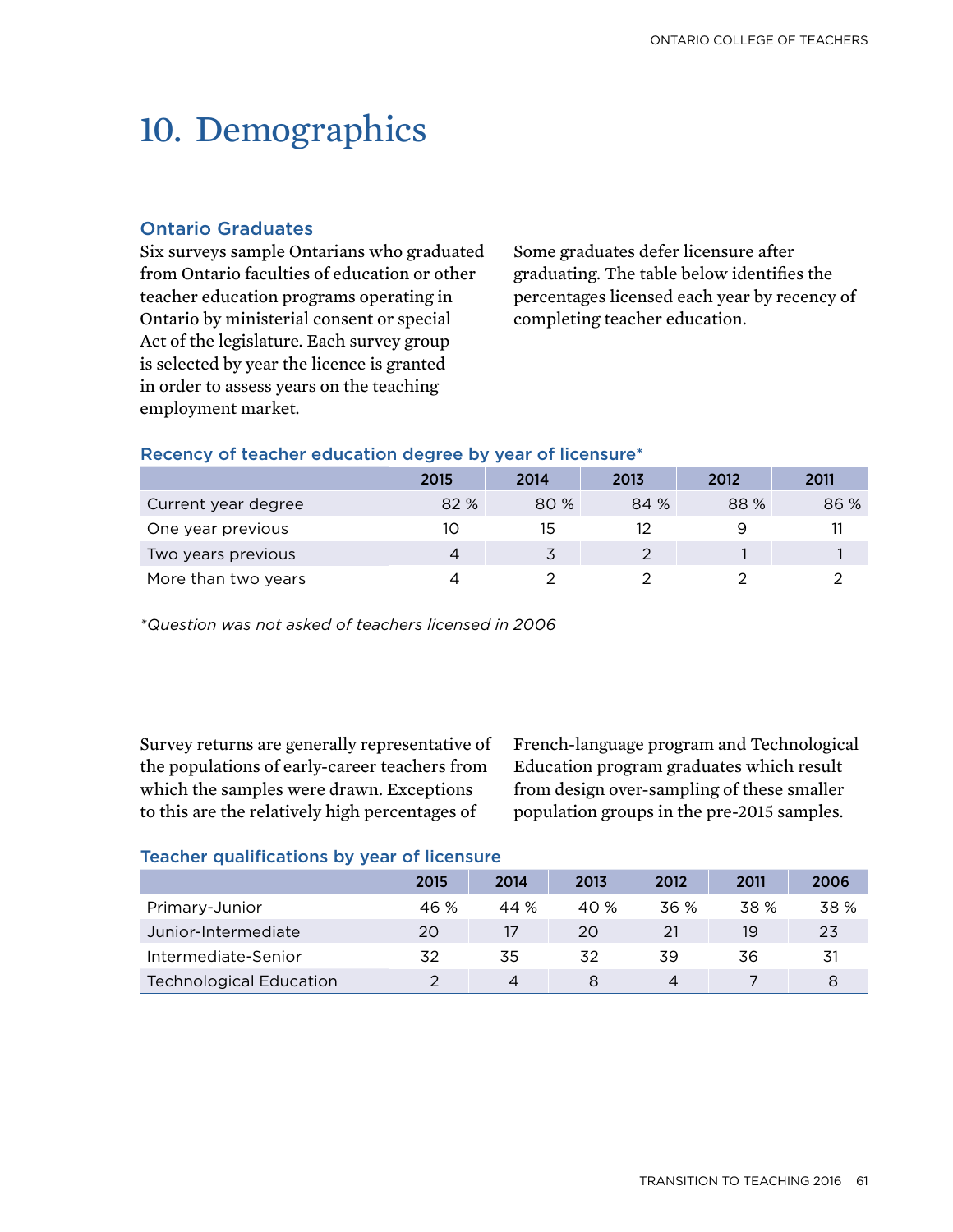# 10. Demographics

## Ontario Graduates

Six surveys sample Ontarians who graduated from Ontario faculties of education or other teacher education programs operating in Ontario by ministerial consent or special Act of the legislature. Each survey group is selected by year the licence is granted in order to assess years on the teaching employment market.

Some graduates defer licensure after graduating. The table below identifies the percentages licensed each year by recency of completing teacher education.

### Recency of teacher education degree by year of licensure*

| | 2015 | 2014 | 2013 | 2012 | 2011 |
|---|---|---|---|---|---|
| Current year degree | 82 % | 80 % | 84 % | 88 % | 86 % |
| One year previous | 10 | 15 | 12 | 9 | 11 |
| Two years previous | 4 | 3 | 2 | 1 | 1 |
| More than two years | 4 | 2 | 2 | 2 | 2 |

*\*Question was not asked of teachers licensed in 2006*

Survey returns are generally representative of the populations of early-career teachers from which the samples were drawn. Exceptions to this are the relatively high percentages of French-language program and Technological Education program graduates which result from design over-sampling of these smaller population groups in the pre-2015 samples.

### Teacher qualifications by year of licensure

| | 2015 | 2014 | 2013 | 2012 | 2011 | 2006 |
|---|---|---|---|---|---|---|
| Primary-Junior | 46 % | 44 % | 40 % | 36 % | 38 % | 38 % |
| Junior-Intermediate | 20 | 17 | 20 | 21 | 19 | 23 |
| Intermediate-Senior | 32 | 35 | 32 | 39 | 36 | 31 |
| Technological Education | 2 | 4 | 8 | 4 | 7 | 8 |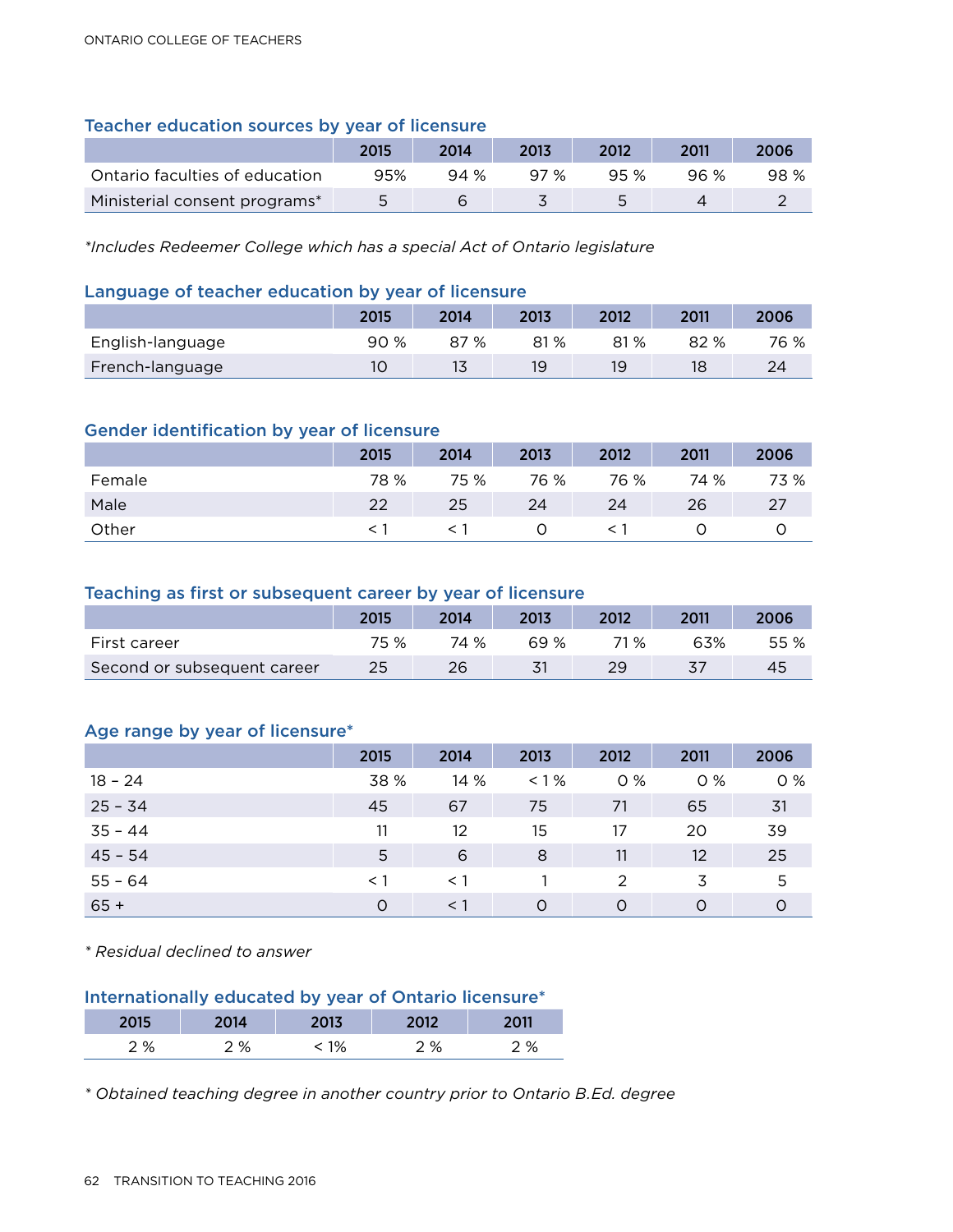### Teacher education sources by year of licensure

| | 2015 | 2014 | 2013 | 2012 | 2011 | 2006 |
|---|---|---|---|---|---|---|
| Ontario faculties of education | 95% | 94 % | 97 % | 95 % | 96 % | 98 % |
| Ministerial consent programs* | 5 | 6 | 3 | 5 | 4 | 2 |

*\*Includes Redeemer College which has a special Act of Ontario legislature*

### Language of teacher education by year of licensure

| | 2015 | 2014 | 2013 | 2012 | 2011 | 2006 |
|---|---|---|---|---|---|---|
| English-language | 90 % | 87 % | 81 % | 81 % | 82 % | 76 % |
| French-language | 10 | 13 | 19 | 19 | 18 | 24 |

### Gender identification by year of licensure

| | 2015 | 2014 | 2013 | 2012 | 2011 | 2006 |
|---|---|---|---|---|---|---|
| Female | 78 % | 75 % | 76 % | 76 % | 74 % | 73 % |
| Male | 22 | 25 | 24 | 24 | 26 | 27 |
| Other | < 1 | < 1 | 0 | < 1 | 0 | 0 |

### Teaching as first or subsequent career by year of licensure

| | 2015 | 2014 | 2013 | 2012 | 2011 | 2006 |
|---|---|---|---|---|---|---|
| First career | 75 % | 74 % | 69 % | 71 % | 63% | 55 % |
| Second or subsequent career | 25 | 26 | 31 | 29 | 37 | 45 |

### Age range by year of licensure*

| | 2015 | 2014 | 2013 | 2012 | 2011 | 2006 |
|---|---|---|---|---|---|---|
| 18 – 24 | 38 % | 14 % | < 1 % | 0 % | 0 % | 0 % |
| 25 – 34 | 45 | 67 | 75 | 71 | 65 | 31 |
| 35 – 44 | 11 | 12 | 15 | 17 | 20 | 39 |
| 45 – 54 | 5 | 6 | 8 | 11 | 12 | 25 |
| 55 – 64 | < 1 | < 1 | 1 | 2 | 3 | 5 |
| 65 + | 0 | < 1 | 0 | 0 | 0 | 0 |

*\* Residual declined to answer*

### Internationally educated by year of Ontario licensure*

| 2015 | 2014 | 2013 | 2012 | 2011 |
|---|---|---|---|---|
| 2 % | 2 % | < 1% | 2 % | 2 % |

*\* Obtained teaching degree in another country prior to Ontario B.Ed. degree*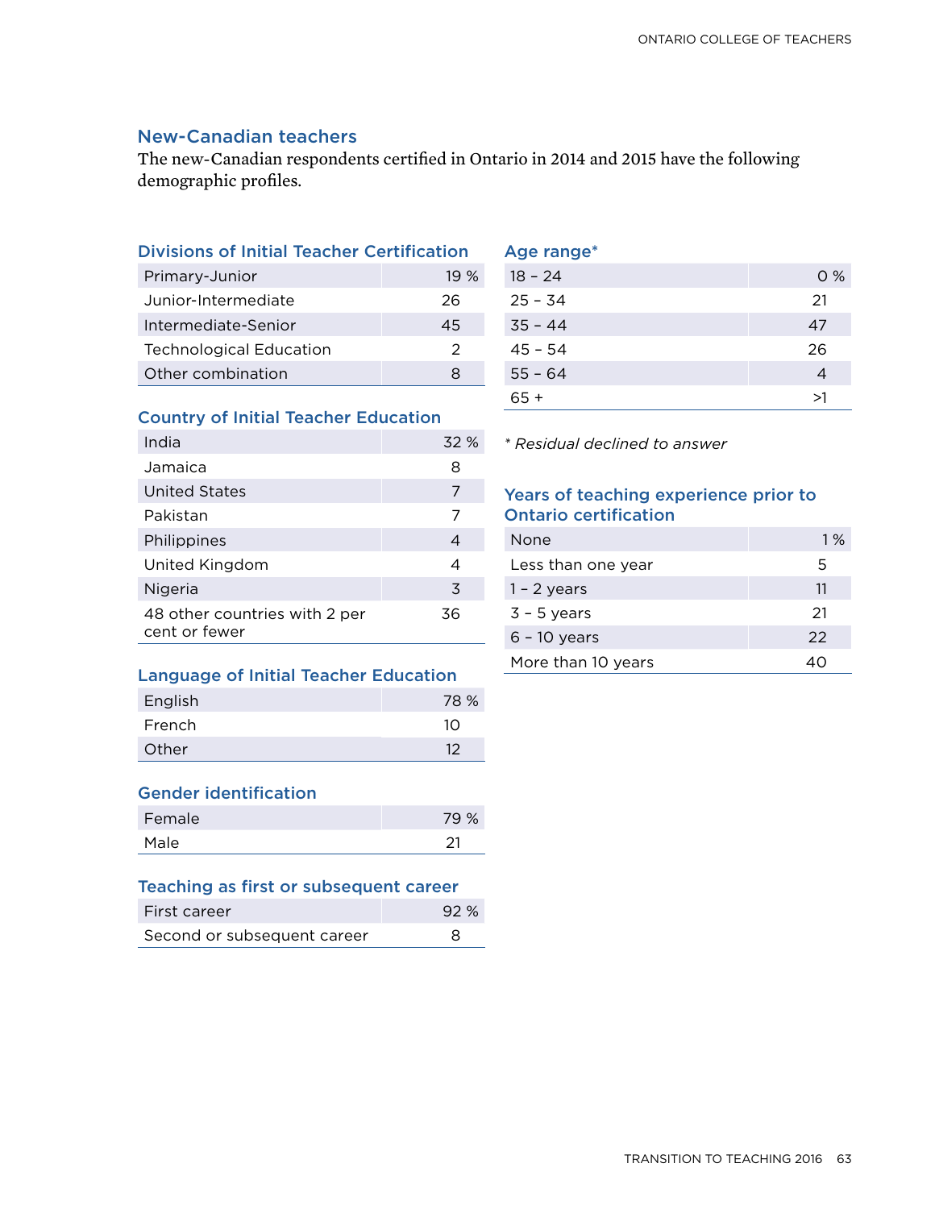## New-Canadian teachers

The new-Canadian respondents certified in Ontario in 2014 and 2015 have the following demographic profiles.

### Divisions of Initial Teacher Certification

| | |
|---|---|
| Primary-Junior | 19 % |
| Junior-Intermediate | 26 |
| Intermediate-Senior | 45 |
| Technological Education | 2 |
| Other combination | 8 |

### Country of Initial Teacher Education

| | |
|---|---|
| India | 32 % |
| Jamaica | 8 |
| United States | 7 |
| Pakistan | 7 |
| Philippines | 4 |
| United Kingdom | 4 |
| Nigeria | 3 |
| 48 other countries with 2 per cent or fewer | 36 |

### Language of Initial Teacher Education

| | |
|---|---|
| English | 78 % |
| French | 10 |
| Other | 12 |

### Gender identification

| | |
|---|---|
| Female | 79 % |
| Male | 21 |

### Teaching as first or subsequent career

| | |
|---|---|
| First career | 92 % |
| Second or subsequent career | 8 |

### Age range*

| | |
|---|---|
| 18 – 24 | 0 % |
| 25 – 34 | 21 |
| 35 – 44 | 47 |
| 45 – 54 | 26 |
| 55 – 64 | 4 |
| 65 + | >1 |

*\* Residual declined to answer*

### Years of teaching experience prior to Ontario certification

| | |
|---|---|
| None | 1 % |
| Less than one year | 5 |
| 1 – 2 years | 11 |
| 3 – 5 years | 21 |
| 6 – 10 years | 22 |
| More than 10 years | 40 |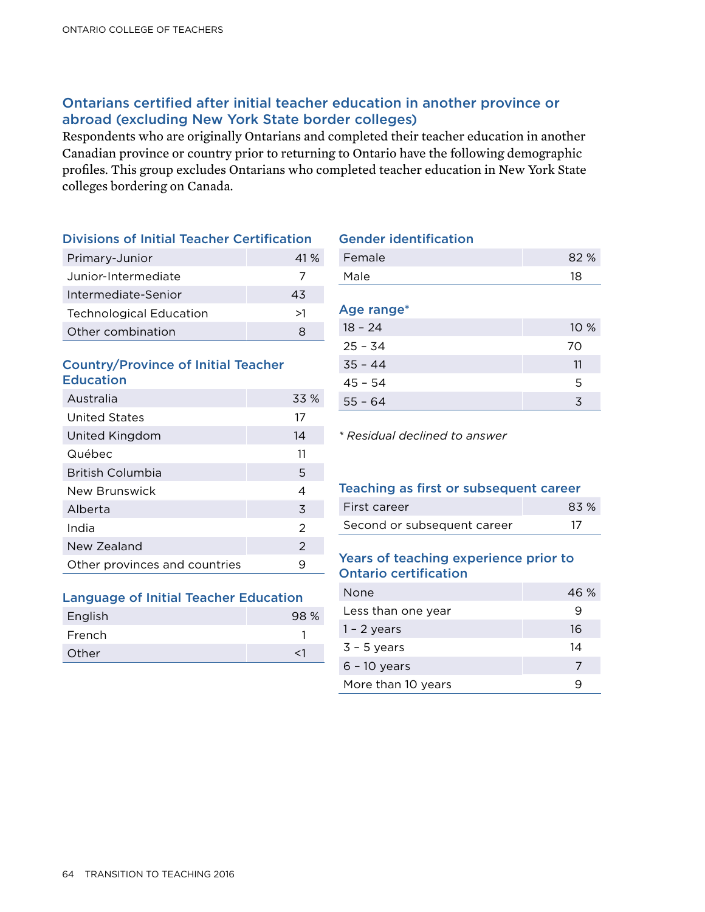## Ontarians certified after initial teacher education in another province or abroad (excluding New York State border colleges)

Respondents who are originally Ontarians and completed their teacher education in another Canadian province or country prior to returning to Ontario have the following demographic profiles. This group excludes Ontarians who completed teacher education in New York State colleges bordering on Canada.

### Divisions of Initial Teacher Certification

| | |
|---|---|
| Primary-Junior | 41 % |
| Junior-Intermediate | 7 |
| Intermediate-Senior | 43 |
| Technological Education | >1 |
| Other combination | 8 |

### Country/Province of Initial Teacher Education

| | |
|---|---|
| Australia | 33 % |
| United States | 17 |
| United Kingdom | 14 |
| Québec | 11 |
| British Columbia | 5 |
| New Brunswick | 4 |
| Alberta | 3 |
| India | 2 |
| New Zealand | 2 |
| Other provinces and countries | 9 |

### Language of Initial Teacher Education

| | |
|---|---|
| English | 98 % |
| French | 1 |
| Other | <1 |

### Gender identification

| | |
|---|---|
| Female | 82 % |
| Male | 18 |

### Age range*

| | |
|---|---|
| 18 – 24 | 10 % |
| 25 – 34 | 70 |
| 35 – 44 | 11 |
| 45 – 54 | 5 |
| 55 – 64 | 3 |

*\* Residual declined to answer*

### Teaching as first or subsequent career

| | |
|---|---|
| First career | 83 % |
| Second or subsequent career | 17 |

### Years of teaching experience prior to Ontario certification

| | |
|---|---|
| None | 46 % |
| Less than one year | 9 |
| 1 – 2 years | 16 |
| 3 – 5 years | 14 |
| 6 – 10 years | 7 |
| More than 10 years | 9 |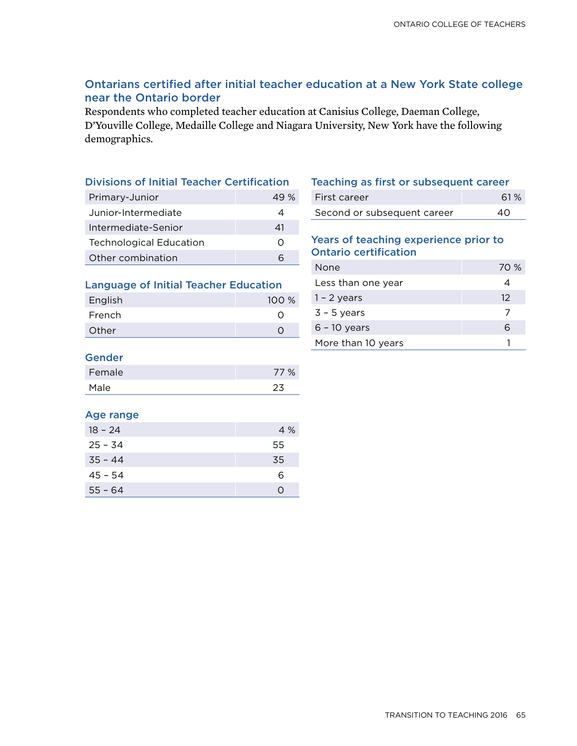## Ontarians certified after initial teacher education at a New York State college near the Ontario border

Respondents who completed teacher education at Canisius College, Daeman College, D'Youville College, Medaille College and Niagara University, New York have the following demographics.

### Divisions of Initial Teacher Certification

| | |
|---|---|
| Primary-Junior | 49 % |
| Junior-Intermediate | 4 |
| Intermediate-Senior | 41 |
| Technological Education | 0 |
| Other combination | 6 |

### Language of Initial Teacher Education

| | |
|---|---|
| English | 100 % |
| French | 0 |
| Other | 0 |

### Gender

| | |
|---|---|
| Female | 77 % |
| Male | 23 |

### Age range

| | |
|---|---|
| 18 – 24 | 4 % |
| 25 – 34 | 55 |
| 35 – 44 | 35 |
| 45 – 54 | 6 |
| 55 – 64 | 0 |

### Teaching as first or subsequent career

| | |
|---|---|
| First career | 61 % |
| Second or subsequent career | 40 |

### Years of teaching experience prior to Ontario certification

| | |
|---|---|
| None | 70 % |
| Less than one year | 4 |
| 1 – 2 years | 12 |
| 3 – 5 years | 7 |
| 6 – 10 years | 6 |
| More than 10 years | 1 |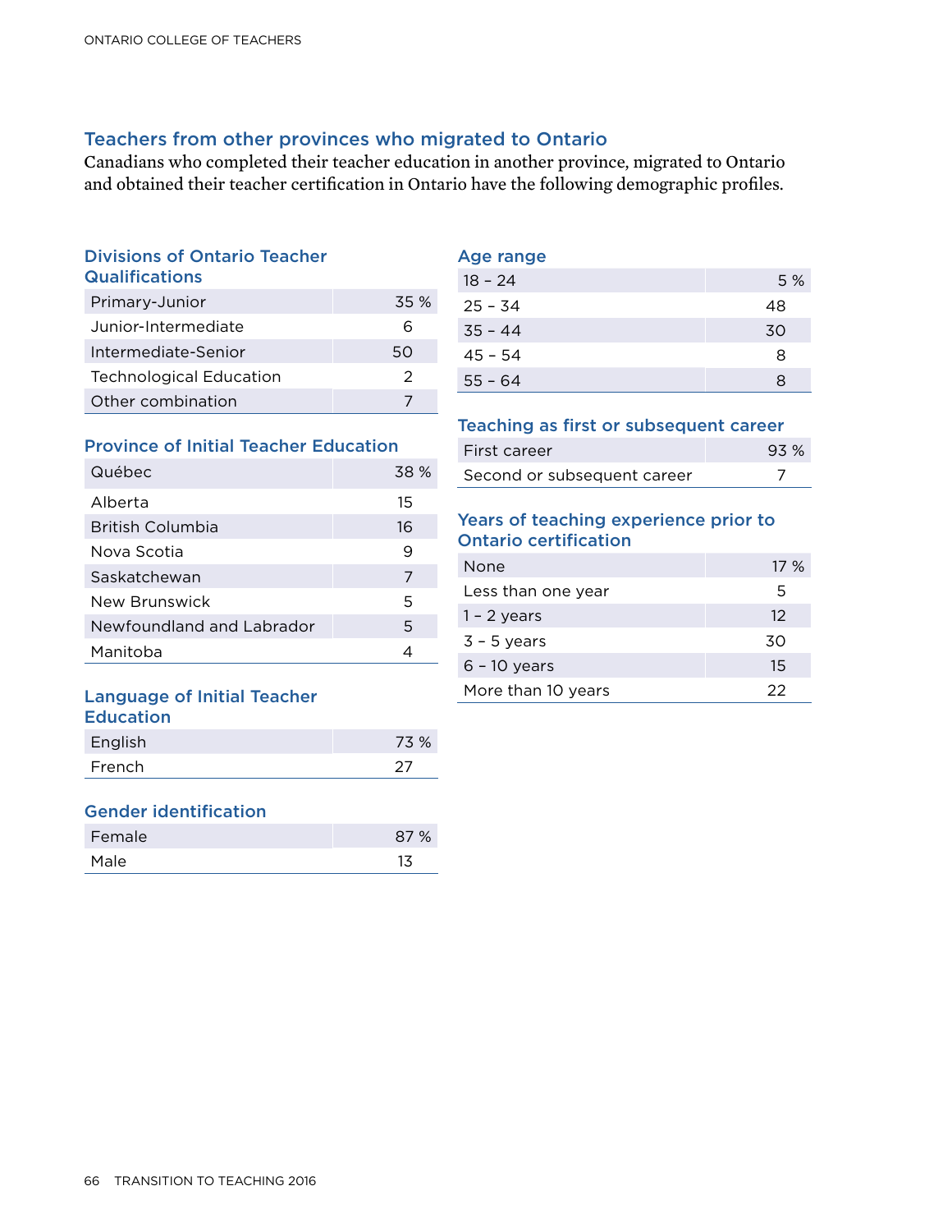## Teachers from other provinces who migrated to Ontario

Canadians who completed their teacher education in another province, migrated to Ontario and obtained their teacher certification in Ontario have the following demographic profiles.

### Divisions of Ontario Teacher Qualifications

| | |
|---|---|
| Primary-Junior | 35 % |
| Junior-Intermediate | 6 |
| Intermediate-Senior | 50 |
| Technological Education | 2 |
| Other combination | 7 |

### Province of Initial Teacher Education

| | |
|---|---|
| Québec | 38 % |
| Alberta | 15 |
| British Columbia | 16 |
| Nova Scotia | 9 |
| Saskatchewan | 7 |
| New Brunswick | 5 |
| Newfoundland and Labrador | 5 |
| Manitoba | 4 |

### Language of Initial Teacher Education

| | |
|---|---|
| English | 73 % |
| French | 27 |

### Gender identification

| | |
|---|---|
| Female | 87 % |
| Male | 13 |

### Age range

| | |
|---|---|
| 18 – 24 | 5 % |
| 25 – 34 | 48 |
| 35 – 44 | 30 |
| 45 – 54 | 8 |
| 55 – 64 | 8 |

### Teaching as first or subsequent career

| | |
|---|---|
| First career | 93 % |
| Second or subsequent career | 7 |

### Years of teaching experience prior to Ontario certification

| | |
|---|---|
| None | 17 % |
| Less than one year | 5 |
| 1 – 2 years | 12 |
| 3 – 5 years | 30 |
| 6 – 10 years | 15 |
| More than 10 years | 22 |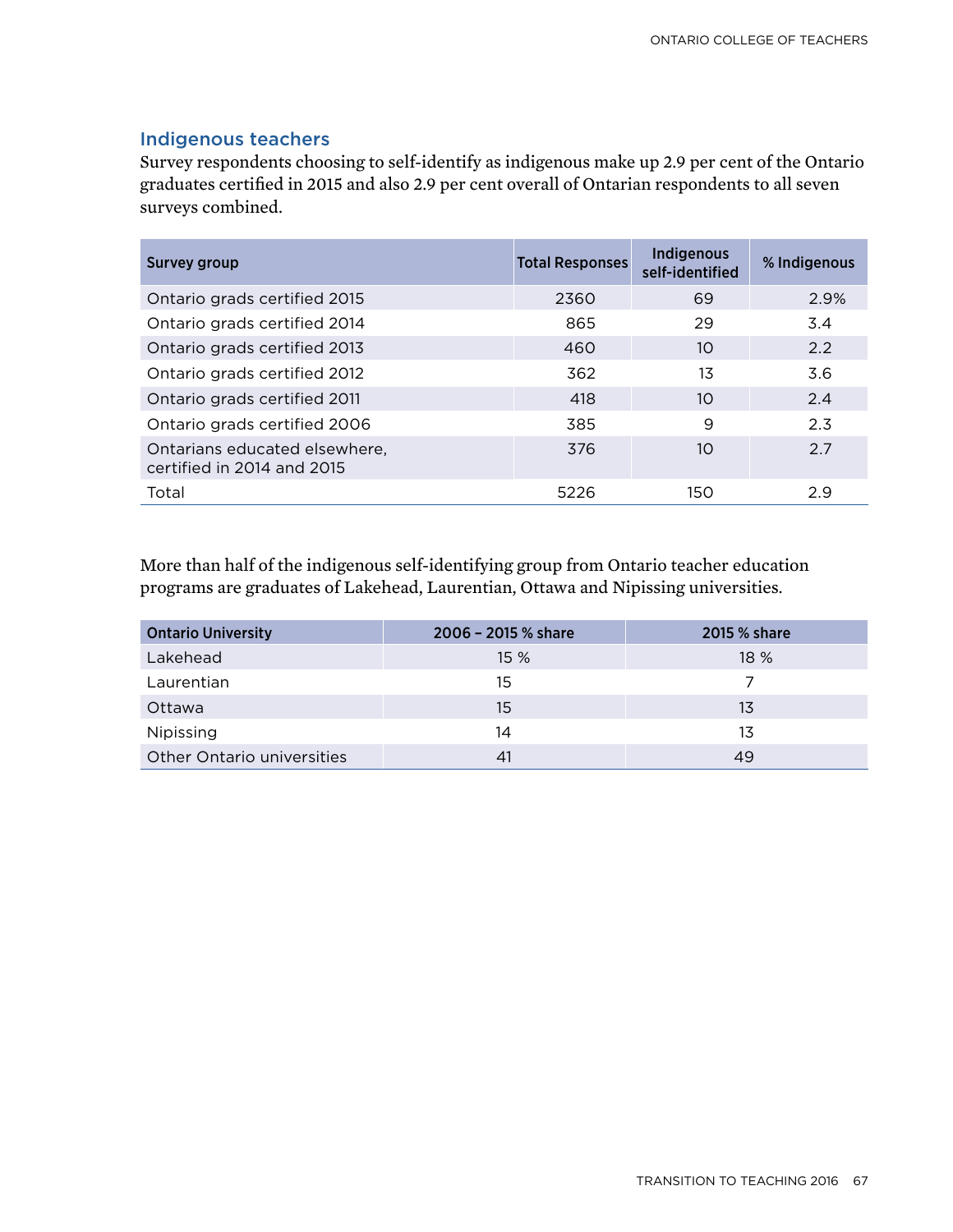## Indigenous teachers

Survey respondents choosing to self-identify as indigenous make up 2.9 per cent of the Ontario graduates certified in 2015 and also 2.9 per cent overall of Ontarian respondents to all seven surveys combined.

| Survey group | Total Responses | Indigenous self-identified | % Indigenous |
|---|---|---|---|
| Ontario grads certified 2015 | 2360 | 69 | 2.9% |
| Ontario grads certified 2014 | 865 | 29 | 3.4 |
| Ontario grads certified 2013 | 460 | 10 | 2.2 |
| Ontario grads certified 2012 | 362 | 13 | 3.6 |
| Ontario grads certified 2011 | 418 | 10 | 2.4 |
| Ontario grads certified 2006 | 385 | 9 | 2.3 |
| Ontarians educated elsewhere, certified in 2014 and 2015 | 376 | 10 | 2.7 |
| Total | 5226 | 150 | 2.9 |

More than half of the indigenous self-identifying group from Ontario teacher education programs are graduates of Lakehead, Laurentian, Ottawa and Nipissing universities.

| Ontario University | 2006 – 2015 % share | 2015 % share |
|---|---|---|
| Lakehead | 15 % | 18 % |
| Laurentian | 15 | 7 |
| Ottawa | 15 | 13 |
| Nipissing | 14 | 13 |
| Other Ontario universities | 41 | 49 |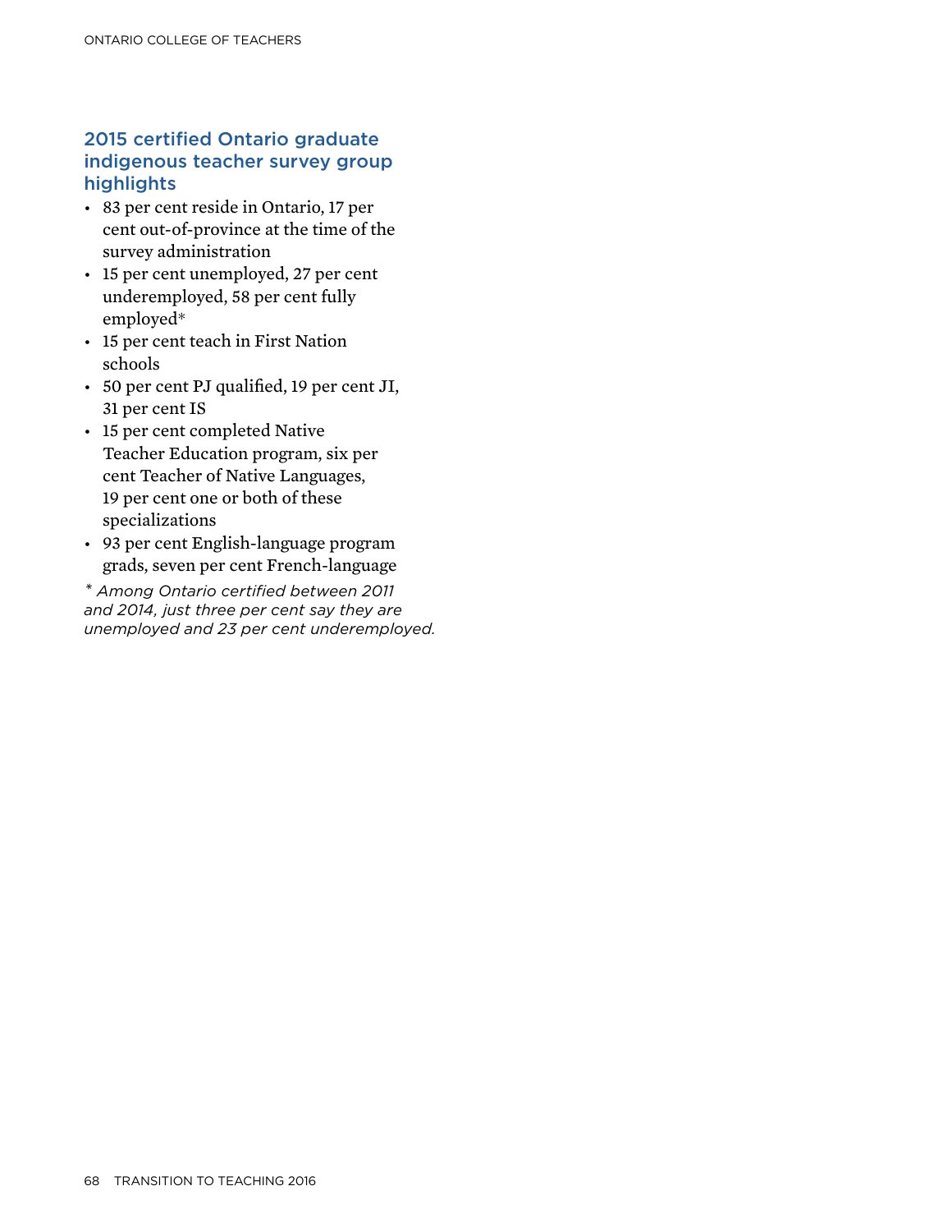### 2015 certified Ontario graduate indigenous teacher survey group highlights

- 83 per cent reside in Ontario, 17 per cent out-of-province at the time of the survey administration
- 15 per cent unemployed, 27 per cent underemployed, 58 per cent fully employed*
- 15 per cent teach in First Nation schools
- 50 per cent PJ qualified, 19 per cent JI, 31 per cent IS
- 15 per cent completed Native Teacher Education program, six per cent Teacher of Native Languages, 19 per cent one or both of these specializations
- 93 per cent English-language program grads, seven per cent French-language

*\* Among Ontario certified between 2011 and 2014, just three per cent say they are unemployed and 23 per cent underemployed.*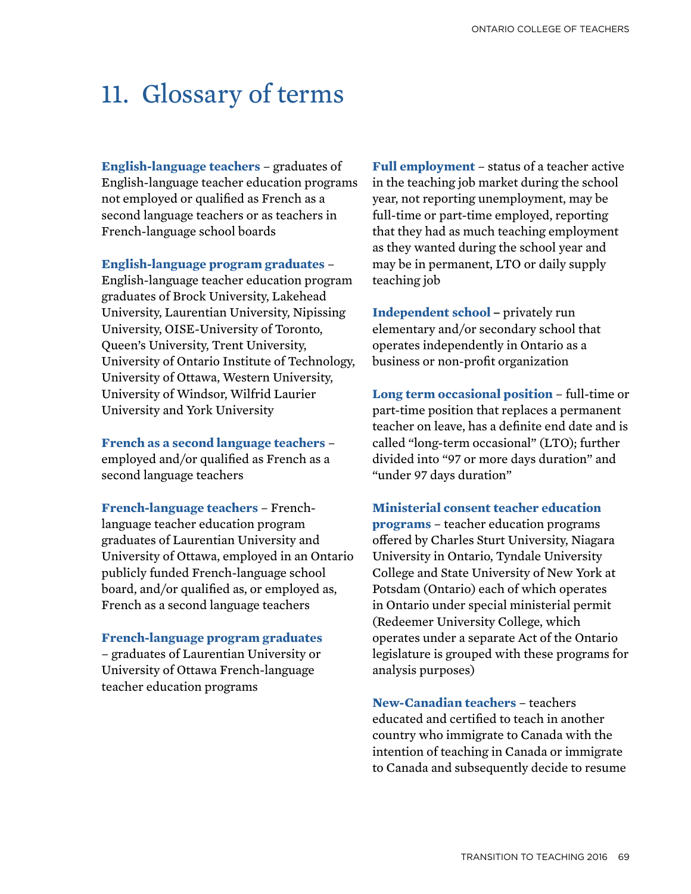# 11. Glossary of terms

**English-language teachers** – graduates of English-language teacher education programs not employed or qualified as French as a second language teachers or as teachers in French-language school boards

**English-language program graduates** – English-language teacher education program graduates of Brock University, Lakehead University, Laurentian University, Nipissing University, OISE-University of Toronto, Queen's University, Trent University, University of Ontario Institute of Technology, University of Ottawa, Western University, University of Windsor, Wilfrid Laurier University and York University

**French as a second language teachers** – employed and/or qualified as French as a second language teachers

**French-language teachers** – French-language teacher education program graduates of Laurentian University and University of Ottawa, employed in an Ontario publicly funded French-language school board, and/or qualified as, or employed as, French as a second language teachers

**French-language program graduates** – graduates of Laurentian University or University of Ottawa French-language teacher education programs

**Full employment** – status of a teacher active in the teaching job market during the school year, not reporting unemployment, may be full-time or part-time employed, reporting that they had as much teaching employment as they wanted during the school year and may be in permanent, LTO or daily supply teaching job

**Independent school** – privately run elementary and/or secondary school that operates independently in Ontario as a business or non-profit organization

**Long term occasional position** – full-time or part-time position that replaces a permanent teacher on leave, has a definite end date and is called "long-term occasional" (LTO); further divided into "97 or more days duration" and "under 97 days duration"

**Ministerial consent teacher education programs** – teacher education programs offered by Charles Sturt University, Niagara University in Ontario, Tyndale University College and State University of New York at Potsdam (Ontario) each of which operates in Ontario under special ministerial permit (Redeemer University College, which operates under a separate Act of the Ontario legislature is grouped with these programs for analysis purposes)

**New-Canadian teachers** – teachers educated and certified to teach in another country who immigrate to Canada with the intention of teaching in Canada or immigrate to Canada and subsequently decide to resume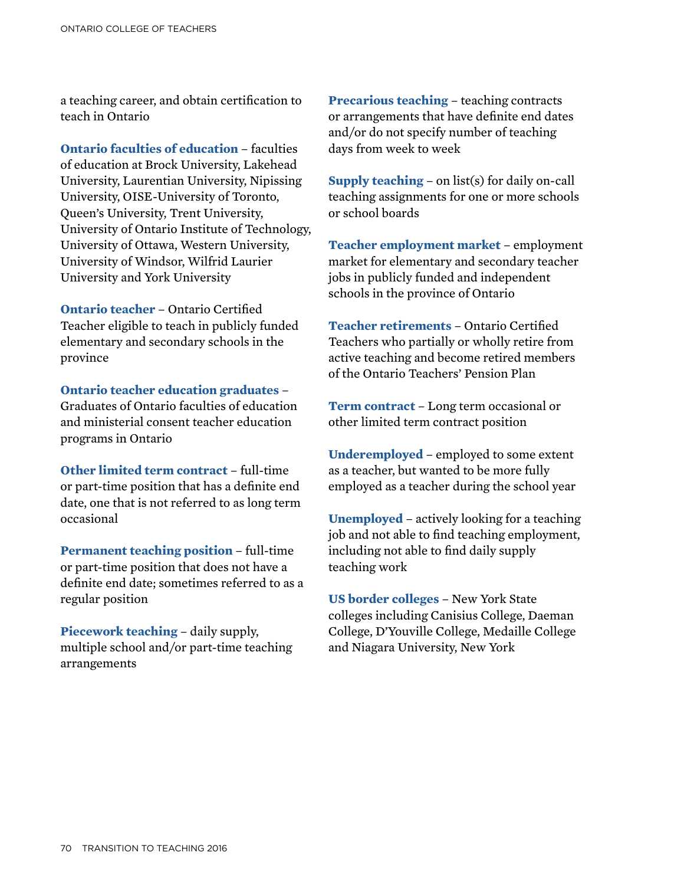a teaching career, and obtain certification to teach in Ontario

**Ontario faculties of education** – faculties of education at Brock University, Lakehead University, Laurentian University, Nipissing University, OISE-University of Toronto, Queen's University, Trent University, University of Ontario Institute of Technology, University of Ottawa, Western University, University of Windsor, Wilfrid Laurier University and York University

**Ontario teacher** – Ontario Certified Teacher eligible to teach in publicly funded elementary and secondary schools in the province

**Ontario teacher education graduates** – Graduates of Ontario faculties of education and ministerial consent teacher education programs in Ontario

**Other limited term contract** – full-time or part-time position that has a definite end date, one that is not referred to as long term occasional

**Permanent teaching position** – full-time or part-time position that does not have a definite end date; sometimes referred to as a regular position

**Piecework teaching** – daily supply, multiple school and/or part-time teaching arrangements

**Precarious teaching** – teaching contracts or arrangements that have definite end dates and/or do not specify number of teaching days from week to week

**Supply teaching** – on list(s) for daily on-call teaching assignments for one or more schools or school boards

**Teacher employment market** – employment market for elementary and secondary teacher jobs in publicly funded and independent schools in the province of Ontario

**Teacher retirements** – Ontario Certified Teachers who partially or wholly retire from active teaching and become retired members of the Ontario Teachers' Pension Plan

**Term contract** – Long term occasional or other limited term contract position

**Underemployed** – employed to some extent as a teacher, but wanted to be more fully employed as a teacher during the school year

**Unemployed** – actively looking for a teaching job and not able to find teaching employment, including not able to find daily supply teaching work

**US border colleges** – New York State colleges including Canisius College, Daeman College, D'Youville College, Medaille College and Niagara University, New York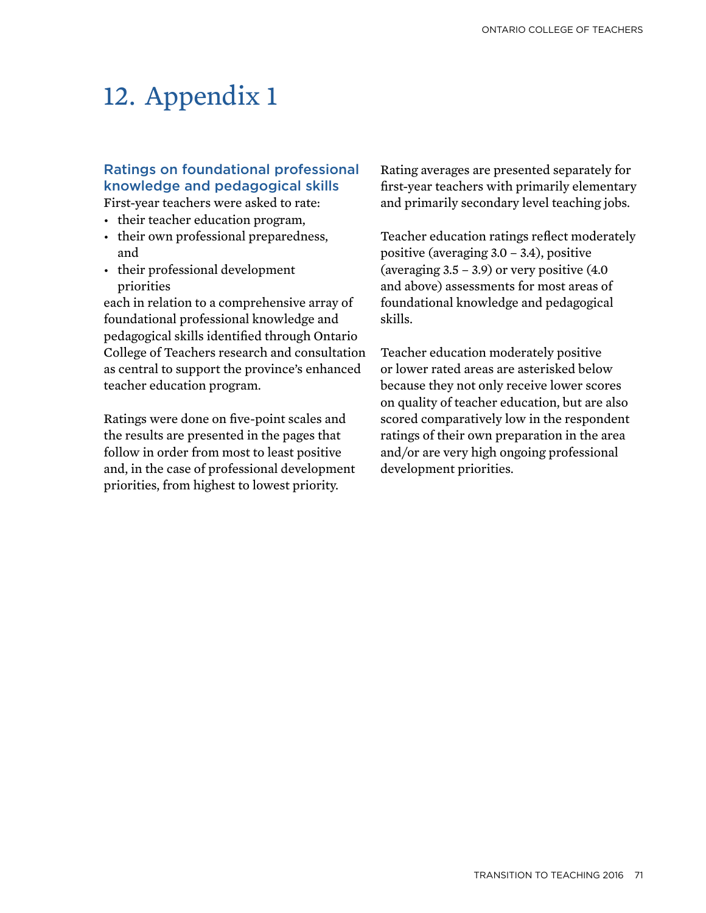# 12. Appendix 1

### Ratings on foundational professional knowledge and pedagogical skills

First-year teachers were asked to rate:

- their teacher education program,
- their own professional preparedness, and
- their professional development priorities

each in relation to a comprehensive array of foundational professional knowledge and pedagogical skills identified through Ontario College of Teachers research and consultation as central to support the province's enhanced teacher education program.

Ratings were done on five-point scales and the results are presented in the pages that follow in order from most to least positive and, in the case of professional development priorities, from highest to lowest priority.

Rating averages are presented separately for first-year teachers with primarily elementary and primarily secondary level teaching jobs.

Teacher education ratings reflect moderately positive (averaging 3.0 – 3.4), positive (averaging 3.5 – 3.9) or very positive (4.0 and above) assessments for most areas of foundational knowledge and pedagogical skills.

Teacher education moderately positive or lower rated areas are asterisked below because they not only receive lower scores on quality of teacher education, but are also scored comparatively low in the respondent ratings of their own preparation in the area and/or are very high ongoing professional development priorities.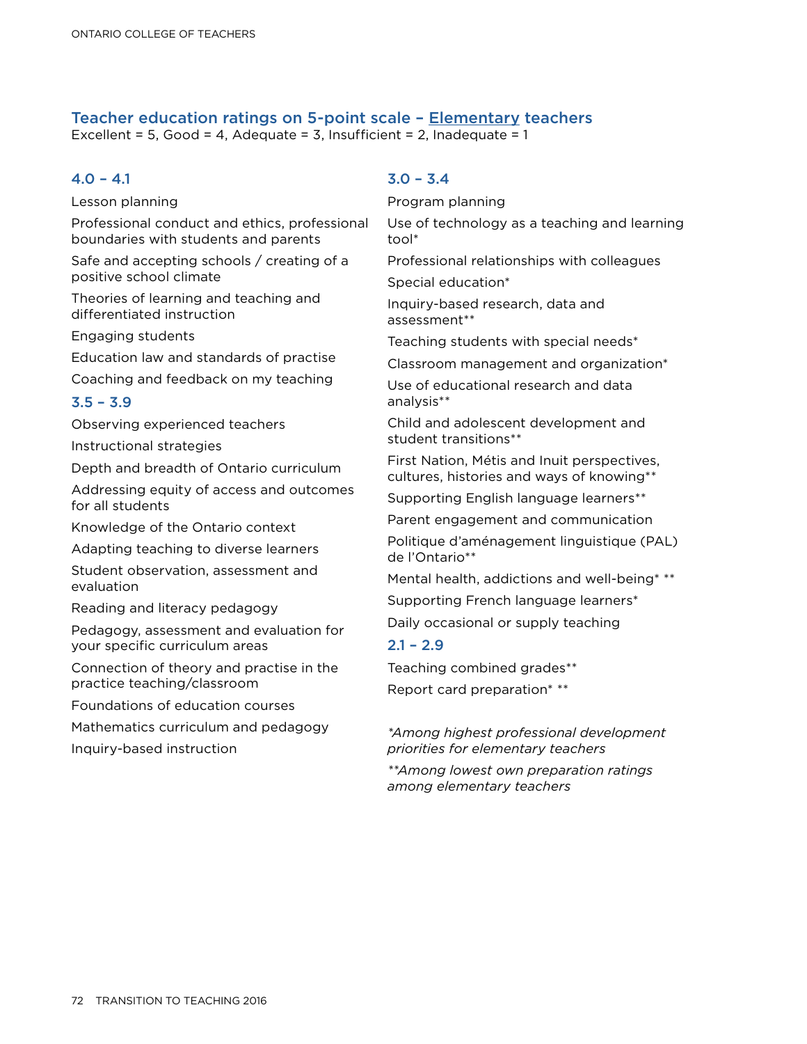## Teacher education ratings on 5-point scale – Elementary teachers

Excellent = 5, Good = 4, Adequate = 3, Insufficient = 2, Inadequate = 1

### 4.0 – 4.1

Lesson planning

Professional conduct and ethics, professional boundaries with students and parents

Safe and accepting schools / creating of a positive school climate

Theories of learning and teaching and differentiated instruction

Engaging students

Education law and standards of practise

Coaching and feedback on my teaching

### 3.5 – 3.9

Observing experienced teachers

Instructional strategies

Depth and breadth of Ontario curriculum

Addressing equity of access and outcomes for all students

Knowledge of the Ontario context

Adapting teaching to diverse learners

Student observation, assessment and evaluation

Reading and literacy pedagogy

Pedagogy, assessment and evaluation for your specific curriculum areas

Connection of theory and practise in the practice teaching/classroom

Foundations of education courses

Mathematics curriculum and pedagogy

Inquiry-based instruction

### 3.0 – 3.4

Program planning

Use of technology as a teaching and learning tool*

Professional relationships with colleagues

Special education*

Inquiry-based research, data and assessment**

Teaching students with special needs*

Classroom management and organization*

Use of educational research and data analysis**

Child and adolescent development and student transitions**

First Nation, Métis and Inuit perspectives, cultures, histories and ways of knowing**

Supporting English language learners**

Parent engagement and communication

Politique d'aménagement linguistique (PAL) de l'Ontario**

Mental health, addictions and well-being* **

Supporting French language learners*

Daily occasional or supply teaching

### 2.1 – 2.9

Teaching combined grades**

Report card preparation* **

*\*Among highest professional development priorities for elementary teachers*

*\*\*Among lowest own preparation ratings among elementary teachers*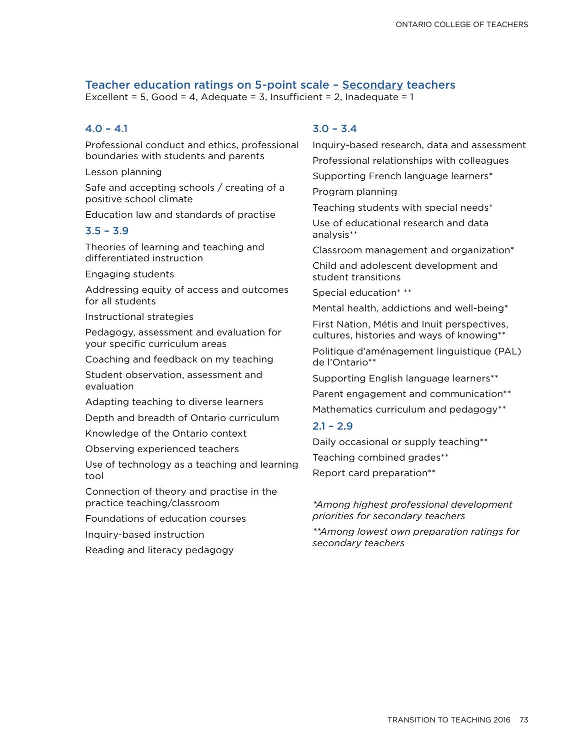## Teacher education ratings on 5-point scale – <u>Secondary</u> teachers

Excellent = 5, Good = 4, Adequate = 3, Insufficient = 2, Inadequate = 1

### 4.0 – 4.1

Professional conduct and ethics, professional boundaries with students and parents

Lesson planning

Safe and accepting schools / creating of a positive school climate

Education law and standards of practise

### 3.5 – 3.9

Theories of learning and teaching and differentiated instruction

Engaging students

Addressing equity of access and outcomes for all students

Instructional strategies

Pedagogy, assessment and evaluation for your specific curriculum areas

Coaching and feedback on my teaching

Student observation, assessment and evaluation

Adapting teaching to diverse learners

Depth and breadth of Ontario curriculum

Knowledge of the Ontario context

Observing experienced teachers

Use of technology as a teaching and learning tool

Connection of theory and practise in the practice teaching/classroom

Foundations of education courses

Inquiry-based instruction

Reading and literacy pedagogy

### 3.0 – 3.4

Inquiry-based research, data and assessment

Professional relationships with colleagues

Supporting French language learners*

Program planning

Teaching students with special needs*

Use of educational research and data analysis**

Classroom management and organization*

Child and adolescent development and student transitions

Special education* **

Mental health, addictions and well-being*

First Nation, Métis and Inuit perspectives, cultures, histories and ways of knowing**

Politique d'aménagement linguistique (PAL) de l'Ontario**

Supporting English language learners**

Parent engagement and communication**

Mathematics curriculum and pedagogy**

### 2.1 – 2.9

Daily occasional or supply teaching**

Teaching combined grades**

Report card preparation**

*\*Among highest professional development priorities for secondary teachers*

*\*\*Among lowest own preparation ratings for secondary teachers*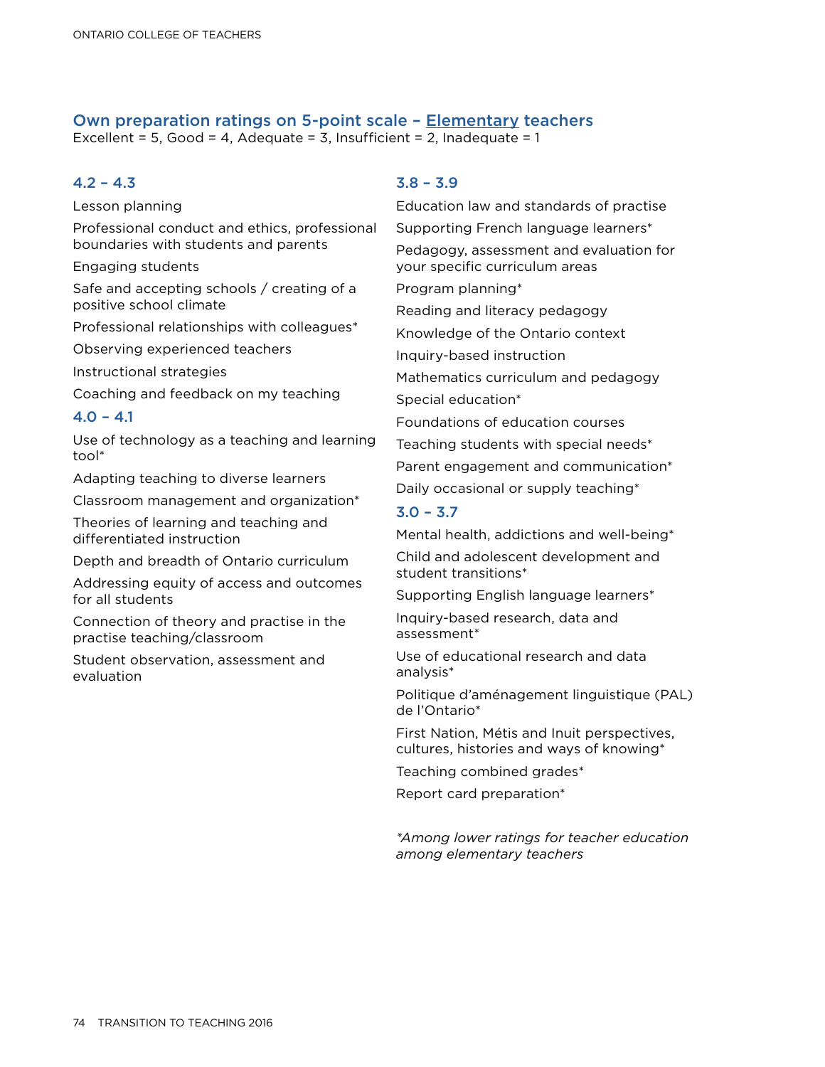## Own preparation ratings on 5-point scale – Elementary teachers

Excellent = 5, Good = 4, Adequate = 3, Insufficient = 2, Inadequate = 1

### 4.2 – 4.3

Lesson planning

Professional conduct and ethics, professional boundaries with students and parents

Engaging students

Safe and accepting schools / creating of a positive school climate

Professional relationships with colleagues*

Observing experienced teachers

Instructional strategies

Coaching and feedback on my teaching

### 4.0 – 4.1

Use of technology as a teaching and learning tool*

Adapting teaching to diverse learners

Classroom management and organization*

Theories of learning and teaching and differentiated instruction

Depth and breadth of Ontario curriculum

Addressing equity of access and outcomes for all students

Connection of theory and practise in the practise teaching/classroom

Student observation, assessment and evaluation

### 3.8 – 3.9

Education law and standards of practise

Supporting French language learners*

Pedagogy, assessment and evaluation for your specific curriculum areas

Program planning*

Reading and literacy pedagogy

Knowledge of the Ontario context

Inquiry-based instruction

Mathematics curriculum and pedagogy

Special education*

Foundations of education courses

Teaching students with special needs*

Parent engagement and communication*

Daily occasional or supply teaching*

### 3.0 – 3.7

Mental health, addictions and well-being*

Child and adolescent development and student transitions*

Supporting English language learners*

Inquiry-based research, data and assessment*

Use of educational research and data analysis*

Politique d'aménagement linguistique (PAL) de l'Ontario*

First Nation, Métis and Inuit perspectives, cultures, histories and ways of knowing*

Teaching combined grades*

Report card preparation*

*\*Among lower ratings for teacher education among elementary teachers*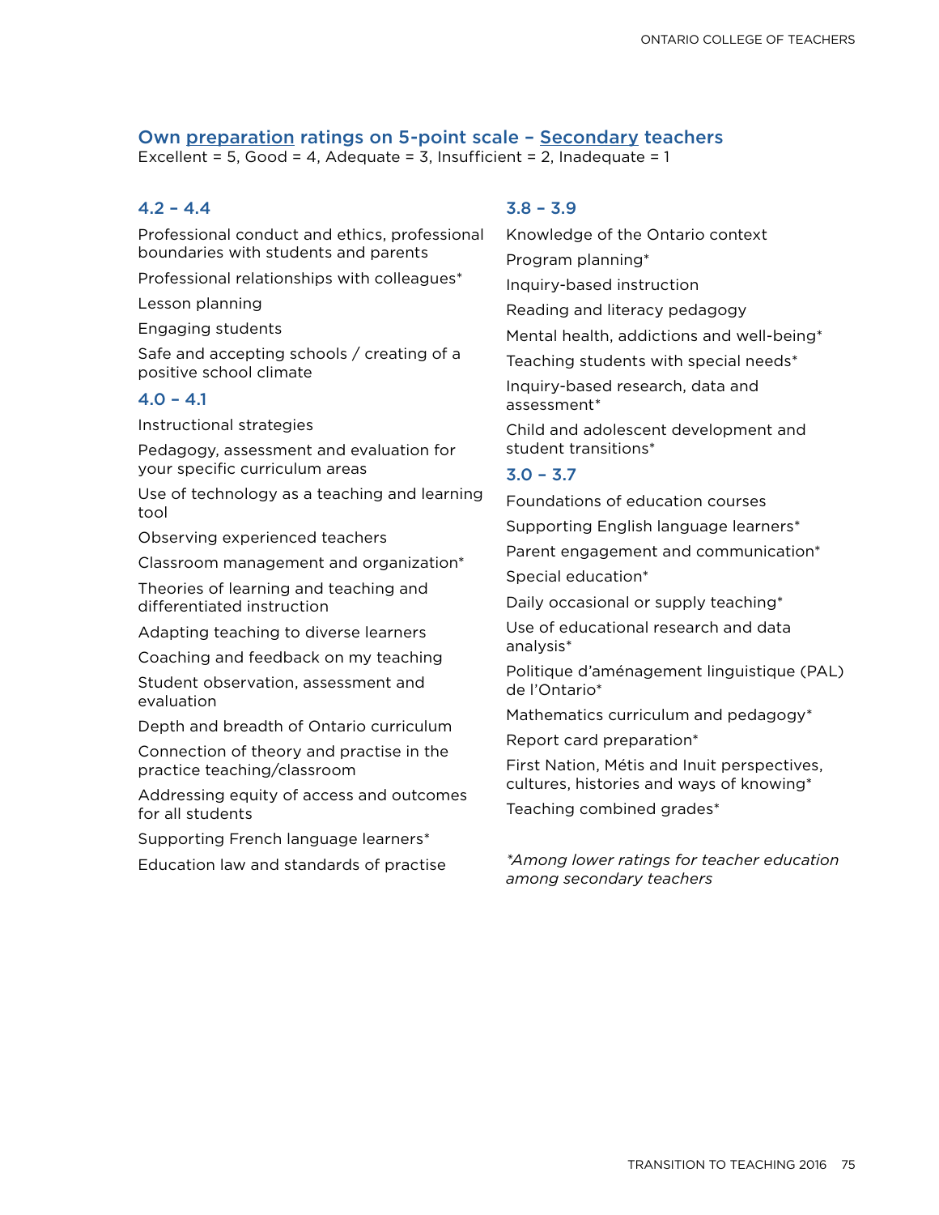### Own <u>preparation</u> ratings on 5-point scale – <u>Secondary</u> teachers

Excellent = 5, Good = 4, Adequate = 3, Insufficient = 2, Inadequate = 1

#### 4.2 – 4.4

Professional conduct and ethics, professional boundaries with students and parents

Professional relationships with colleagues*

Lesson planning

Engaging students

Safe and accepting schools / creating of a positive school climate

#### 4.0 – 4.1

Instructional strategies

Pedagogy, assessment and evaluation for your specific curriculum areas

Use of technology as a teaching and learning tool

Observing experienced teachers

Classroom management and organization*

Theories of learning and teaching and differentiated instruction

Adapting teaching to diverse learners

Coaching and feedback on my teaching

Student observation, assessment and evaluation

Depth and breadth of Ontario curriculum

Connection of theory and practise in the practice teaching/classroom

Addressing equity of access and outcomes for all students

Supporting French language learners*

Education law and standards of practise

#### 3.8 – 3.9

Knowledge of the Ontario context

Program planning*

Inquiry-based instruction

Reading and literacy pedagogy

Mental health, addictions and well-being*

Teaching students with special needs*

Inquiry-based research, data and assessment*

Child and adolescent development and student transitions*

#### 3.0 – 3.7

Foundations of education courses

Supporting English language learners*

Parent engagement and communication*

Special education*

Daily occasional or supply teaching*

Use of educational research and data analysis*

Politique d’aménagement linguistique (PAL) de l’Ontario*

Mathematics curriculum and pedagogy*

Report card preparation*

First Nation, Métis and Inuit perspectives, cultures, histories and ways of knowing*

Teaching combined grades*

*\*Among lower ratings for teacher education among secondary teachers*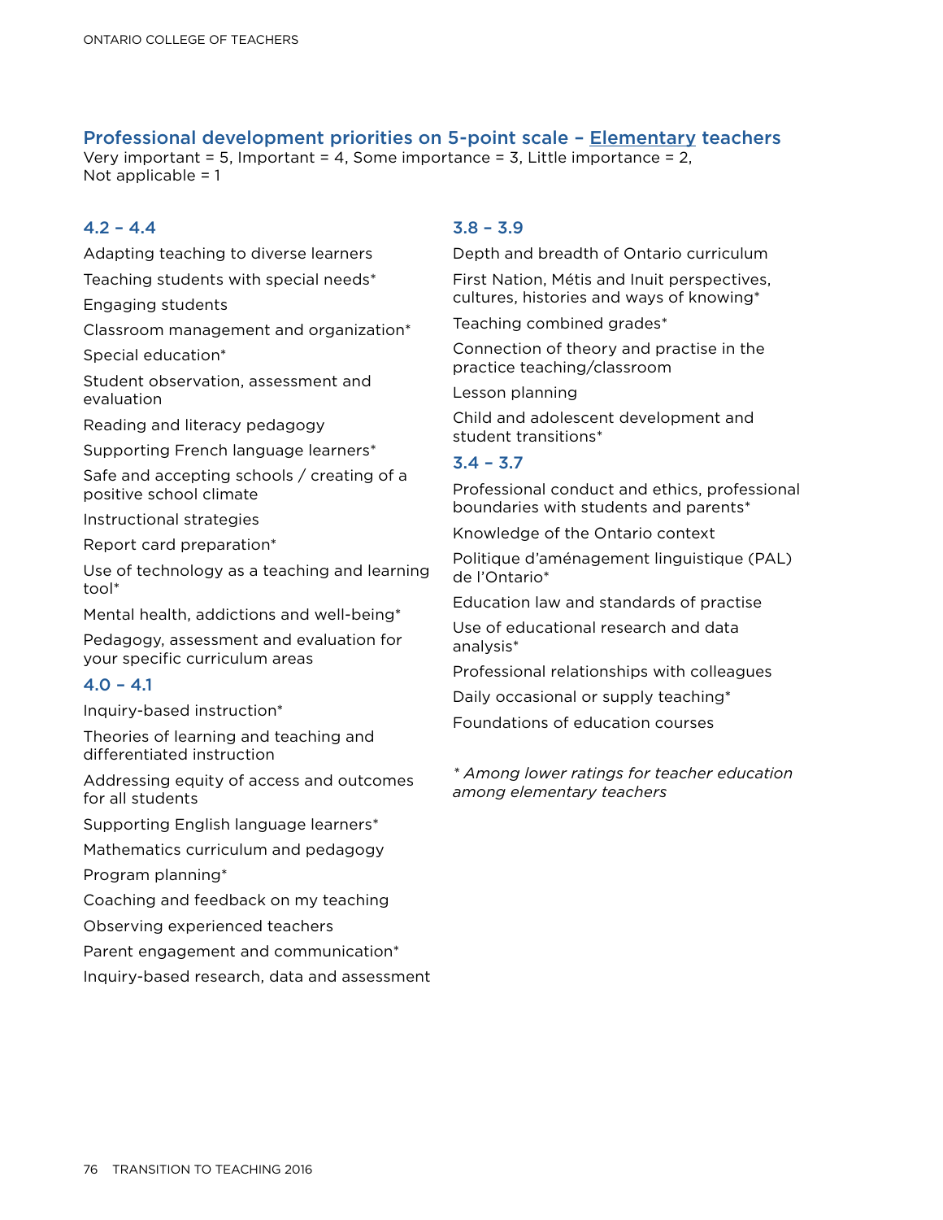## Professional development priorities on 5-point scale – Elementary teachers

Very important = 5, Important = 4, Some importance = 3, Little importance = 2, Not applicable = 1

### 4.2 – 4.4

- Adapting teaching to diverse learners
- Teaching students with special needs*
- Engaging students
- Classroom management and organization*
- Special education*
- Student observation, assessment and evaluation
- Reading and literacy pedagogy
- Supporting French language learners*
- Safe and accepting schools / creating of a positive school climate
- Instructional strategies
- Report card preparation*
- Use of technology as a teaching and learning tool*
- Mental health, addictions and well-being*
- Pedagogy, assessment and evaluation for your specific curriculum areas

### 4.0 – 4.1

- Inquiry-based instruction*
- Theories of learning and teaching and differentiated instruction
- Addressing equity of access and outcomes for all students
- Supporting English language learners*
- Mathematics curriculum and pedagogy
- Program planning*
- Coaching and feedback on my teaching
- Observing experienced teachers
- Parent engagement and communication*
- Inquiry-based research, data and assessment

### 3.8 – 3.9

- Depth and breadth of Ontario curriculum
- First Nation, Métis and Inuit perspectives, cultures, histories and ways of knowing*
- Teaching combined grades*
- Connection of theory and practise in the practice teaching/classroom
- Lesson planning
- Child and adolescent development and student transitions*

### 3.4 – 3.7

- Professional conduct and ethics, professional boundaries with students and parents*
- Knowledge of the Ontario context
- Politique d'aménagement linguistique (PAL) de l'Ontario*
- Education law and standards of practise
- Use of educational research and data analysis*
- Professional relationships with colleagues
- Daily occasional or supply teaching*
- Foundations of education courses

*\* Among lower ratings for teacher education among elementary teachers*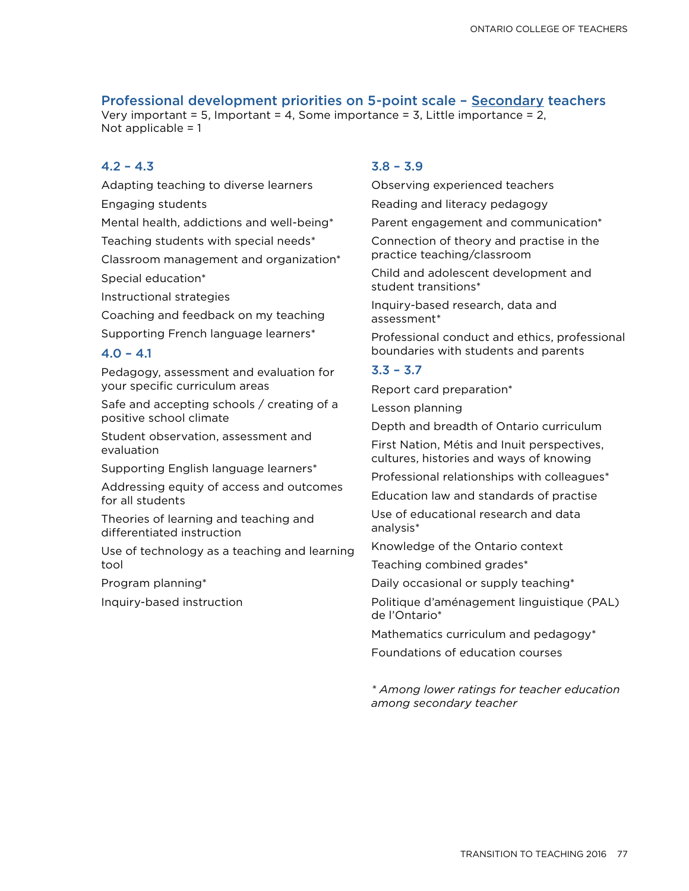## Professional development priorities on 5-point scale – Secondary teachers

Very important = 5, Important = 4, Some importance = 3, Little importance = 2, Not applicable = 1

### 4.2 – 4.3

- Adapting teaching to diverse learners
- Engaging students
- Mental health, addictions and well-being*
- Teaching students with special needs*
- Classroom management and organization*
- Special education*
- Instructional strategies
- Coaching and feedback on my teaching
- Supporting French language learners*

### 4.0 – 4.1

- Pedagogy, assessment and evaluation for your specific curriculum areas
- Safe and accepting schools / creating of a positive school climate
- Student observation, assessment and evaluation
- Supporting English language learners*
- Addressing equity of access and outcomes for all students
- Theories of learning and teaching and differentiated instruction
- Use of technology as a teaching and learning tool
- Program planning*
- Inquiry-based instruction

### 3.8 – 3.9

- Observing experienced teachers
- Reading and literacy pedagogy
- Parent engagement and communication*
- Connection of theory and practise in the practice teaching/classroom
- Child and adolescent development and student transitions*
- Inquiry-based research, data and assessment*
- Professional conduct and ethics, professional boundaries with students and parents

### 3.3 – 3.7

- Report card preparation*
- Lesson planning
- Depth and breadth of Ontario curriculum
- First Nation, Métis and Inuit perspectives, cultures, histories and ways of knowing
- Professional relationships with colleagues*
- Education law and standards of practise
- Use of educational research and data analysis*
- Knowledge of the Ontario context
- Teaching combined grades*
- Daily occasional or supply teaching*
- Politique d'aménagement linguistique (PAL) de l'Ontario*
- Mathematics curriculum and pedagogy*
- Foundations of education courses

*\* Among lower ratings for teacher education among secondary teacher*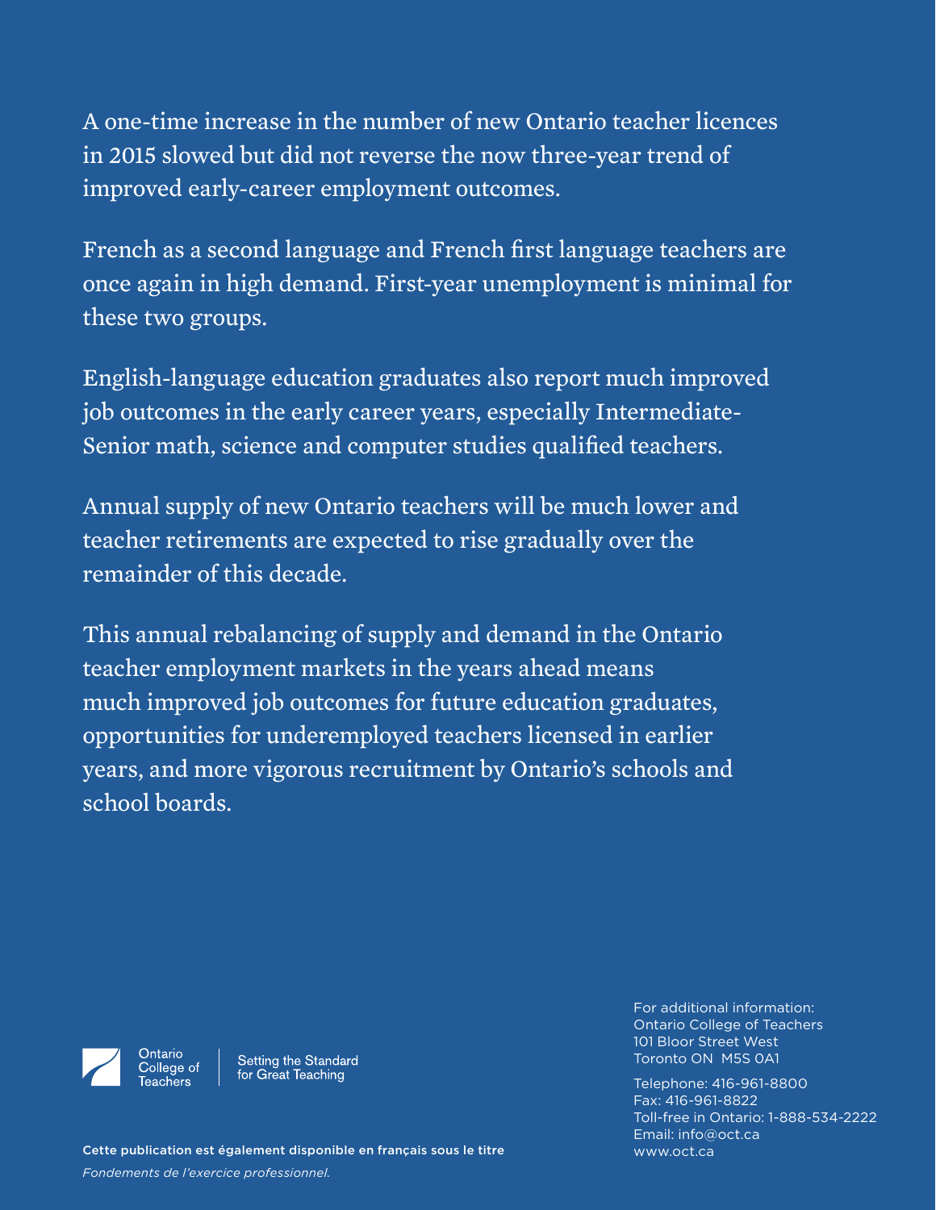A one-time increase in the number of new Ontario teacher licences in 2015 slowed but did not reverse the now three-year trend of improved early-career employment outcomes.

French as a second language and French first language teachers are once again in high demand. First-year unemployment is minimal for these two groups.

English-language education graduates also report much improved job outcomes in the early career years, especially Intermediate-Senior math, science and computer studies qualified teachers.

Annual supply of new Ontario teachers will be much lower and teacher retirements are expected to rise gradually over the remainder of this decade.

This annual rebalancing of supply and demand in the Ontario teacher employment markets in the years ahead means much improved job outcomes for future education graduates, opportunities for underemployed teachers licensed in earlier years, and more vigorous recruitment by Ontario's schools and school boards.

Ontario College of Teachers | Setting the Standard for Great Teaching

**Cette publication est également disponible en français sous le titre**
*Fondements de l'exercice professionnel.*

For additional information:
Ontario College of Teachers
101 Bloor Street West
Toronto ON M5S 0A1

Telephone: 416-961-8800
Fax: 416-961-8822
Toll-free in Ontario: 1-888-534-2222
Email: info@oct.ca
www.oct.ca